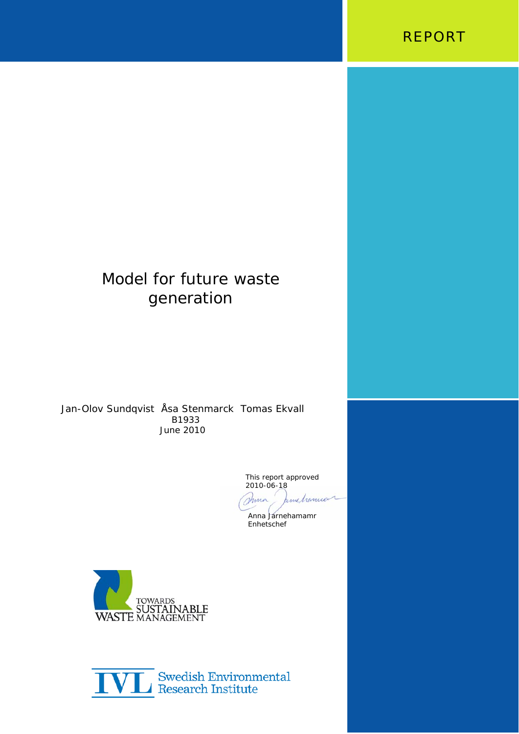REPORT

# Model for future waste generation

Jan-Olov Sundqvist Åsa Stenmarck Tomas Ekvall
B1933
June 2010

This report approved
2010-06-18

Anna Jarnehamamr
Enhetschef

TOWARDS SUSTAINABLE WASTE MANAGEMENT

IVL Swedish Environmental Research Institute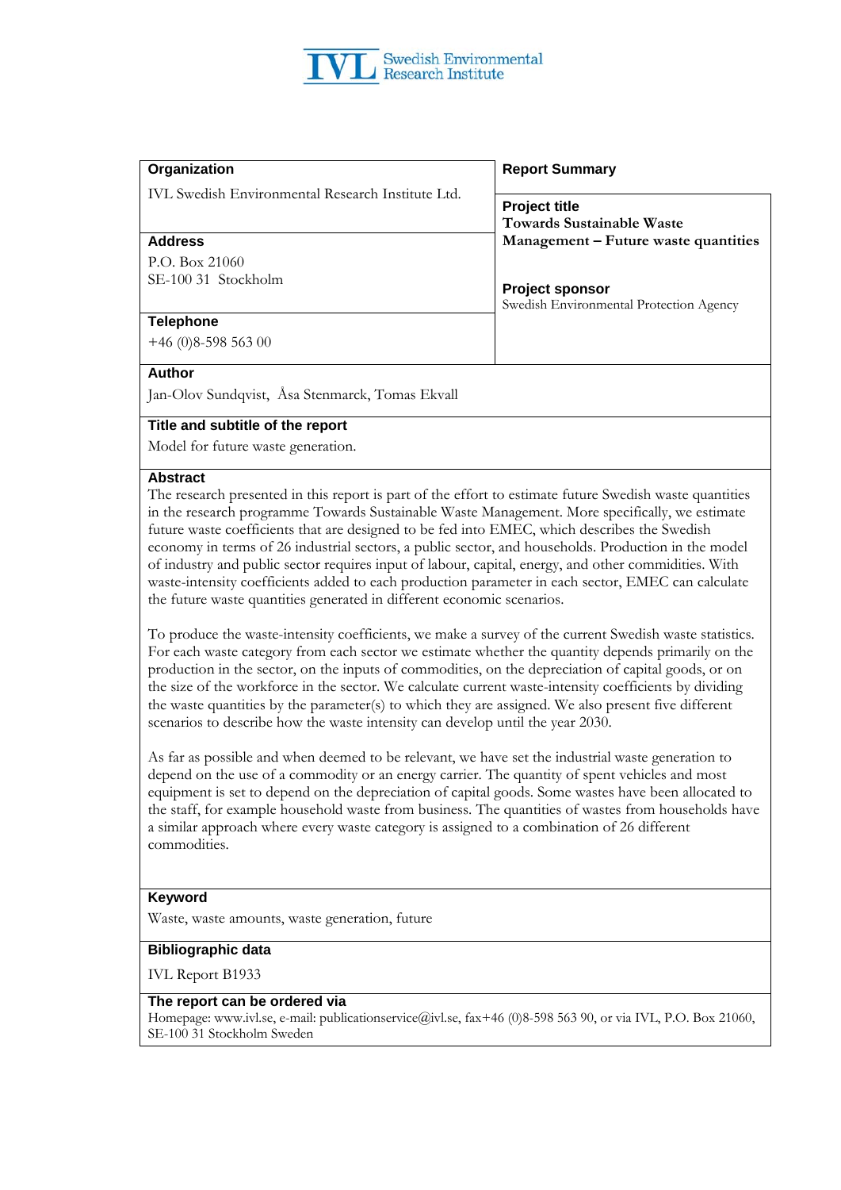IVL Swedish Environmental Research Institute

**Organization**

IVL Swedish Environmental Research Institute Ltd.

**Address**

P.O. Box 21060
SE-100 31 Stockholm

**Telephone**

+46 (0)8-598 563 00

**Report Summary**

**Project title**
**Towards Sustainable Waste Management – Future waste quantities**

**Project sponsor**
Swedish Environmental Protection Agency

**Author**

Jan-Olov Sundqvist, Åsa Stenmarck, Tomas Ekvall

**Title and subtitle of the report**

Model for future waste generation.

**Abstract**

The research presented in this report is part of the effort to estimate future Swedish waste quantities in the research programme Towards Sustainable Waste Management. More specifically, we estimate future waste coefficients that are designed to be fed into EMEC, which describes the Swedish economy in terms of 26 industrial sectors, a public sector, and households. Production in the model of industry and public sector requires input of labour, capital, energy, and other commidities. With waste-intensity coefficients added to each production parameter in each sector, EMEC can calculate the future waste quantities generated in different economic scenarios.

To produce the waste-intensity coefficients, we make a survey of the current Swedish waste statistics. For each waste category from each sector we estimate whether the quantity depends primarily on the production in the sector, on the inputs of commodities, on the depreciation of capital goods, or on the size of the workforce in the sector. We calculate current waste-intensity coefficients by dividing the waste quantities by the parameter(s) to which they are assigned. We also present five different scenarios to describe how the waste intensity can develop until the year 2030.

As far as possible and when deemed to be relevant, we have set the industrial waste generation to depend on the use of a commodity or an energy carrier. The quantity of spent vehicles and most equipment is set to depend on the depreciation of capital goods. Some wastes have been allocated to the staff, for example household waste from business. The quantities of wastes from households have a similar approach where every waste category is assigned to a combination of 26 different commodities.

**Keyword**

Waste, waste amounts, waste generation, future

**Bibliographic data**

IVL Report B1933

**The report can be ordered via**

Homepage: www.ivl.se, e-mail: publicationservice@ivl.se, fax+46 (0)8-598 563 90, or via IVL, P.O. Box 21060, SE-100 31 Stockholm Sweden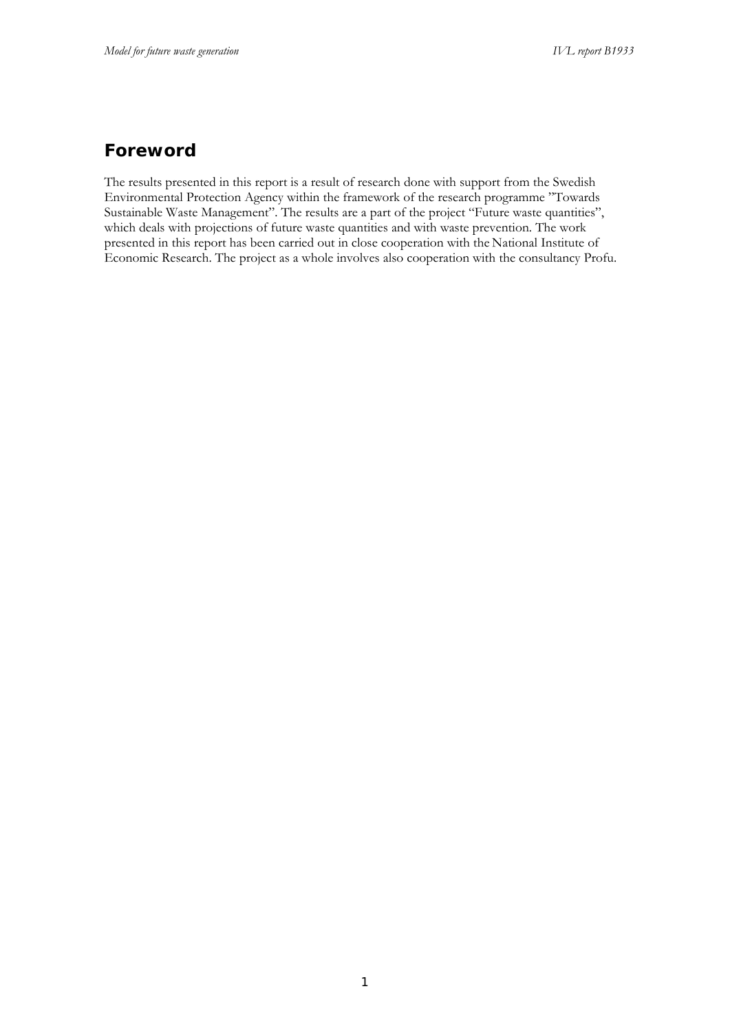# Foreword

The results presented in this report is a result of research done with support from the Swedish Environmental Protection Agency within the framework of the research programme "Towards Sustainable Waste Management". The results are a part of the project "Future waste quantities", which deals with projections of future waste quantities and with waste prevention. The work presented in this report has been carried out in close cooperation with the National Institute of Economic Research. The project as a whole involves also cooperation with the consultancy Profu.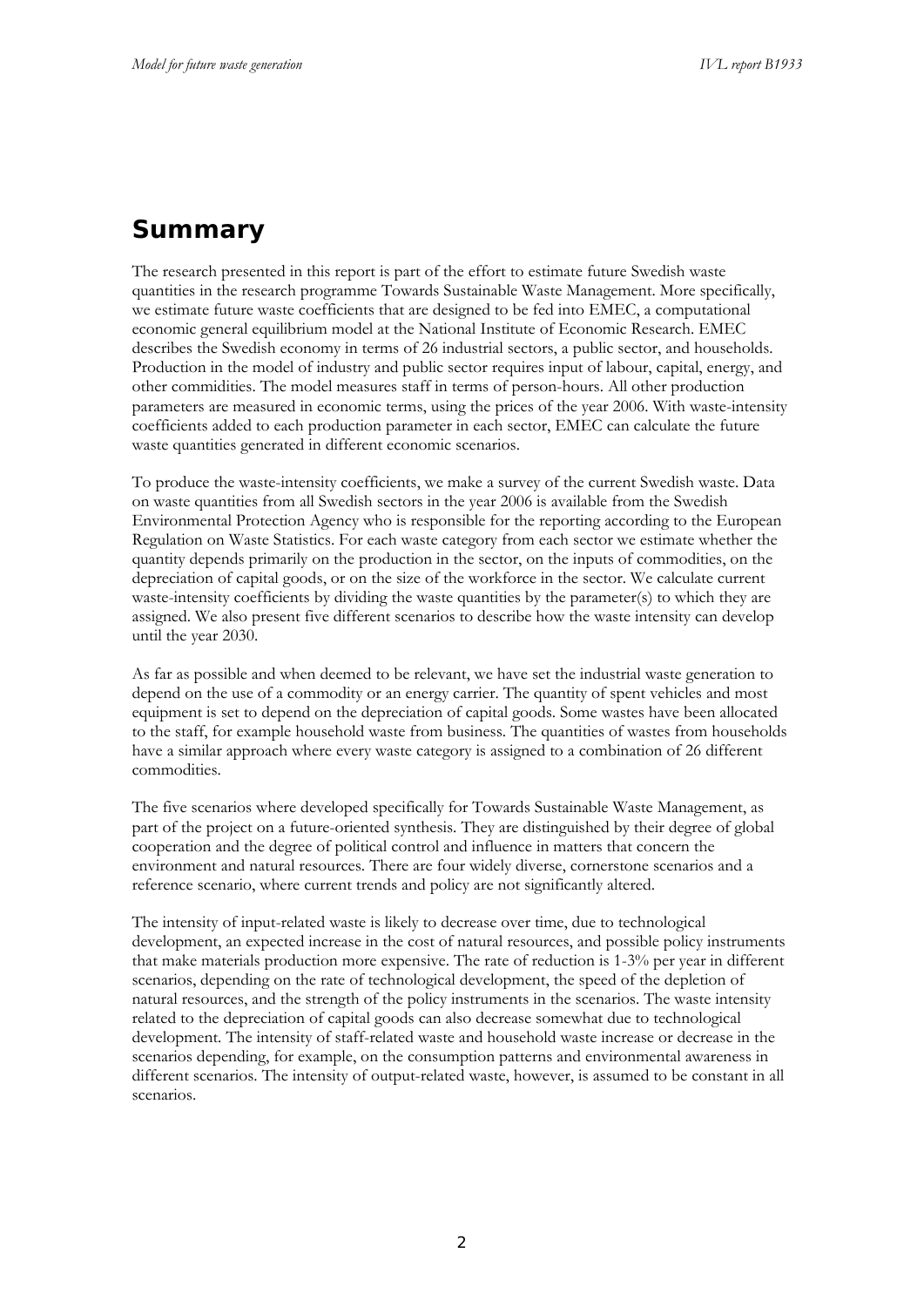## Summary

The research presented in this report is part of the effort to estimate future Swedish waste quantities in the research programme Towards Sustainable Waste Management. More specifically, we estimate future waste coefficients that are designed to be fed into EMEC, a computational economic general equilibrium model at the National Institute of Economic Research. EMEC describes the Swedish economy in terms of 26 industrial sectors, a public sector, and households. Production in the model of industry and public sector requires input of labour, capital, energy, and other commidities. The model measures staff in terms of person-hours. All other production parameters are measured in economic terms, using the prices of the year 2006. With waste-intensity coefficients added to each production parameter in each sector, EMEC can calculate the future waste quantities generated in different economic scenarios.

To produce the waste-intensity coefficients, we make a survey of the current Swedish waste. Data on waste quantities from all Swedish sectors in the year 2006 is available from the Swedish Environmental Protection Agency who is responsible for the reporting according to the European Regulation on Waste Statistics. For each waste category from each sector we estimate whether the quantity depends primarily on the production in the sector, on the inputs of commodities, on the depreciation of capital goods, or on the size of the workforce in the sector. We calculate current waste-intensity coefficients by dividing the waste quantities by the parameter(s) to which they are assigned. We also present five different scenarios to describe how the waste intensity can develop until the year 2030.

As far as possible and when deemed to be relevant, we have set the industrial waste generation to depend on the use of a commodity or an energy carrier. The quantity of spent vehicles and most equipment is set to depend on the depreciation of capital goods. Some wastes have been allocated to the staff, for example household waste from business. The quantities of wastes from households have a similar approach where every waste category is assigned to a combination of 26 different commodities.

The five scenarios where developed specifically for Towards Sustainable Waste Management, as part of the project on a future-oriented synthesis. They are distinguished by their degree of global cooperation and the degree of political control and influence in matters that concern the environment and natural resources. There are four widely diverse, cornerstone scenarios and a reference scenario, where current trends and policy are not significantly altered.

The intensity of input-related waste is likely to decrease over time, due to technological development, an expected increase in the cost of natural resources, and possible policy instruments that make materials production more expensive. The rate of reduction is 1-3% per year in different scenarios, depending on the rate of technological development, the speed of the depletion of natural resources, and the strength of the policy instruments in the scenarios. The waste intensity related to the depreciation of capital goods can also decrease somewhat due to technological development. The intensity of staff-related waste and household waste increase or decrease in the scenarios depending, for example, on the consumption patterns and environmental awareness in different scenarios. The intensity of output-related waste, however, is assumed to be constant in all scenarios.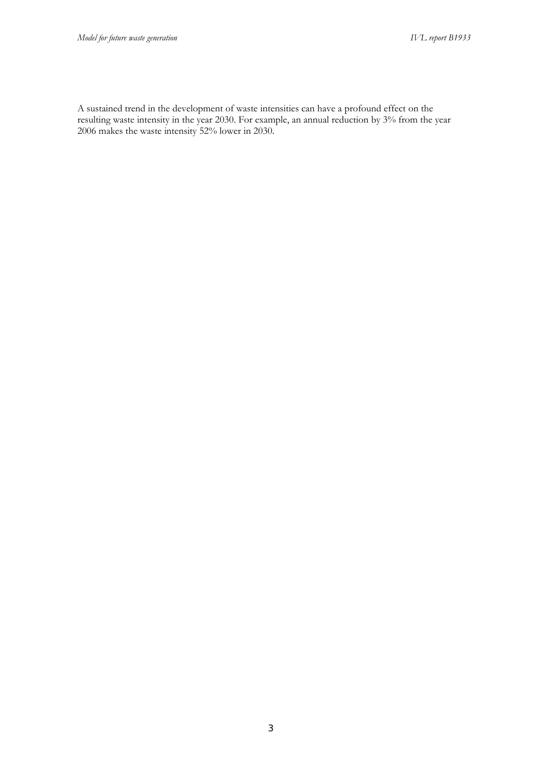A sustained trend in the development of waste intensities can have a profound effect on the resulting waste intensity in the year 2030. For example, an annual reduction by 3% from the year 2006 makes the waste intensity 52% lower in 2030.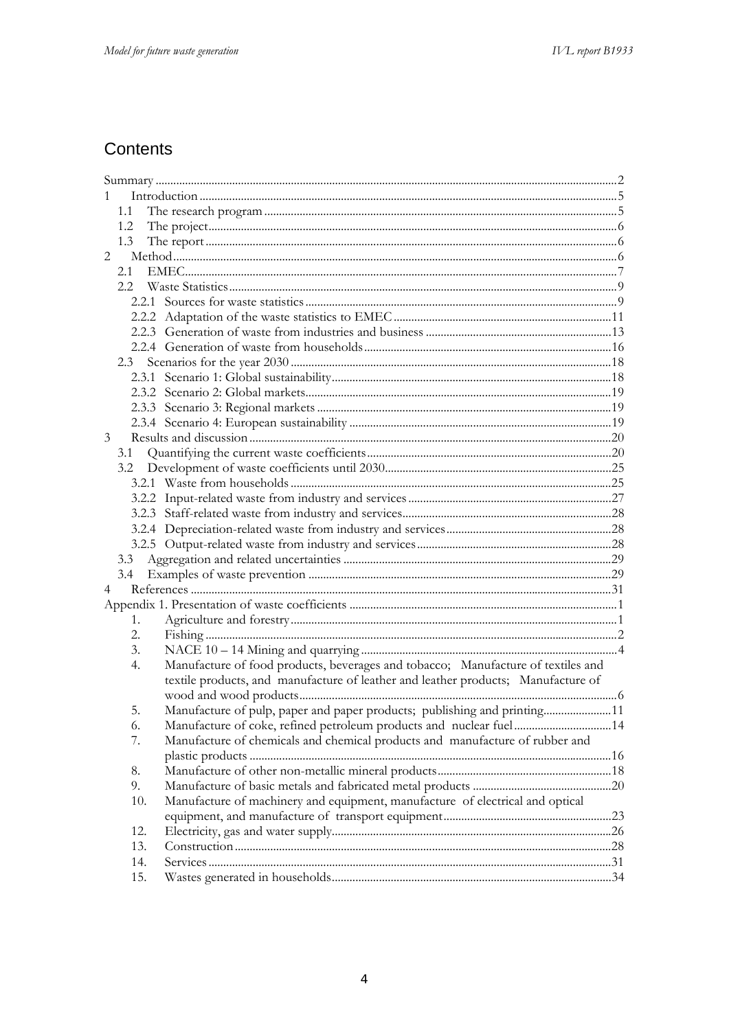# Contents

Summary ...2

1 Introduction ...5

- 1.1 The research program ...5
- 1.2 The project ...6
- 1.3 The report ...6

2 Method ...6

- 2.1 EMEC ...7
- 2.2 Waste Statistics ...9
  - 2.2.1 Sources for waste statistics ...9
  - 2.2.2 Adaptation of the waste statistics to EMEC ...11
  - 2.2.3 Generation of waste from industries and business ...13
  - 2.2.4 Generation of waste from households ...16
- 2.3 Scenarios for the year 2030 ...18
  - 2.3.1 Scenario 1: Global sustainability ...18
  - 2.3.2 Scenario 2: Global markets ...19
  - 2.3.3 Scenario 3: Regional markets ...19
  - 2.3.4 Scenario 4: European sustainability ...19

3 Results and discussion ...20

- 3.1 Quantifying the current waste coefficients ...20
- 3.2 Development of waste coefficients until 2030 ...25
  - 3.2.1 Waste from households ...25
  - 3.2.2 Input-related waste from industry and services ...27
  - 3.2.3 Staff-related waste from industry and services ...28
  - 3.2.4 Depreciation-related waste from industry and services ...28
  - 3.2.5 Output-related waste from industry and services ...28
- 3.3 Aggregation and related uncertainties ...29
- 3.4 Examples of waste prevention ...29

4 References ...31

Appendix 1. Presentation of waste coefficients ...1

1. Agriculture and forestry ...1
2. Fishing ...2
3. NACE 10 – 14 Mining and quarrying ...4
4. Manufacture of food products, beverages and tobacco; Manufacture of textiles and textile products, and manufacture of leather and leather products; Manufacture of wood and wood products ...6
5. Manufacture of pulp, paper and paper products; publishing and printing ...11
6. Manufacture of coke, refined petroleum products and nuclear fuel ...14
7. Manufacture of chemicals and chemical products and manufacture of rubber and plastic products ...16
8. Manufacture of other non-metallic mineral products ...18
9. Manufacture of basic metals and fabricated metal products ...20
10. Manufacture of machinery and equipment, manufacture of electrical and optical equipment, and manufacture of transport equipment ...23
12. Electricity, gas and water supply ...26
13. Construction ...28
14. Services ...31
15. Wastes generated in households ...34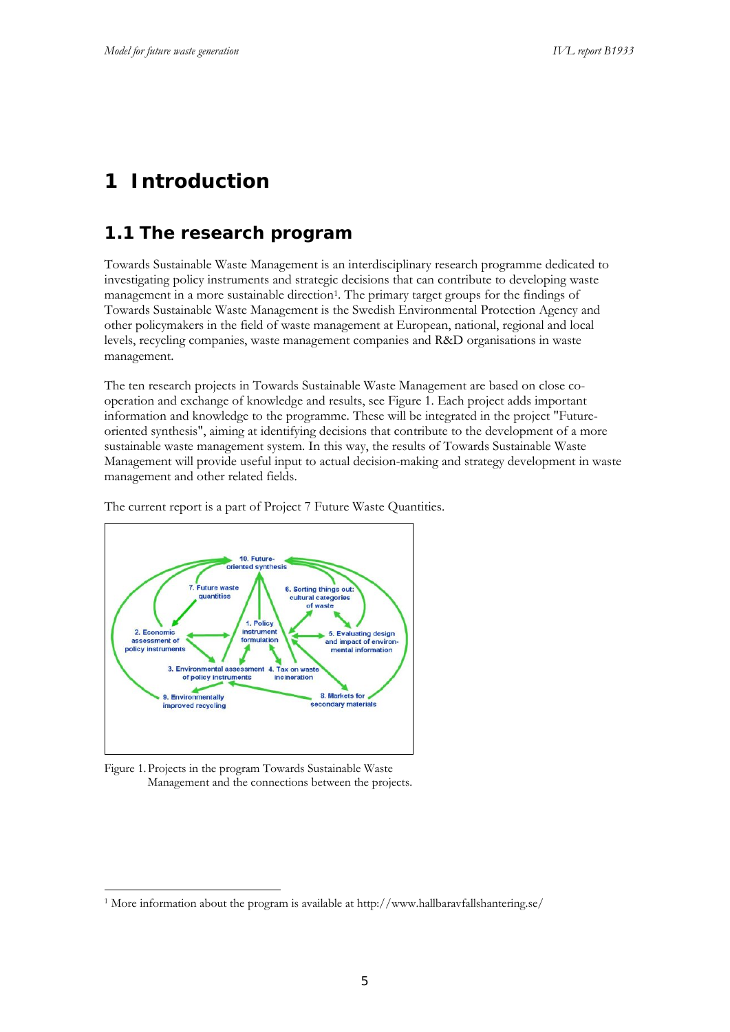# 1 Introduction

## 1.1 The research program

Towards Sustainable Waste Management is an interdisciplinary research programme dedicated to investigating policy instruments and strategic decisions that can contribute to developing waste management in a more sustainable direction[1]. The primary target groups for the findings of Towards Sustainable Waste Management is the Swedish Environmental Protection Agency and other policymakers in the field of waste management at European, national, regional and local levels, recycling companies, waste management companies and R&D organisations in waste management.

The ten research projects in Towards Sustainable Waste Management are based on close co-operation and exchange of knowledge and results, see Figure 1. Each project adds important information and knowledge to the programme. These will be integrated in the project "Future-oriented synthesis", aiming at identifying decisions that contribute to the development of a more sustainable waste management system. In this way, the results of Towards Sustainable Waste Management will provide useful input to actual decision-making and strategy development in waste management and other related fields.

The current report is a part of Project 7 Future Waste Quantities.

Figure 1. Projects in the program Towards Sustainable Waste Management and the connections between the projects.

[1] More information about the program is available at http://www.hallbaravfallshantering.se/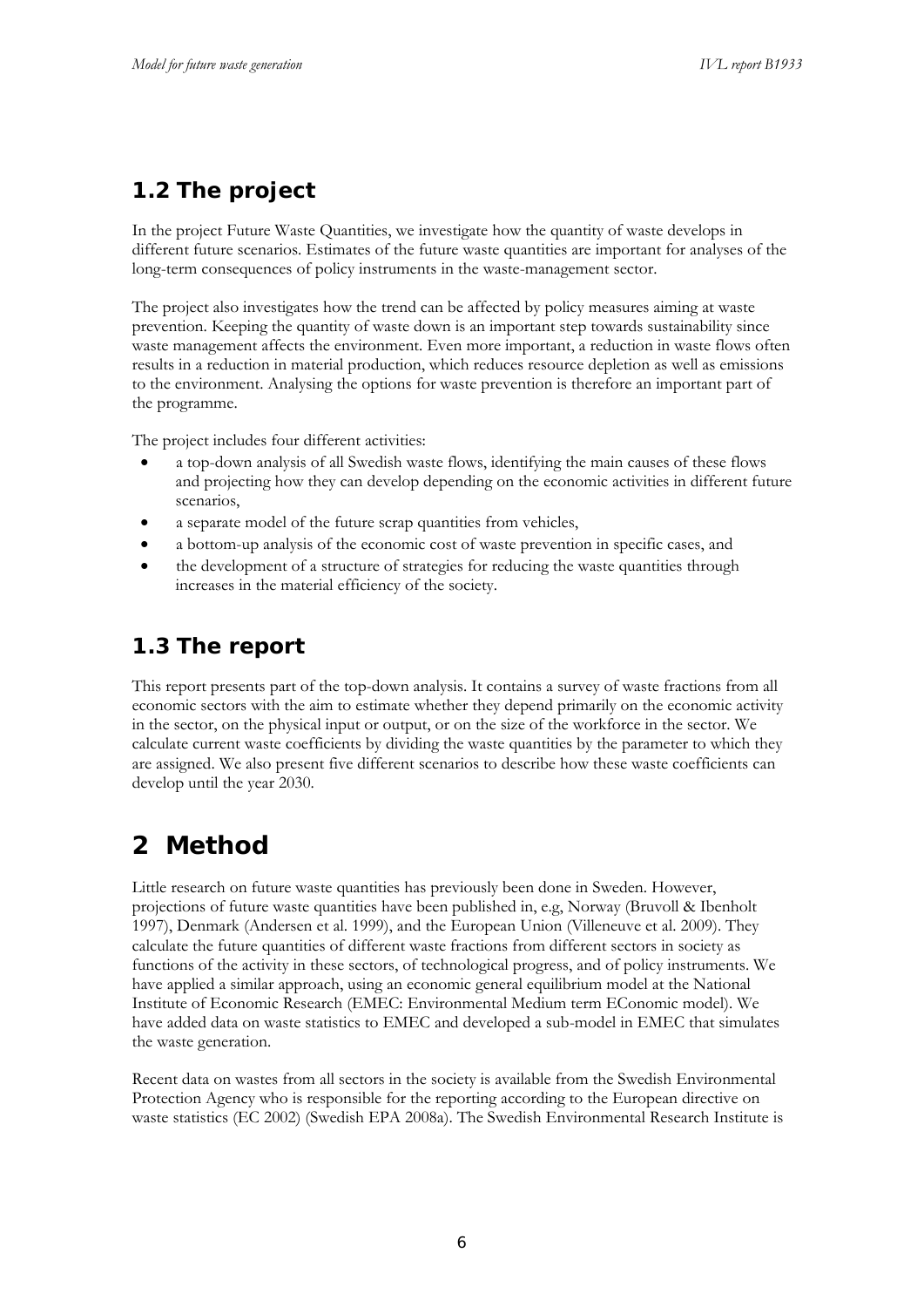## 1.2 The project

In the project Future Waste Quantities, we investigate how the quantity of waste develops in different future scenarios. Estimates of the future waste quantities are important for analyses of the long-term consequences of policy instruments in the waste-management sector.

The project also investigates how the trend can be affected by policy measures aiming at waste prevention. Keeping the quantity of waste down is an important step towards sustainability since waste management affects the environment. Even more important, a reduction in waste flows often results in a reduction in material production, which reduces resource depletion as well as emissions to the environment. Analysing the options for waste prevention is therefore an important part of the programme.

The project includes four different activities:

- a top-down analysis of all Swedish waste flows, identifying the main causes of these flows and projecting how they can develop depending on the economic activities in different future scenarios,
- a separate model of the future scrap quantities from vehicles,
- a bottom-up analysis of the economic cost of waste prevention in specific cases, and
- the development of a structure of strategies for reducing the waste quantities through increases in the material efficiency of the society.

## 1.3 The report

This report presents part of the top-down analysis. It contains a survey of waste fractions from all economic sectors with the aim to estimate whether they depend primarily on the economic activity in the sector, on the physical input or output, or on the size of the workforce in the sector. We calculate current waste coefficients by dividing the waste quantities by the parameter to which they are assigned. We also present five different scenarios to describe how these waste coefficients can develop until the year 2030.

# 2 Method

Little research on future waste quantities has previously been done in Sweden. However, projections of future waste quantities have been published in, e.g, Norway (Bruvoll & Ibenholt 1997), Denmark (Andersen et al. 1999), and the European Union (Villeneuve et al. 2009). They calculate the future quantities of different waste fractions from different sectors in society as functions of the activity in these sectors, of technological progress, and of policy instruments. We have applied a similar approach, using an economic general equilibrium model at the National Institute of Economic Research (EMEC: Environmental Medium term EConomic model). We have added data on waste statistics to EMEC and developed a sub-model in EMEC that simulates the waste generation.

Recent data on wastes from all sectors in the society is available from the Swedish Environmental Protection Agency who is responsible for the reporting according to the European directive on waste statistics (EC 2002) (Swedish EPA 2008a). The Swedish Environmental Research Institute is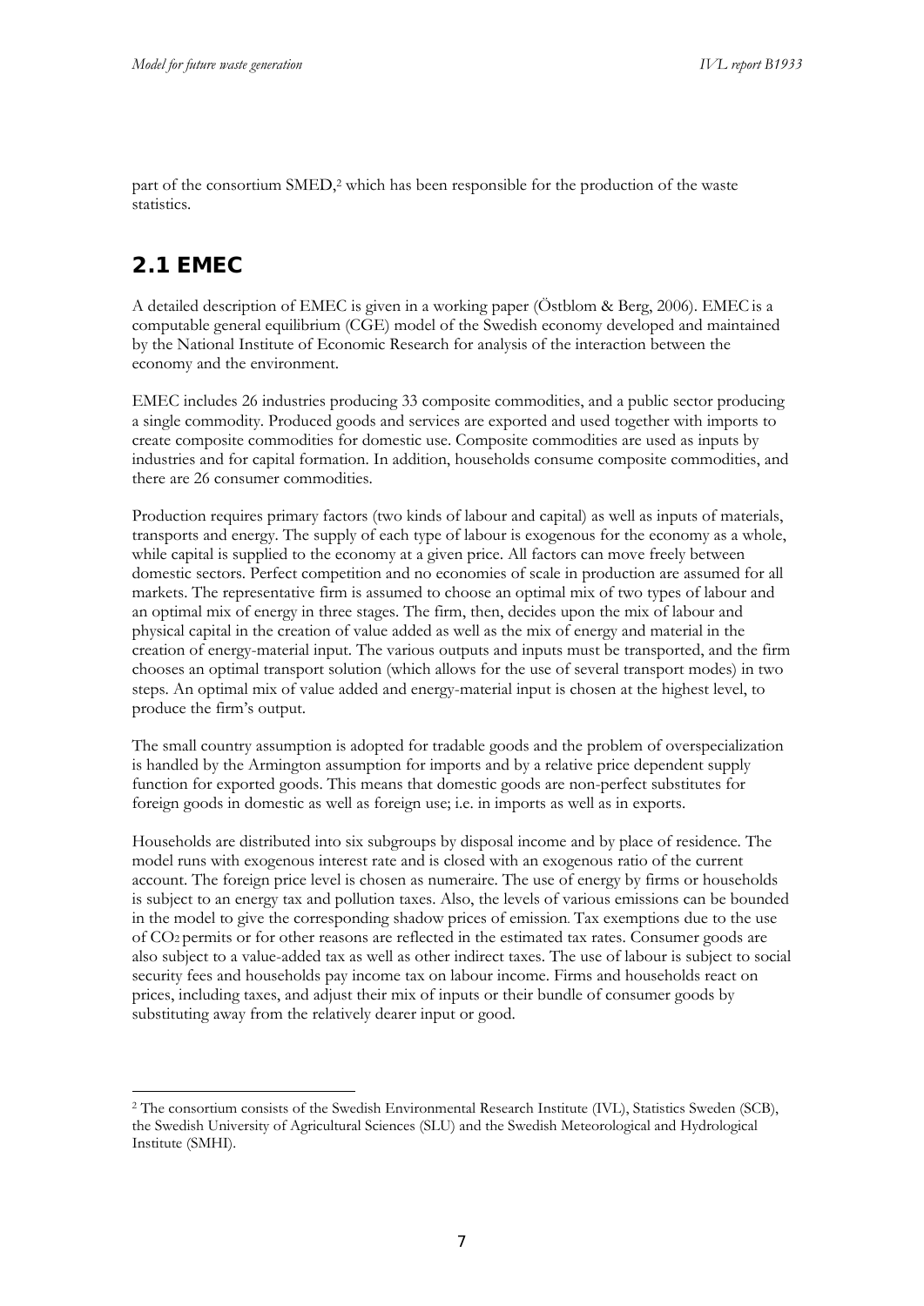part of the consortium SMED,[2] which has been responsible for the production of the waste statistics.

## 2.1 EMEC

A detailed description of EMEC is given in a working paper (Östblom & Berg, 2006). EMEC is a computable general equilibrium (CGE) model of the Swedish economy developed and maintained by the National Institute of Economic Research for analysis of the interaction between the economy and the environment.

EMEC includes 26 industries producing 33 composite commodities, and a public sector producing a single commodity. Produced goods and services are exported and used together with imports to create composite commodities for domestic use. Composite commodities are used as inputs by industries and for capital formation. In addition, households consume composite commodities, and there are 26 consumer commodities.

Production requires primary factors (two kinds of labour and capital) as well as inputs of materials, transports and energy. The supply of each type of labour is exogenous for the economy as a whole, while capital is supplied to the economy at a given price. All factors can move freely between domestic sectors. Perfect competition and no economies of scale in production are assumed for all markets. The representative firm is assumed to choose an optimal mix of two types of labour and an optimal mix of energy in three stages. The firm, then, decides upon the mix of labour and physical capital in the creation of value added as well as the mix of energy and material in the creation of energy-material input. The various outputs and inputs must be transported, and the firm chooses an optimal transport solution (which allows for the use of several transport modes) in two steps. An optimal mix of value added and energy-material input is chosen at the highest level, to produce the firm's output.

The small country assumption is adopted for tradable goods and the problem of overspecialization is handled by the Armington assumption for imports and by a relative price dependent supply function for exported goods. This means that domestic goods are non-perfect substitutes for foreign goods in domestic as well as foreign use; i.e. in imports as well as in exports.

Households are distributed into six subgroups by disposal income and by place of residence. The model runs with exogenous interest rate and is closed with an exogenous ratio of the current account. The foreign price level is chosen as numeraire. The use of energy by firms or households is subject to an energy tax and pollution taxes. Also, the levels of various emissions can be bounded in the model to give the corresponding shadow prices of emission. Tax exemptions due to the use of $CO_2$ permits or for other reasons are reflected in the estimated tax rates. Consumer goods are also subject to a value-added tax as well as other indirect taxes. The use of labour is subject to social security fees and households pay income tax on labour income. Firms and households react on prices, including taxes, and adjust their mix of inputs or their bundle of consumer goods by substituting away from the relatively dearer input or good.

---

[2] The consortium consists of the Swedish Environmental Research Institute (IVL), Statistics Sweden (SCB), the Swedish University of Agricultural Sciences (SLU) and the Swedish Meteorological and Hydrological Institute (SMHI).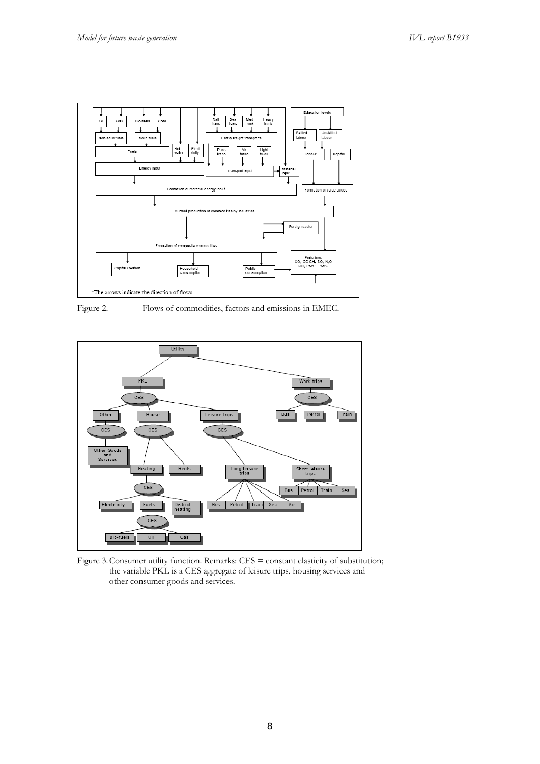Figure 2. Flows of commodities, factors and emissions in EMEC.

Figure 3. Consumer utility function. Remarks: CES = constant elasticity of substitution; the variable PKL is a CES aggregate of leisure trips, housing services and other consumer goods and services.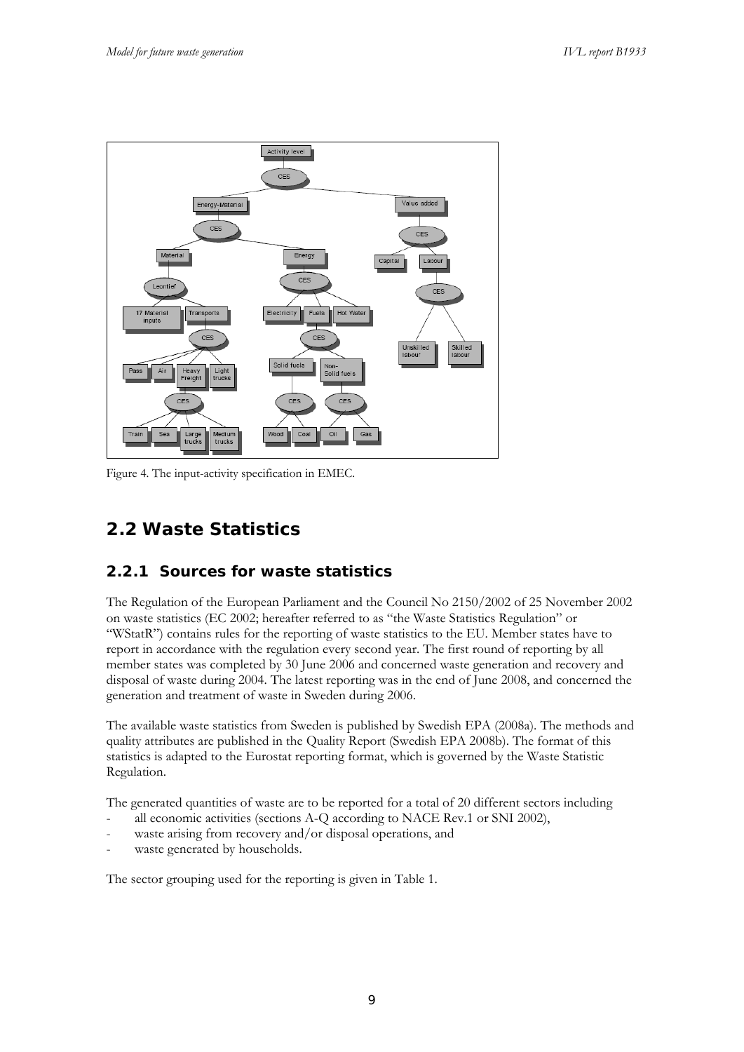Figure 4. The input-activity specification in EMEC.

## 2.2 Waste Statistics

### 2.2.1 Sources for waste statistics

The Regulation of the European Parliament and the Council No 2150/2002 of 25 November 2002 on waste statistics (EC 2002; hereafter referred to as "the Waste Statistics Regulation" or "WStatR") contains rules for the reporting of waste statistics to the EU. Member states have to report in accordance with the regulation every second year. The first round of reporting by all member states was completed by 30 June 2006 and concerned waste generation and recovery and disposal of waste during 2004. The latest reporting was in the end of June 2008, and concerned the generation and treatment of waste in Sweden during 2006.

The available waste statistics from Sweden is published by Swedish EPA (2008a). The methods and quality attributes are published in the Quality Report (Swedish EPA 2008b). The format of this statistics is adapted to the Eurostat reporting format, which is governed by the Waste Statistic Regulation.

The generated quantities of waste are to be reported for a total of 20 different sectors including

- all economic activities (sections A-Q according to NACE Rev.1 or SNI 2002),
- waste arising from recovery and/or disposal operations, and
- waste generated by households.

The sector grouping used for the reporting is given in Table 1.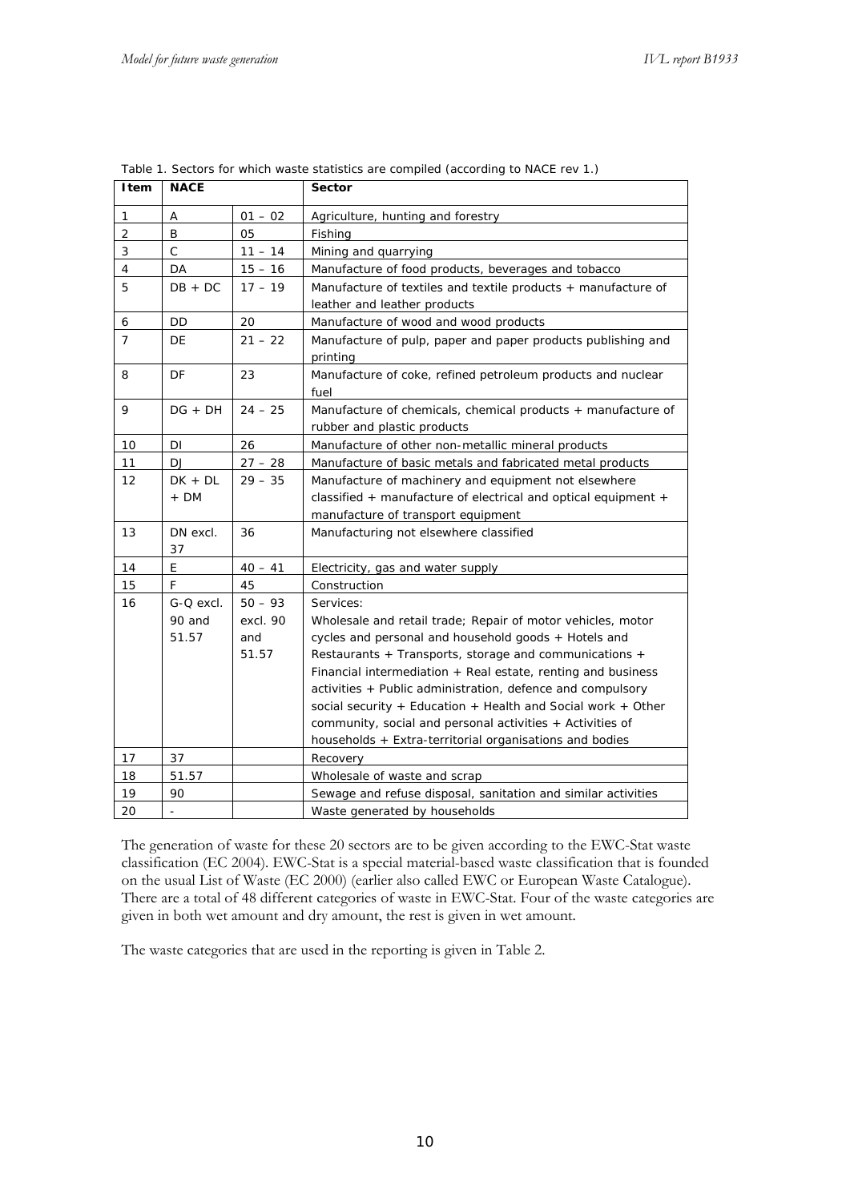Table 1. Sectors for which waste statistics are compiled (according to NACE rev 1.)

| Item | NACE | | Sector |
|---|---|---|---|
| 1 | A | 01 – 02 | Agriculture, hunting and forestry |
| 2 | B | 05 | Fishing |
| 3 | C | 11 – 14 | Mining and quarrying |
| 4 | DA | 15 – 16 | Manufacture of food products, beverages and tobacco |
| 5 | DB + DC | 17 – 19 | Manufacture of textiles and textile products + manufacture of leather and leather products |
| 6 | DD | 20 | Manufacture of wood and wood products |
| 7 | DE | 21 – 22 | Manufacture of pulp, paper and paper products publishing and printing |
| 8 | DF | 23 | Manufacture of coke, refined petroleum products and nuclear fuel |
| 9 | DG + DH | 24 – 25 | Manufacture of chemicals, chemical products + manufacture of rubber and plastic products |
| 10 | DI | 26 | Manufacture of other non-metallic mineral products |
| 11 | DJ | 27 – 28 | Manufacture of basic metals and fabricated metal products |
| 12 | DK + DL + DM | 29 – 35 | Manufacture of machinery and equipment not elsewhere classified + manufacture of electrical and optical equipment + manufacture of transport equipment |
| 13 | DN excl. 37 | 36 | Manufacturing not elsewhere classified |
| 14 | E | 40 – 41 | Electricity, gas and water supply |
| 15 | F | 45 | Construction |
| 16 | G-Q excl. 90 and 51.57 | 50 – 93 excl. 90 and 51.57 | Services: Wholesale and retail trade; Repair of motor vehicles, motor cycles and personal and household goods + Hotels and Restaurants + Transports, storage and communications + Financial intermediation + Real estate, renting and business activities + Public administration, defence and compulsory social security + Education + Health and Social work + Other community, social and personal activities + Activities of households + Extra-territorial organisations and bodies |
| 17 | 37 | | Recovery |
| 18 | 51.57 | | Wholesale of waste and scrap |
| 19 | 90 | | Sewage and refuse disposal, sanitation and similar activities |
| 20 | - | | Waste generated by households |

The generation of waste for these 20 sectors are to be given according to the EWC-Stat waste classification (EC 2004). EWC-Stat is a special material-based waste classification that is founded on the usual List of Waste (EC 2000) (earlier also called EWC or European Waste Catalogue). There are a total of 48 different categories of waste in EWC-Stat. Four of the waste categories are given in both wet amount and dry amount, the rest is given in wet amount.

The waste categories that are used in the reporting is given in Table 2.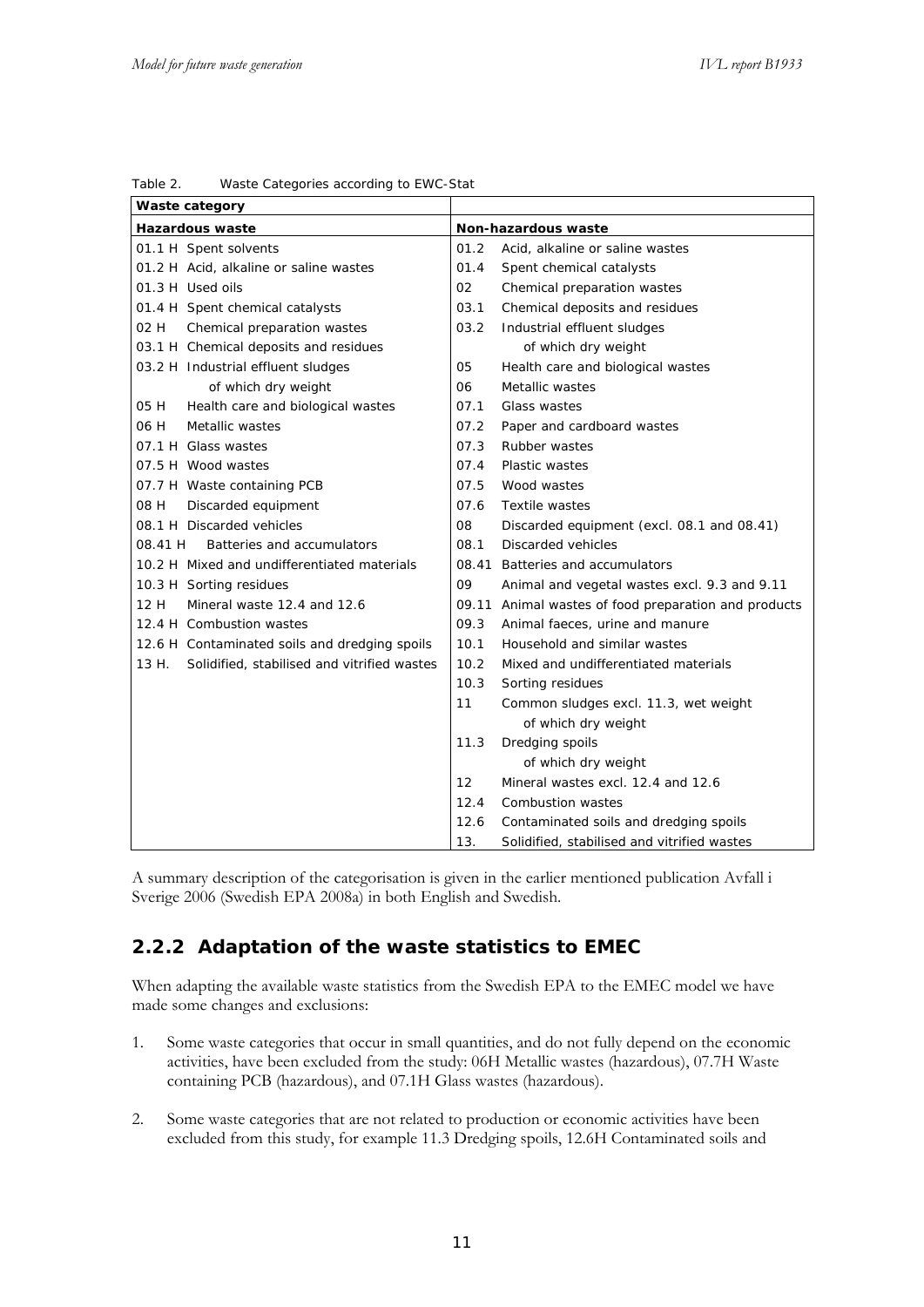Table 2. Waste Categories according to EWC-Stat

| Waste category | |
|---|---|
| **Hazardous waste** | **Non-hazardous waste** |
| 01.1 H Spent solvents | 01.2 Acid, alkaline or saline wastes |
| 01.2 H Acid, alkaline or saline wastes | 01.4 Spent chemical catalysts |
| 01.3 H Used oils | 02 Chemical preparation wastes |
| 01.4 H Spent chemical catalysts | 03.1 Chemical deposits and residues |
| 02 H Chemical preparation wastes | 03.2 Industrial effluent sludges |
| 03.1 H Chemical deposits and residues | of which dry weight |
| 03.2 H Industrial effluent sludges | 05 Health care and biological wastes |
| of which dry weight | 06 Metallic wastes |
| 05 H Health care and biological wastes | 07.1 Glass wastes |
| 06 H Metallic wastes | 07.2 Paper and cardboard wastes |
| 07.1 H Glass wastes | 07.3 Rubber wastes |
| 07.5 H Wood wastes | 07.4 Plastic wastes |
| 07.7 H Waste containing PCB | 07.5 Wood wastes |
| 08 H Discarded equipment | 07.6 Textile wastes |
| 08.1 H Discarded vehicles | 08 Discarded equipment (excl. 08.1 and 08.41) |
| 08.41 H Batteries and accumulators | 08.1 Discarded vehicles |
| 10.2 H Mixed and undifferentiated materials | 08.41 Batteries and accumulators |
| 10.3 H Sorting residues | 09 Animal and vegetal wastes excl. 9.3 and 9.11 |
| 12 H Mineral waste 12.4 and 12.6 | 09.11 Animal wastes of food preparation and products |
| 12.4 H Combustion wastes | 09.3 Animal faeces, urine and manure |
| 12.6 H Contaminated soils and dredging spoils | 10.1 Household and similar wastes |
| 13 H. Solidified, stabilised and vitrified wastes | 10.2 Mixed and undifferentiated materials |
| | 10.3 Sorting residues |
| | 11 Common sludges excl. 11.3, wet weight |
| | of which dry weight |
| | 11.3 Dredging spoils |
| | of which dry weight |
| | 12 Mineral wastes excl. 12.4 and 12.6 |
| | 12.4 Combustion wastes |
| | 12.6 Contaminated soils and dredging spoils |
| | 13. Solidified, stabilised and vitrified wastes |

A summary description of the categorisation is given in the earlier mentioned publication Avfall i Sverige 2006 (Swedish EPA 2008a) in both English and Swedish.

## 2.2.2 Adaptation of the waste statistics to EMEC

When adapting the available waste statistics from the Swedish EPA to the EMEC model we have made some changes and exclusions:

1. Some waste categories that occur in small quantities, and do not fully depend on the economic activities, have been excluded from the study: 06H Metallic wastes (hazardous), 07.7H Waste containing PCB (hazardous), and 07.1H Glass wastes (hazardous).

2. Some waste categories that are not related to production or economic activities have been excluded from this study, for example 11.3 Dredging spoils, 12.6H Contaminated soils and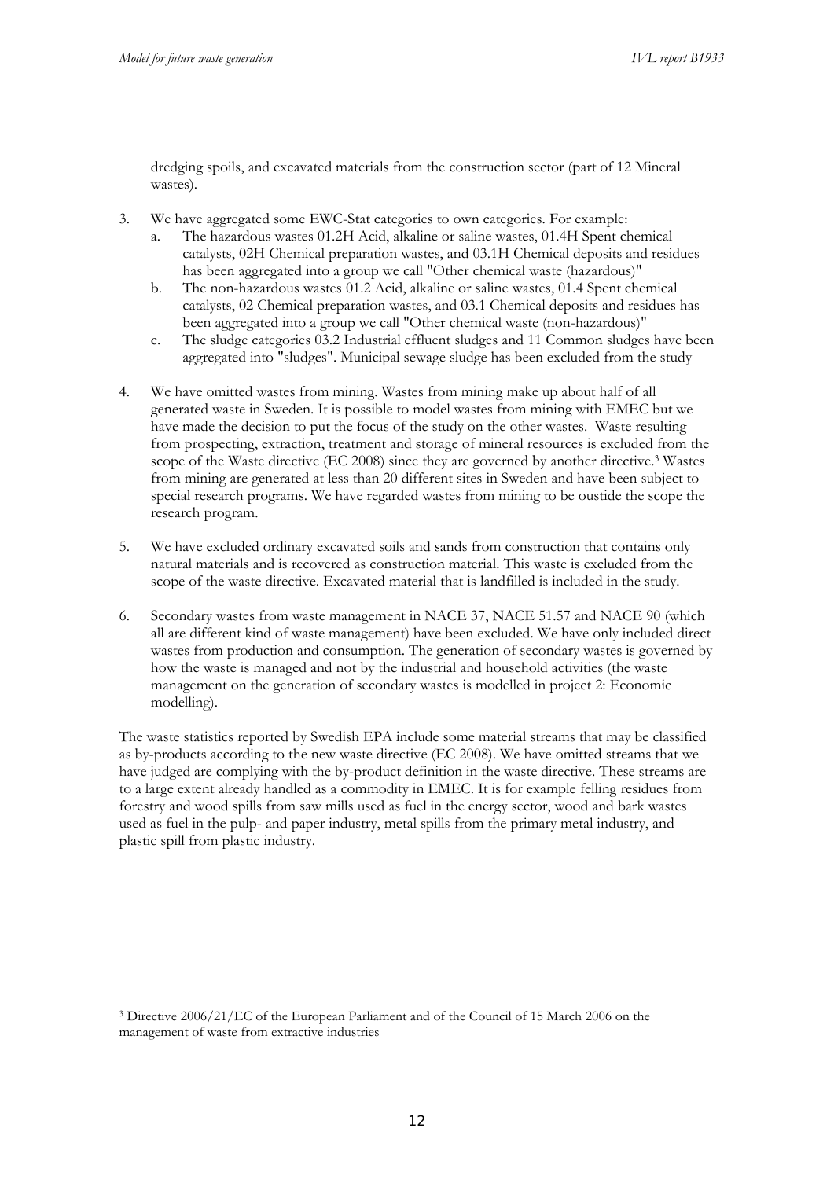dredging spoils, and excavated materials from the construction sector (part of 12 Mineral wastes).

3. We have aggregated some EWC-Stat categories to own categories. For example:
   a. The hazardous wastes 01.2H Acid, alkaline or saline wastes, 01.4H Spent chemical catalysts, 02H Chemical preparation wastes, and 03.1H Chemical deposits and residues has been aggregated into a group we call "Other chemical waste (hazardous)"
   b. The non-hazardous wastes 01.2 Acid, alkaline or saline wastes, 01.4 Spent chemical catalysts, 02 Chemical preparation wastes, and 03.1 Chemical deposits and residues has been aggregated into a group we call "Other chemical waste (non-hazardous)"
   c. The sludge categories 03.2 Industrial effluent sludges and 11 Common sludges have been aggregated into "sludges". Municipal sewage sludge has been excluded from the study

4. We have omitted wastes from mining. Wastes from mining make up about half of all generated waste in Sweden. It is possible to model wastes from mining with EMEC but we have made the decision to put the focus of the study on the other wastes. Waste resulting from prospecting, extraction, treatment and storage of mineral resources is excluded from the scope of the Waste directive (EC 2008) since they are governed by another directive.[3] Wastes from mining are generated at less than 20 different sites in Sweden and have been subject to special research programs. We have regarded wastes from mining to be oustide the scope the research program.

5. We have excluded ordinary excavated soils and sands from construction that contains only natural materials and is recovered as construction material. This waste is excluded from the scope of the waste directive. Excavated material that is landfilled is included in the study.

6. Secondary wastes from waste management in NACE 37, NACE 51.57 and NACE 90 (which all are different kind of waste management) have been excluded. We have only included direct wastes from production and consumption. The generation of secondary wastes is governed by how the waste is managed and not by the industrial and household activities (the waste management on the generation of secondary wastes is modelled in project 2: Economic modelling).

The waste statistics reported by Swedish EPA include some material streams that may be classified as by-products according to the new waste directive (EC 2008). We have omitted streams that we have judged are complying with the by-product definition in the waste directive. These streams are to a large extent already handled as a commodity in EMEC. It is for example felling residues from forestry and wood spills from saw mills used as fuel in the energy sector, wood and bark wastes used as fuel in the pulp- and paper industry, metal spills from the primary metal industry, and plastic spill from plastic industry.

[3] Directive 2006/21/EC of the European Parliament and of the Council of 15 March 2006 on the management of waste from extractive industries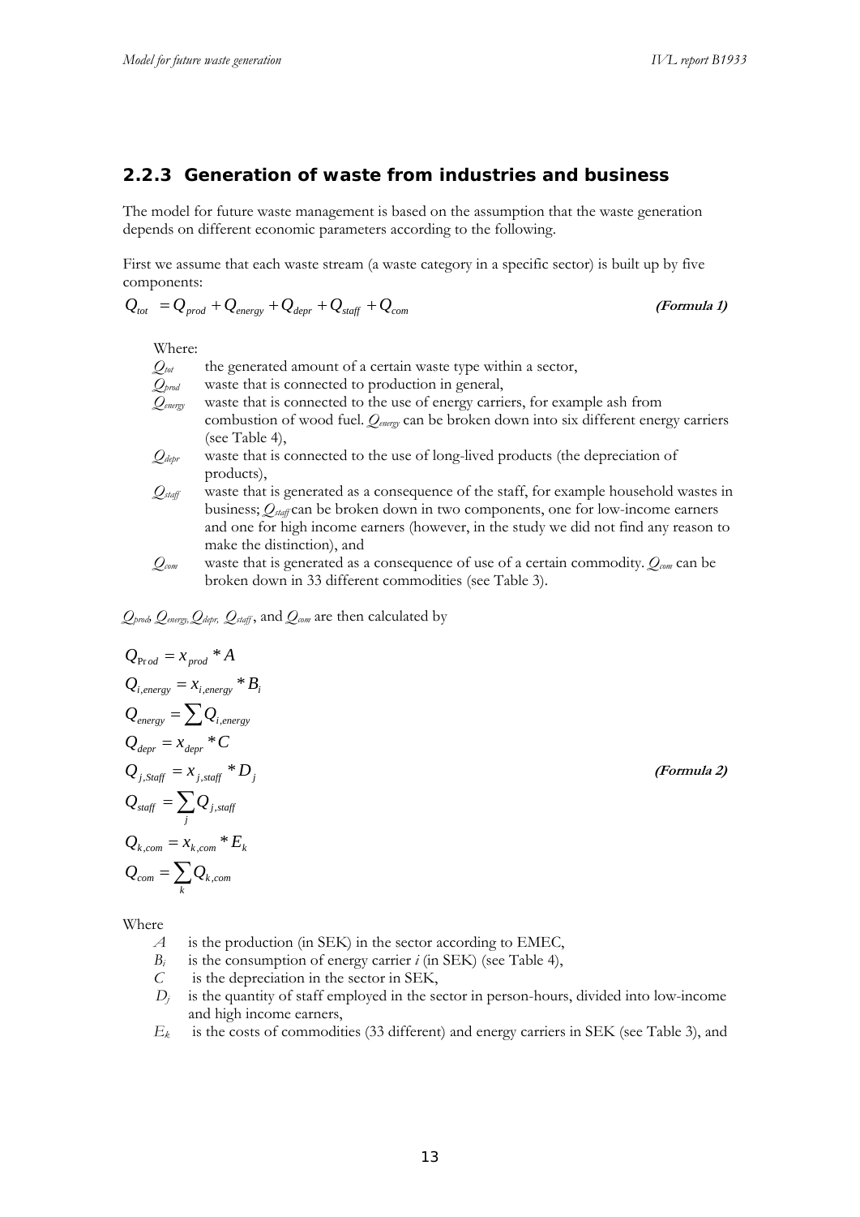### 2.2.3 Generation of waste from industries and business

The model for future waste management is based on the assumption that the waste generation depends on different economic parameters according to the following.

First we assume that each waste stream (a waste category in a specific sector) is built up by five components:

$$Q_{tot} = Q_{prod} + Q_{energy} + Q_{depr} + Q_{staff} + Q_{com} \qquad \textbf{(Formula 1)}$$

Where:

- $Q_{tot}$ the generated amount of a certain waste type within a sector,
- $Q_{prod}$ waste that is connected to production in general,
- $Q_{energy}$ waste that is connected to the use of energy carriers, for example ash from combustion of wood fuel. $Q_{energy}$ can be broken down into six different energy carriers (see Table 4),
- $Q_{depr}$ waste that is connected to the use of long-lived products (the depreciation of products),
- $Q_{staff}$ waste that is generated as a consequence of the staff, for example household wastes in business; $Q_{staff}$ can be broken down in two components, one for low-income earners and one for high income earners (however, in the study we did not find any reason to make the distinction), and
- $Q_{com}$ waste that is generated as a consequence of use of a certain commodity. $Q_{com}$ can be broken down in 33 different commodities (see Table 3).

$Q_{prod}$, $Q_{energy}$, $Q_{depr}$, $Q_{staff}$, and $Q_{com}$ are then calculated by

$$
\begin{aligned}
Q_{Prod} &= x_{prod} * A \\
Q_{i,energy} &= x_{i,energy} * B_i \\
Q_{energy} &= \sum Q_{i,energy} \\
Q_{depr} &= x_{depr} * C \\
Q_{j,Staff} &= x_{j,staff} * D_j \\
Q_{staff} &= \sum_j Q_{j,staff} \\
Q_{k,com} &= x_{k,com} * E_k \\
Q_{com} &= \sum_k Q_{k,com}
\end{aligned}
\qquad \textbf{(Formula 2)}
$$

Where

- $A$ is the production (in SEK) in the sector according to EMEC,
- $B_i$ is the consumption of energy carrier $i$ (in SEK) (see Table 4),
- $C$ is the depreciation in the sector in SEK,
- $D_j$ is the quantity of staff employed in the sector in person-hours, divided into low-income and high income earners,
- $E_k$ is the costs of commodities (33 different) and energy carriers in SEK (see Table 3), and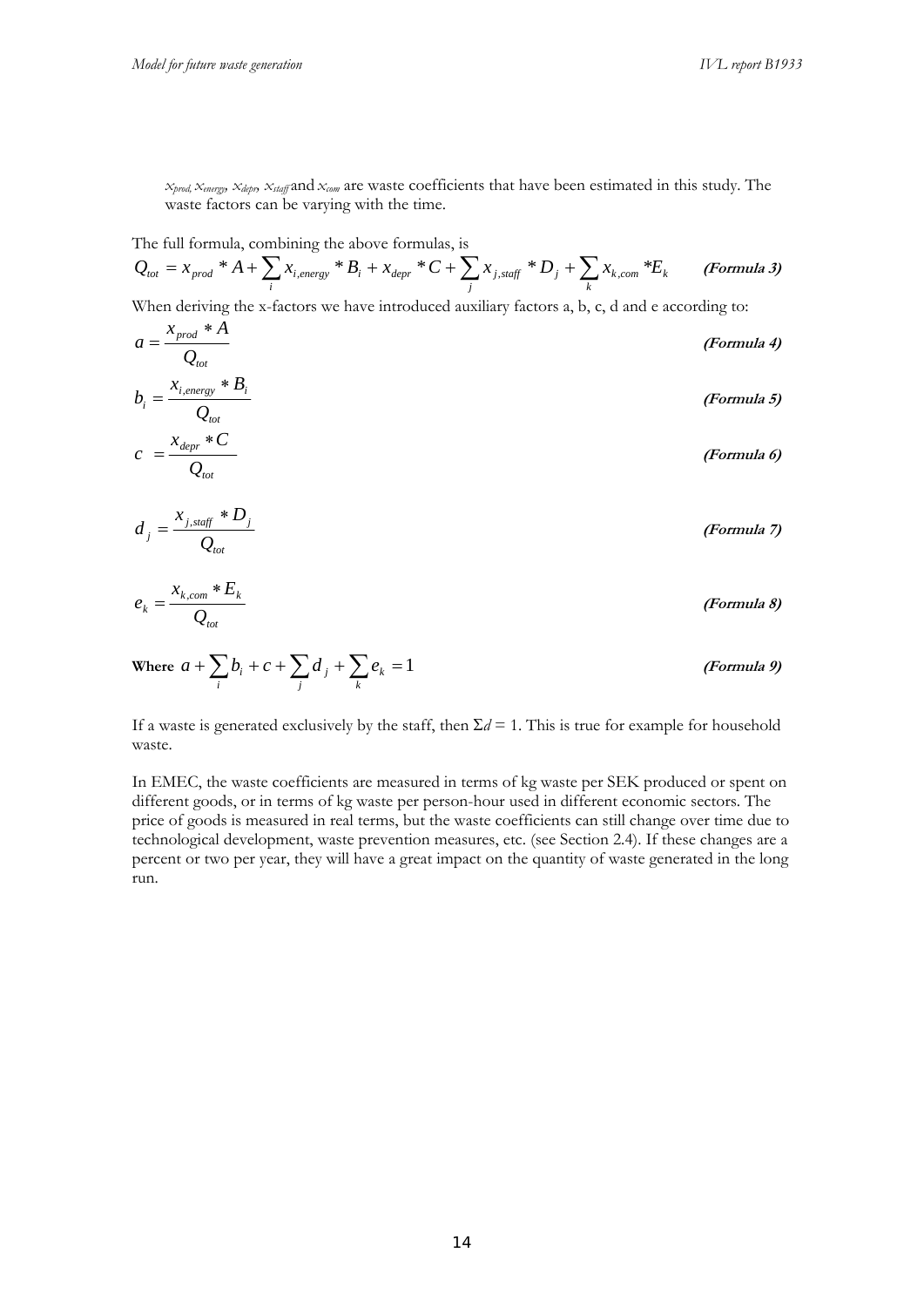$x_{prod}$, $x_{energy}$, $x_{depr}$, $x_{staff}$ and $x_{com}$ are waste coefficients that have been estimated in this study. The waste factors can be varying with the time.

The full formula, combining the above formulas, is

$$Q_{tot} = x_{prod} * A + \sum_i x_{i,energy} * B_i + x_{depr} * C + \sum_j x_{j,staff} * D_j + \sum_k x_{k,com} * E_k \qquad \textbf{\textit{(Formula 3)}}$$

When deriving the x-factors we have introduced auxiliary factors a, b, c, d and e according to:

$$a = \frac{x_{prod} * A}{Q_{tot}} \qquad \textbf{\textit{(Formula 4)}}$$

$$b_i = \frac{x_{i,energy} * B_i}{Q_{tot}} \qquad \textbf{\textit{(Formula 5)}}$$

$$c = \frac{x_{depr} * C}{Q_{tot}} \qquad \textbf{\textit{(Formula 6)}}$$

$$d_j = \frac{x_{j,staff} * D_j}{Q_{tot}} \qquad \textbf{\textit{(Formula 7)}}$$

$$e_k = \frac{x_{k,com} * E_k}{Q_{tot}} \qquad \textbf{\textit{(Formula 8)}}$$

**Where** $a + \sum_i b_i + c + \sum_j d_j + \sum_k e_k = 1$ ***(Formula 9)***

If a waste is generated exclusively by the staff, then $\Sigma d = 1$. This is true for example for household waste.

In EMEC, the waste coefficients are measured in terms of kg waste per SEK produced or spent on different goods, or in terms of kg waste per person-hour used in different economic sectors. The price of goods is measured in real terms, but the waste coefficients can still change over time due to technological development, waste prevention measures, etc. (see Section 2.4). If these changes are a percent or two per year, they will have a great impact on the quantity of waste generated in the long run.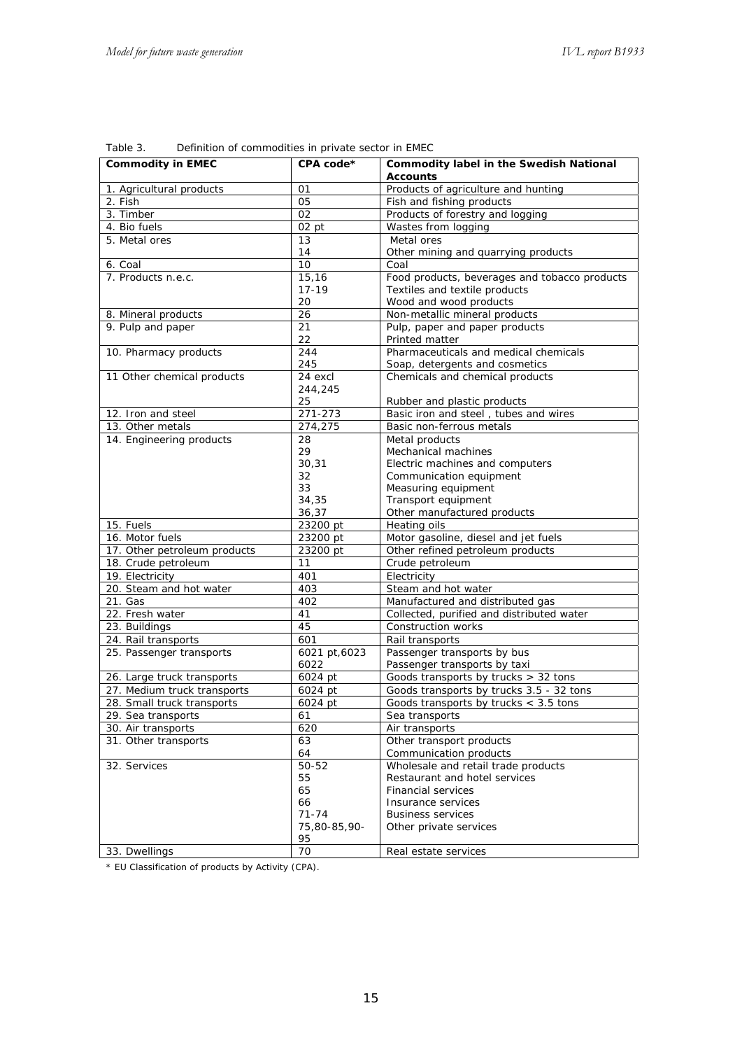Table 3. Definition of commodities in private sector in EMEC

| Commodity in EMEC | CPA code* | Commodity label in the Swedish National Accounts |
|---|---|---|
| 1. Agricultural products | 01 | Products of agriculture and hunting |
| 2. Fish | 05 | Fish and fishing products |
| 3. Timber | 02 | Products of forestry and logging |
| 4. Bio fuels | 02 pt | Wastes from logging |
| 5. Metal ores | 13<br>14 | Metal ores<br>Other mining and quarrying products |
| 6. Coal | 10 | Coal |
| 7. Products n.e.c. | 15,16<br>17-19<br>20 | Food products, beverages and tobacco products<br>Textiles and textile products<br>Wood and wood products |
| 8. Mineral products | 26 | Non-metallic mineral products |
| 9. Pulp and paper | 21<br>22 | Pulp, paper and paper products<br>Printed matter |
| 10. Pharmacy products | 244<br>245 | Pharmaceuticals and medical chemicals<br>Soap, detergents and cosmetics |
| 11 Other chemical products | 24 excl 244,245<br>25 | Chemicals and chemical products<br>Rubber and plastic products |
| 12. Iron and steel | 271-273 | Basic iron and steel , tubes and wires |
| 13. Other metals | 274,275 | Basic non-ferrous metals |
| 14. Engineering products | 28<br>29<br>30,31<br>32<br>33<br>34,35<br>36,37 | Metal products<br>Mechanical machines<br>Electric machines and computers<br>Communication equipment<br>Measuring equipment<br>Transport equipment<br>Other manufactured products |
| 15. Fuels | 23200 pt | Heating oils |
| 16. Motor fuels | 23200 pt | Motor gasoline, diesel and jet fuels |
| 17. Other petroleum products | 23200 pt | Other refined petroleum products |
| 18. Crude petroleum | 11 | Crude petroleum |
| 19. Electricity | 401 | Electricity |
| 20. Steam and hot water | 403 | Steam and hot water |
| 21. Gas | 402 | Manufactured and distributed gas |
| 22. Fresh water | 41 | Collected, purified and distributed water |
| 23. Buildings | 45 | Construction works |
| 24. Rail transports | 601 | Rail transports |
| 25. Passenger transports | 6021 pt,6023<br>6022 | Passenger transports by bus<br>Passenger transports by taxi |
| 26. Large truck transports | 6024 pt | Goods transports by trucks > 32 tons |
| 27. Medium truck transports | 6024 pt | Goods transports by trucks 3.5 - 32 tons |
| 28. Small truck transports | 6024 pt | Goods transports by trucks < 3.5 tons |
| 29. Sea transports | 61 | Sea transports |
| 30. Air transports | 620 | Air transports |
| 31. Other transports | 63<br>64 | Other transport products<br>Communication products |
| 32. Services | 50-52<br>55<br>65<br>66<br>71-74<br>75,80-85,90-95 | Wholesale and retail trade products<br>Restaurant and hotel services<br>Financial services<br>Insurance services<br>Business services<br>Other private services |
| 33. Dwellings | 70 | Real estate services |

\* EU Classification of products by Activity (CPA).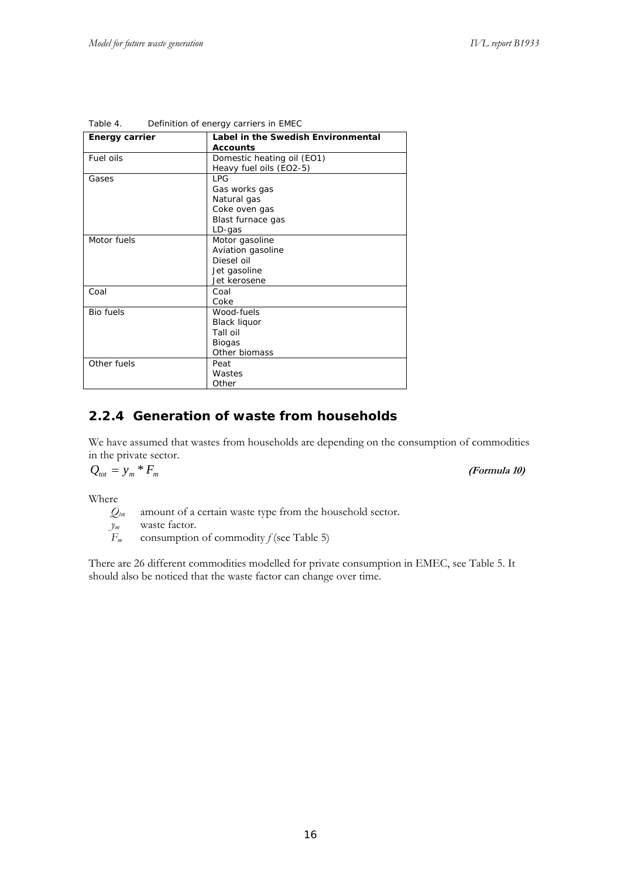Table 4. Definition of energy carriers in EMEC

| Energy carrier | Label in the Swedish Environmental Accounts |
| --- | --- |
| Fuel oils | Domestic heating oil (EO1)<br>Heavy fuel oils (EO2-5) |
| Gases | LPG<br>Gas works gas<br>Natural gas<br>Coke oven gas<br>Blast furnace gas<br>LD-gas |
| Motor fuels | Motor gasoline<br>Aviation gasoline<br>Diesel oil<br>Jet gasoline<br>Jet kerosene |
| Coal | Coal<br>Coke |
| Bio fuels | Wood-fuels<br>Black liquor<br>Tall oil<br>Biogas<br>Other biomass |
| Other fuels | Peat<br>Wastes<br>Other |

### 2.2.4 Generation of waste from households

We have assumed that wastes from households are depending on the consumption of commodities in the private sector.

$$Q_{tot} = y_m * F_m \qquad \textbf{(Formula 10)}$$

Where

- $Q_{tot}$ amount of a certain waste type from the household sector.
- $y_m$ waste factor.
- $F_m$ consumption of commodity *f* (see Table 5)

There are 26 different commodities modelled for private consumption in EMEC, see Table 5. It should also be noticed that the waste factor can change over time.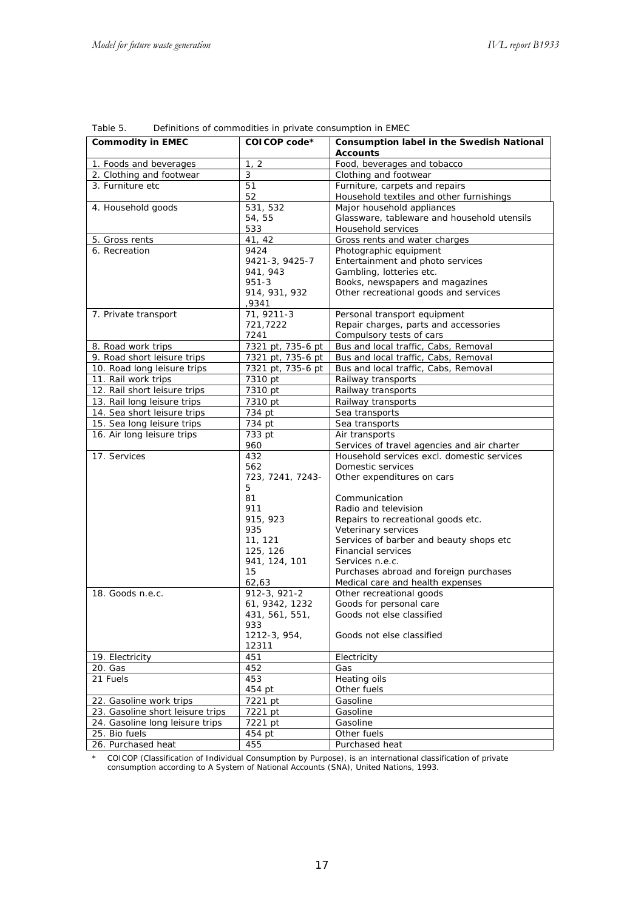Table 5. Definitions of commodities in private consumption in EMEC

| Commodity in EMEC | COICOP code* | Consumption label in the Swedish National Accounts |
|---|---|---|
| 1. Foods and beverages | 1, 2 | Food, beverages and tobacco |
| 2. Clothing and footwear | 3 | Clothing and footwear |
| 3. Furniture etc | 51 | Furniture, carpets and repairs |
| | 52 | Household textiles and other furnishings |
| 4. Household goods | 531, 532 | Major household appliances |
| | 54, 55 | Glassware, tableware and household utensils |
| | 533 | Household services |
| 5. Gross rents | 41, 42 | Gross rents and water charges |
| 6. Recreation | 9424 | Photographic equipment |
| | 9421-3, 9425-7 | Entertainment and photo services |
| | 941, 943 | Gambling, lotteries etc. |
| | 951-3 | Books, newspapers and magazines |
| | 914, 931, 932 ,9341 | Other recreational goods and services |
| 7. Private transport | 71, 9211-3 | Personal transport equipment |
| | 721,7222 | Repair charges, parts and accessories |
| | 7241 | Compulsory tests of cars |
| 8. Road work trips | 7321 pt, 735-6 pt | Bus and local traffic, Cabs, Removal |
| 9. Road short leisure trips | 7321 pt, 735-6 pt | Bus and local traffic, Cabs, Removal |
| 10. Road long leisure trips | 7321 pt, 735-6 pt | Bus and local traffic, Cabs, Removal |
| 11. Rail work trips | 7310 pt | Railway transports |
| 12. Rail short leisure trips | 7310 pt | Railway transports |
| 13. Rail long leisure trips | 7310 pt | Railway transports |
| 14. Sea short leisure trips | 734 pt | Sea transports |
| 15. Sea long leisure trips | 734 pt | Sea transports |
| 16. Air long leisure trips | 733 pt | Air transports |
| | 960 | Services of travel agencies and air charter |
| 17. Services | 432 | Household services excl. domestic services |
| | 562 | Domestic services |
| | 723, 7241, 7243-5 | Other expenditures on cars |
| | 81 | Communication |
| | 911 | Radio and television |
| | 915, 923 | Repairs to recreational goods etc. |
| | 935 | Veterinary services |
| | 11, 121 | Services of barber and beauty shops etc |
| | 125, 126 | Financial services |
| | 941, 124, 101 | Services n.e.c. |
| | 15 | Purchases abroad and foreign purchases |
| | 62,63 | Medical care and health expenses |
| 18. Goods n.e.c. | 912-3, 921-2 | Other recreational goods |
| | 61, 9342, 1232 | Goods for personal care |
| | 431, 561, 551, 933 | Goods not else classified |
| | 1212-3, 954, 12311 | Goods not else classified |
| 19. Electricity | 451 | Electricity |
| 20. Gas | 452 | Gas |
| 21 Fuels | 453 | Heating oils |
| | 454 pt | Other fuels |
| 22. Gasoline work trips | 7221 pt | Gasoline |
| 23. Gasoline short leisure trips | 7221 pt | Gasoline |
| 24. Gasoline long leisure trips | 7221 pt | Gasoline |
| 25. Bio fuels | 454 pt | Other fuels |
| 26. Purchased heat | 455 | Purchased heat |

\* COICOP (Classification of Individual Consumption by Purpose), is an international classification of private consumption according to A System of National Accounts (SNA), United Nations, 1993.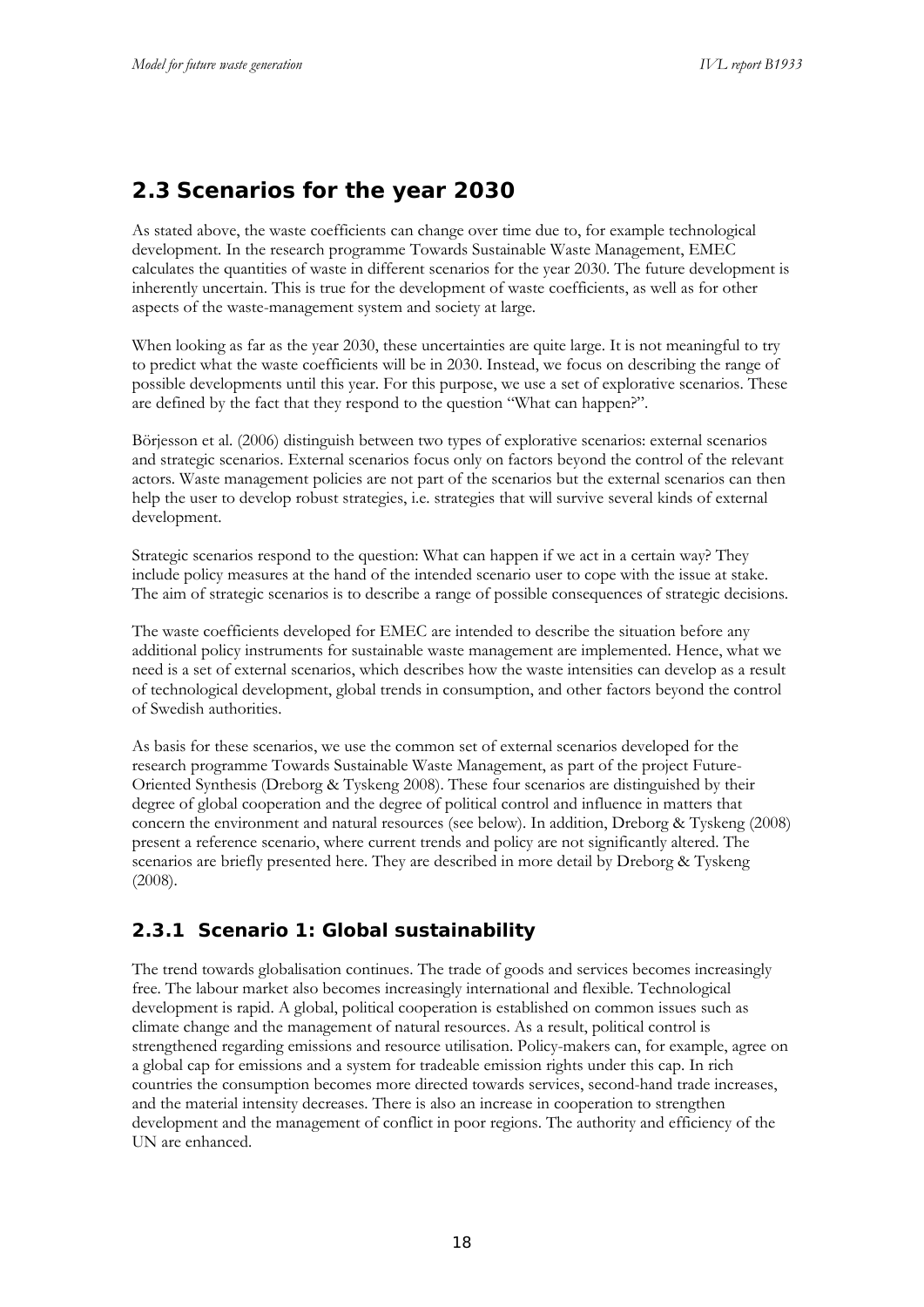## 2.3 Scenarios for the year 2030

As stated above, the waste coefficients can change over time due to, for example technological development. In the research programme Towards Sustainable Waste Management, EMEC calculates the quantities of waste in different scenarios for the year 2030. The future development is inherently uncertain. This is true for the development of waste coefficients, as well as for other aspects of the waste-management system and society at large.

When looking as far as the year 2030, these uncertainties are quite large. It is not meaningful to try to predict what the waste coefficients will be in 2030. Instead, we focus on describing the range of possible developments until this year. For this purpose, we use a set of explorative scenarios. These are defined by the fact that they respond to the question "What can happen?".

Börjesson et al. (2006) distinguish between two types of explorative scenarios: external scenarios and strategic scenarios. External scenarios focus only on factors beyond the control of the relevant actors. Waste management policies are not part of the scenarios but the external scenarios can then help the user to develop robust strategies, i.e. strategies that will survive several kinds of external development.

Strategic scenarios respond to the question: What can happen if we act in a certain way? They include policy measures at the hand of the intended scenario user to cope with the issue at stake. The aim of strategic scenarios is to describe a range of possible consequences of strategic decisions.

The waste coefficients developed for EMEC are intended to describe the situation before any additional policy instruments for sustainable waste management are implemented. Hence, what we need is a set of external scenarios, which describes how the waste intensities can develop as a result of technological development, global trends in consumption, and other factors beyond the control of Swedish authorities.

As basis for these scenarios, we use the common set of external scenarios developed for the research programme Towards Sustainable Waste Management, as part of the project Future-Oriented Synthesis (Dreborg & Tyskeng 2008). These four scenarios are distinguished by their degree of global cooperation and the degree of political control and influence in matters that concern the environment and natural resources (see below). In addition, Dreborg & Tyskeng (2008) present a reference scenario, where current trends and policy are not significantly altered. The scenarios are briefly presented here. They are described in more detail by Dreborg & Tyskeng (2008).

### 2.3.1 Scenario 1: Global sustainability

The trend towards globalisation continues. The trade of goods and services becomes increasingly free. The labour market also becomes increasingly international and flexible. Technological development is rapid. A global, political cooperation is established on common issues such as climate change and the management of natural resources. As a result, political control is strengthened regarding emissions and resource utilisation. Policy-makers can, for example, agree on a global cap for emissions and a system for tradeable emission rights under this cap. In rich countries the consumption becomes more directed towards services, second-hand trade increases, and the material intensity decreases. There is also an increase in cooperation to strengthen development and the management of conflict in poor regions. The authority and efficiency of the UN are enhanced.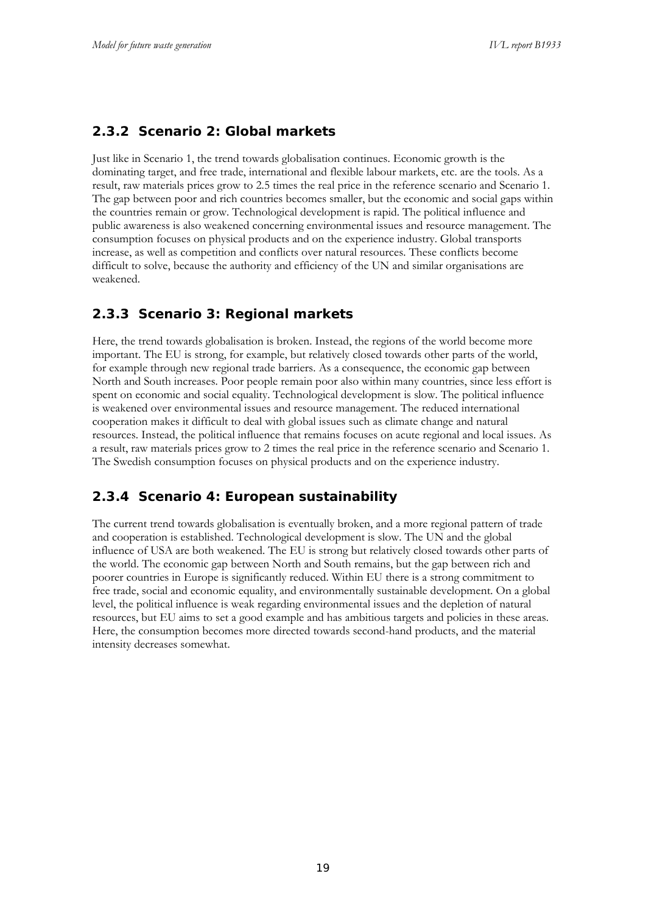### 2.3.2 Scenario 2: Global markets

Just like in Scenario 1, the trend towards globalisation continues. Economic growth is the dominating target, and free trade, international and flexible labour markets, etc. are the tools. As a result, raw materials prices grow to 2.5 times the real price in the reference scenario and Scenario 1. The gap between poor and rich countries becomes smaller, but the economic and social gaps within the countries remain or grow. Technological development is rapid. The political influence and public awareness is also weakened concerning environmental issues and resource management. The consumption focuses on physical products and on the experience industry. Global transports increase, as well as competition and conflicts over natural resources. These conflicts become difficult to solve, because the authority and efficiency of the UN and similar organisations are weakened.

### 2.3.3 Scenario 3: Regional markets

Here, the trend towards globalisation is broken. Instead, the regions of the world become more important. The EU is strong, for example, but relatively closed towards other parts of the world, for example through new regional trade barriers. As a consequence, the economic gap between North and South increases. Poor people remain poor also within many countries, since less effort is spent on economic and social equality. Technological development is slow. The political influence is weakened over environmental issues and resource management. The reduced international cooperation makes it difficult to deal with global issues such as climate change and natural resources. Instead, the political influence that remains focuses on acute regional and local issues. As a result, raw materials prices grow to 2 times the real price in the reference scenario and Scenario 1. The Swedish consumption focuses on physical products and on the experience industry.

### 2.3.4 Scenario 4: European sustainability

The current trend towards globalisation is eventually broken, and a more regional pattern of trade and cooperation is established. Technological development is slow. The UN and the global influence of USA are both weakened. The EU is strong but relatively closed towards other parts of the world. The economic gap between North and South remains, but the gap between rich and poorer countries in Europe is significantly reduced. Within EU there is a strong commitment to free trade, social and economic equality, and environmentally sustainable development. On a global level, the political influence is weak regarding environmental issues and the depletion of natural resources, but EU aims to set a good example and has ambitious targets and policies in these areas. Here, the consumption becomes more directed towards second-hand products, and the material intensity decreases somewhat.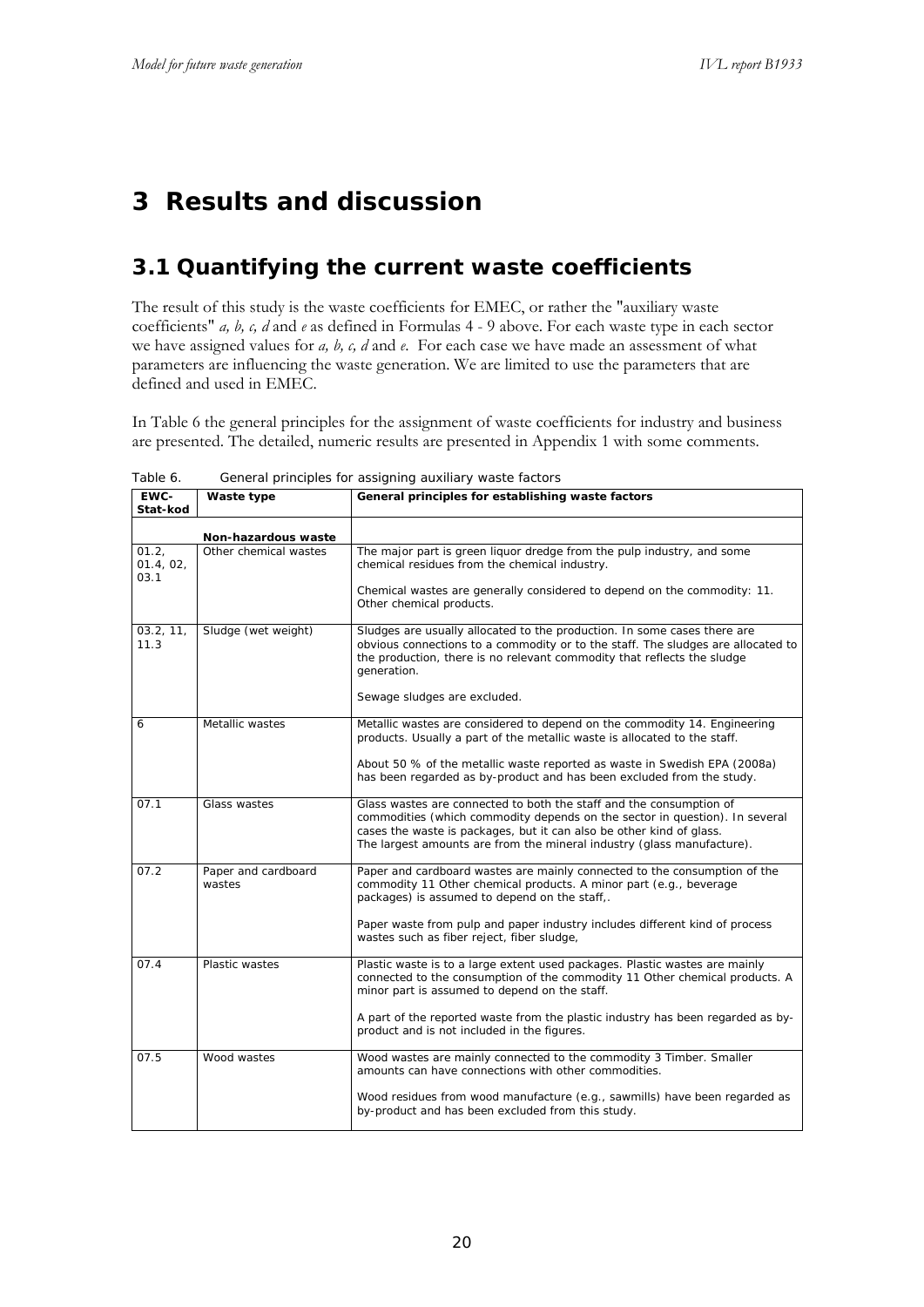# 3 Results and discussion

## 3.1 Quantifying the current waste coefficients

The result of this study is the waste coefficients for EMEC, or rather the "auxiliary waste coefficients" *a, b, c, d* and *e* as defined in Formulas 4 - 9 above. For each waste type in each sector we have assigned values for *a, b, c, d* and *e*. For each case we have made an assessment of what parameters are influencing the waste generation. We are limited to use the parameters that are defined and used in EMEC.

In Table 6 the general principles for the assignment of waste coefficients for industry and business are presented. The detailed, numeric results are presented in Appendix 1 with some comments.

Table 6. General principles for assigning auxiliary waste factors

| EWC-Stat-kod | Waste type | General principles for establishing waste factors |
|---|---|---|
| | **Non-hazardous waste** | |
| 01.2, 01.4, 02, 03.1 | Other chemical wastes | The major part is green liquor dredge from the pulp industry, and some chemical residues from the chemical industry.<br><br>Chemical wastes are generally considered to depend on the commodity: 11. Other chemical products. |
| 03.2, 11, 11.3 | Sludge (wet weight) | Sludges are usually allocated to the production. In some cases there are obvious connections to a commodity or to the staff. The sludges are allocated to the production, there is no relevant commodity that reflects the sludge generation.<br><br>Sewage sludges are excluded. |
| 6 | Metallic wastes | Metallic wastes are considered to depend on the commodity 14. Engineering products. Usually a part of the metallic waste is allocated to the staff.<br><br>About 50 % of the metallic waste reported as waste in Swedish EPA (2008a) has been regarded as by-product and has been excluded from the study. |
| 07.1 | Glass wastes | Glass wastes are connected to both the staff and the consumption of commodities (which commodity depends on the sector in question). In several cases the waste is packages, but it can also be other kind of glass. The largest amounts are from the mineral industry (glass manufacture). |
| 07.2 | Paper and cardboard wastes | Paper and cardboard wastes are mainly connected to the consumption of the commodity 11 Other chemical products. A minor part (e.g., beverage packages) is assumed to depend on the staff,.<br><br>Paper waste from pulp and paper industry includes different kind of process wastes such as fiber reject, fiber sludge, |
| 07.4 | Plastic wastes | Plastic waste is to a large extent used packages. Plastic wastes are mainly connected to the consumption of the commodity 11 Other chemical products. A minor part is assumed to depend on the staff.<br><br>A part of the reported waste from the plastic industry has been regarded as by-product and is not included in the figures. |
| 07.5 | Wood wastes | Wood wastes are mainly connected to the commodity 3 Timber. Smaller amounts can have connections with other commodities.<br><br>Wood residues from wood manufacture (e.g., sawmills) have been regarded as by-product and has been excluded from this study. |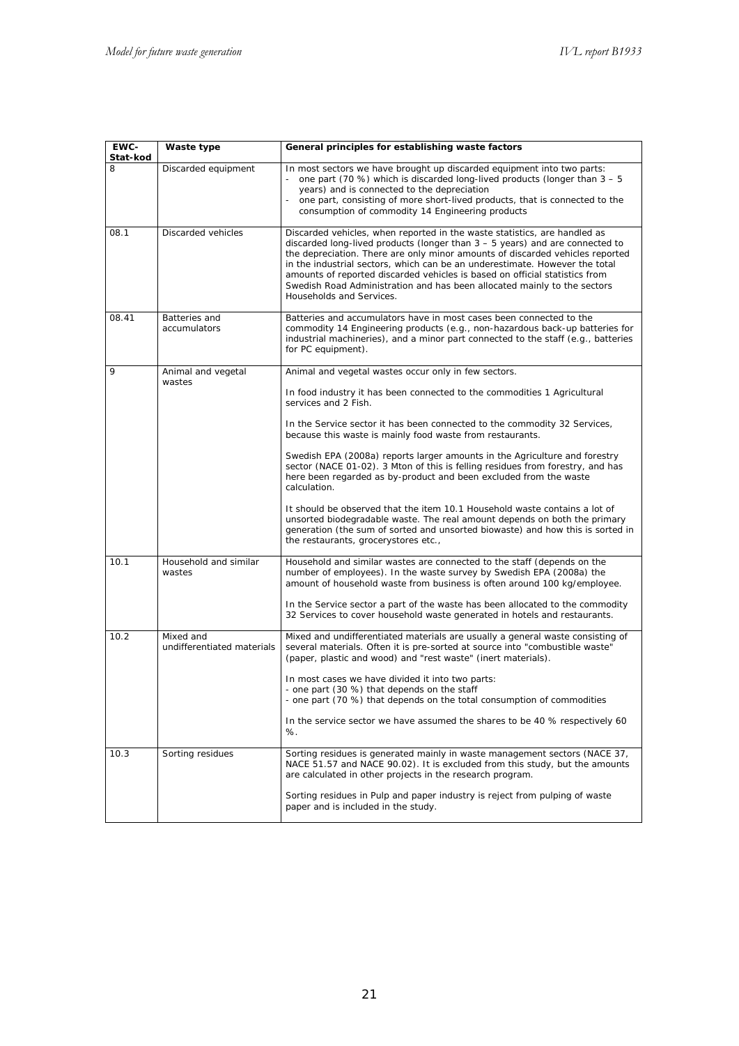| EWC-Stat-kod | Waste type | General principles for establishing waste factors |
|---|---|---|
| 8 | Discarded equipment | In most sectors we have brought up discarded equipment into two parts:<br>- one part (70 %) which is discarded long-lived products (longer than 3 – 5 years) and is connected to the depreciation<br>- one part, consisting of more short-lived products, that is connected to the consumption of commodity 14 Engineering products |
| 08.1 | Discarded vehicles | Discarded vehicles, when reported in the waste statistics, are handled as discarded long-lived products (longer than 3 – 5 years) and are connected to the depreciation. There are only minor amounts of discarded vehicles reported in the industrial sectors, which can be an underestimate. However the total amounts of reported discarded vehicles is based on official statistics from Swedish Road Administration and has been allocated mainly to the sectors Households and Services. |
| 08.41 | Batteries and accumulators | Batteries and accumulators have in most cases been connected to the commodity 14 Engineering products (e.g., non-hazardous back-up batteries for industrial machineries), and a minor part connected to the staff (e.g., batteries for PC equipment). |
| 9 | Animal and vegetal wastes | Animal and vegetal wastes occur only in few sectors.<br><br>In food industry it has been connected to the commodities 1 Agricultural services and 2 Fish.<br><br>In the Service sector it has been connected to the commodity 32 Services, because this waste is mainly food waste from restaurants.<br><br>Swedish EPA (2008a) reports larger amounts in the Agriculture and forestry sector (NACE 01-02). 3 Mton of this is felling residues from forestry, and has here been regarded as by-product and been excluded from the waste calculation.<br><br>It should be observed that the item 10.1 Household waste contains a lot of unsorted biodegradable waste. The real amount depends on both the primary generation (the sum of sorted and unsorted biowaste) and how this is sorted in the restaurants, grocerystores etc., |
| 10.1 | Household and similar wastes | Household and similar wastes are connected to the staff (depends on the number of employees). In the waste survey by Swedish EPA (2008a) the amount of household waste from business is often around 100 kg/employee.<br><br>In the Service sector a part of the waste has been allocated to the commodity 32 Services to cover household waste generated in hotels and restaurants. |
| 10.2 | Mixed and undifferentiated materials | Mixed and undifferentiated materials are usually a general waste consisting of several materials. Often it is pre-sorted at source into "combustible waste" (paper, plastic and wood) and "rest waste" (inert materials).<br><br>In most cases we have divided it into two parts:<br>- one part (30 %) that depends on the staff<br>- one part (70 %) that depends on the total consumption of commodities<br><br>In the service sector we have assumed the shares to be 40 % respectively 60 %. |
| 10.3 | Sorting residues | Sorting residues is generated mainly in waste management sectors (NACE 37, NACE 51.57 and NACE 90.02). It is excluded from this study, but the amounts are calculated in other projects in the research program.<br><br>Sorting residues in Pulp and paper industry is reject from pulping of waste paper and is included in the study. |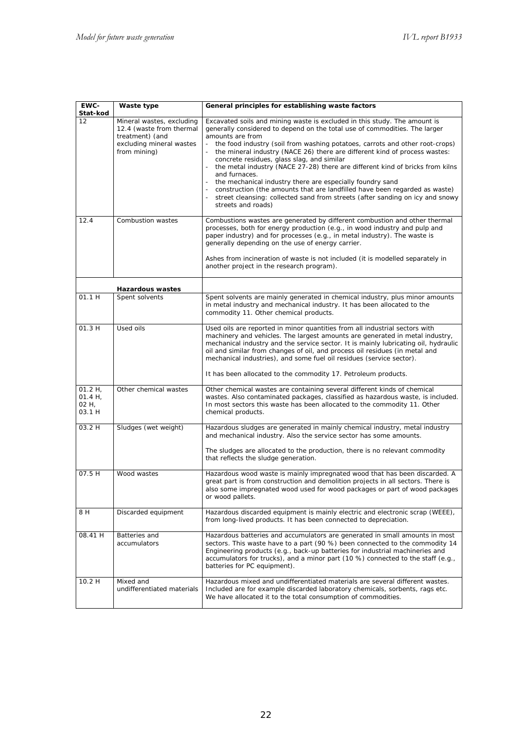| EWC-Stat-kod | Waste type | General principles for establishing waste factors |
|---|---|---|
| 12 | Mineral wastes, excluding 12.4 (waste from thermal treatment) (and excluding mineral wastes from mining) | Excavated soils and mining waste is excluded in this study. The amount is generally considered to depend on the total use of commodities. The larger amounts are from<br>- the food industry (soil from washing potatoes, carrots and other root-crops)<br>- the mineral industry (NACE 26) there are different kind of process wastes: concrete residues, glass slag, and similar<br>- the metal industry (NACE 27-28) there are different kind of bricks from kilns and furnaces.<br>- the mechanical industry there are especially foundry sand<br>- construction (the amounts that are landfilled have been regarded as waste)<br>- street cleansing: collected sand from streets (after sanding on icy and snowy streets and roads) |
| 12.4 | Combustion wastes | Combustions wastes are generated by different combustion and other thermal processes, both for energy production (e.g., in wood industry and pulp and paper industry) and for processes (e.g., in metal industry). The waste is generally depending on the use of energy carrier.<br><br>Ashes from incineration of waste is not included (it is modelled separately in another project in the research program). |
| | **Hazardous wastes** | |
| 01.1 H | Spent solvents | Spent solvents are mainly generated in chemical industry, plus minor amounts in metal industry and mechanical industry. It has been allocated to the commodity 11. Other chemical products. |
| 01.3 H | Used oils | Used oils are reported in minor quantities from all industrial sectors with machinery and vehicles. The largest amounts are generated in metal industry, mechanical industry and the service sector. It is mainly lubricating oil, hydraulic oil and similar from changes of oil, and process oil residues (in metal and mechanical industries), and some fuel oil residues (service sector).<br><br>It has been allocated to the commodity 17. Petroleum products. |
| 01.2 H, 01.4 H, 02 H, 03.1 H | Other chemical wastes | Other chemical wastes are containing several different kinds of chemical wastes. Also contaminated packages, classified as hazardous waste, is included. In most sectors this waste has been allocated to the commodity 11. Other chemical products. |
| 03.2 H | Sludges (wet weight) | Hazardous sludges are generated in mainly chemical industry, metal industry and mechanical industry. Also the service sector has some amounts.<br><br>The sludges are allocated to the production, there is no relevant commodity that reflects the sludge generation. |
| 07.5 H | Wood wastes | Hazardous wood waste is mainly impregnated wood that has been discarded. A great part is from construction and demolition projects in all sectors. There is also some impregnated wood used for wood packages or part of wood packages or wood pallets. |
| 8 H | Discarded equipment | Hazardous discarded equipment is mainly electric and electronic scrap (WEEE), from long-lived products. It has been connected to depreciation. |
| 08.41 H | Batteries and accumulators | Hazardous batteries and accumulators are generated in small amounts in most sectors. This waste have to a part (90 %) been connected to the commodity 14 Engineering products (e.g., back-up batteries for industrial machineries and accumulators for trucks), and a minor part (10 %) connected to the staff (e.g., batteries for PC equipment). |
| 10.2 H | Mixed and undifferentiated materials | Hazardous mixed and undifferentiated materials are several different wastes. Included are for example discarded laboratory chemicals, sorbents, rags etc. We have allocated it to the total consumption of commodities. |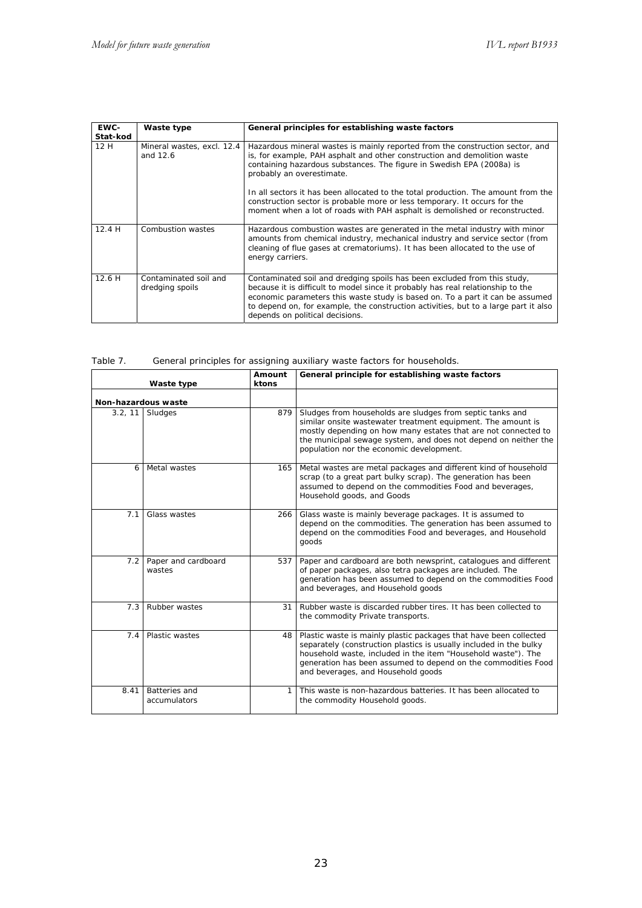| EWC-Stat-kod | Waste type | General principles for establishing waste factors |
|---|---|---|
| 12 H | Mineral wastes, excl. 12.4 and 12.6 | Hazardous mineral wastes is mainly reported from the construction sector, and is, for example, PAH asphalt and other construction and demolition waste containing hazardous substances. The figure in Swedish EPA (2008a) is probably an overestimate.<br><br>In all sectors it has been allocated to the total production. The amount from the construction sector is probable more or less temporary. It occurs for the moment when a lot of roads with PAH asphalt is demolished or reconstructed. |
| 12.4 H | Combustion wastes | Hazardous combustion wastes are generated in the metal industry with minor amounts from chemical industry, mechanical industry and service sector (from cleaning of flue gases at crematoriums). It has been allocated to the use of energy carriers. |
| 12.6 H | Contaminated soil and dredging spoils | Contaminated soil and dredging spoils has been excluded from this study, because it is difficult to model since it probably has real relationship to the economic parameters this waste study is based on. To a part it can be assumed to depend on, for example, the construction activities, but to a large part it also depends on political decisions. |

Table 7. General principles for assigning auxiliary waste factors for households.

| | Waste type | Amount ktons | General principle for establishing waste factors |
|---|---|---|---|
| **Non-hazardous waste** | | | |
| 3.2, 11 | Sludges | 879 | Sludges from households are sludges from septic tanks and similar onsite wastewater treatment equipment. The amount is mostly depending on how many estates that are not connected to the municipal sewage system, and does not depend on neither the population nor the economic development. |
| 6 | Metal wastes | 165 | Metal wastes are metal packages and different kind of household scrap (to a great part bulky scrap). The generation has been assumed to depend on the commodities Food and beverages, Household goods, and Goods |
| 7.1 | Glass wastes | 266 | Glass waste is mainly beverage packages. It is assumed to depend on the commodities. The generation has been assumed to depend on the commodities Food and beverages, and Household goods |
| 7.2 | Paper and cardboard wastes | 537 | Paper and cardboard are both newsprint, catalogues and different of paper packages, also tetra packages are included. The generation has been assumed to depend on the commodities Food and beverages, and Household goods |
| 7.3 | Rubber wastes | 31 | Rubber waste is discarded rubber tires. It has been collected to the commodity Private transports. |
| 7.4 | Plastic wastes | 48 | Plastic waste is mainly plastic packages that have been collected separately (construction plastics is usually included in the bulky household waste, included in the item "Household waste"). The generation has been assumed to depend on the commodities Food and beverages, and Household goods |
| 8.41 | Batteries and accumulators | 1 | This waste is non-hazardous batteries. It has been allocated to the commodity Household goods. |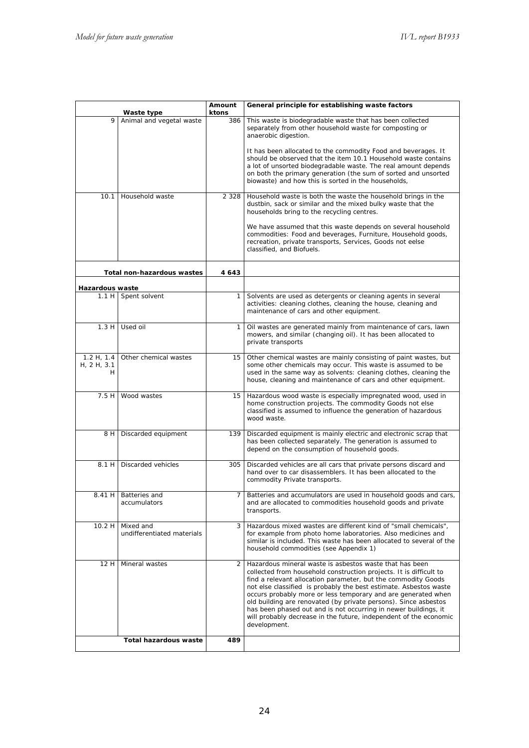| | Waste type | Amount ktons | General principle for establishing waste factors |
|---|---|---|---|
| 9 | Animal and vegetal waste | 386 | This waste is biodegradable waste that has been collected separately from other household waste for composting or anaerobic digestion.<br><br>It has been allocated to the commodity Food and beverages. It should be observed that the item 10.1 Household waste contains a lot of unsorted biodegradable waste. The real amount depends on both the primary generation (the sum of sorted and unsorted biowaste) and how this is sorted in the households, |
| 10.1 | Household waste | 2 328 | Household waste is both the waste the household brings in the dustbin, sack or similar and the mixed bulky waste that the households bring to the recycling centres.<br><br>We have assumed that this waste depends on several household commodities: Food and beverages, Furniture, Household goods, recreation, private transports, Services, Goods not eelse classified, and Biofuels. |
| | **Total non-hazardous wastes** | **4 643** | |
| **Hazardous waste** | | | |
| 1.1 H | Spent solvent | 1 | Solvents are used as detergents or cleaning agents in several activities: cleaning clothes, cleaning the house, cleaning and maintenance of cars and other equipment. |
| 1.3 H | Used oil | 1 | Oil wastes are generated mainly from maintenance of cars, lawn mowers, and similar (changing oil). It has been allocated to private transports |
| 1.2 H, 1.4 H, 2 H, 3.1 H | Other chemical wastes | 15 | Other chemical wastes are mainly consisting of paint wastes, but some other chemicals may occur. This waste is assumed to be used in the same way as solvents: cleaning clothes, cleaning the house, cleaning and maintenance of cars and other equipment. |
| 7.5 H | Wood wastes | 15 | Hazardous wood waste is especially impregnated wood, used in home construction projects. The commodity Goods not else classified is assumed to influence the generation of hazardous wood waste. |
| 8 H | Discarded equipment | 139 | Discarded equipment is mainly electric and electronic scrap that has been collected separately. The generation is assumed to depend on the consumption of household goods. |
| 8.1 H | Discarded vehicles | 305 | Discarded vehicles are all cars that private persons discard and hand over to car disassemblers. It has been allocated to the commodity Private transports. |
| 8.41 H | Batteries and accumulators | 7 | Batteries and accumulators are used in household goods and cars, and are allocated to commodities household goods and private transports. |
| 10.2 H | Mixed and undifferentiated materials | 3 | Hazardous mixed wastes are different kind of "small chemicals", for example from photo home laboratories. Also medicines and similar is included. This waste has been allocated to several of the household commodities (see Appendix 1) |
| 12 H | Mineral wastes | 2 | Hazardous mineral waste is asbestos waste that has been collected from household construction projects. It is difficult to find a relevant allocation parameter, but the commodity Goods not else classified is probably the best estimate. Asbestos waste occurs probably more or less temporary and are generated when old building are renovated (by private persons). Since asbestos has been phased out and is not occurring in newer buildings, it will probably decrease in the future, independent of the economic development. |
| | **Total hazardous waste** | **489** | |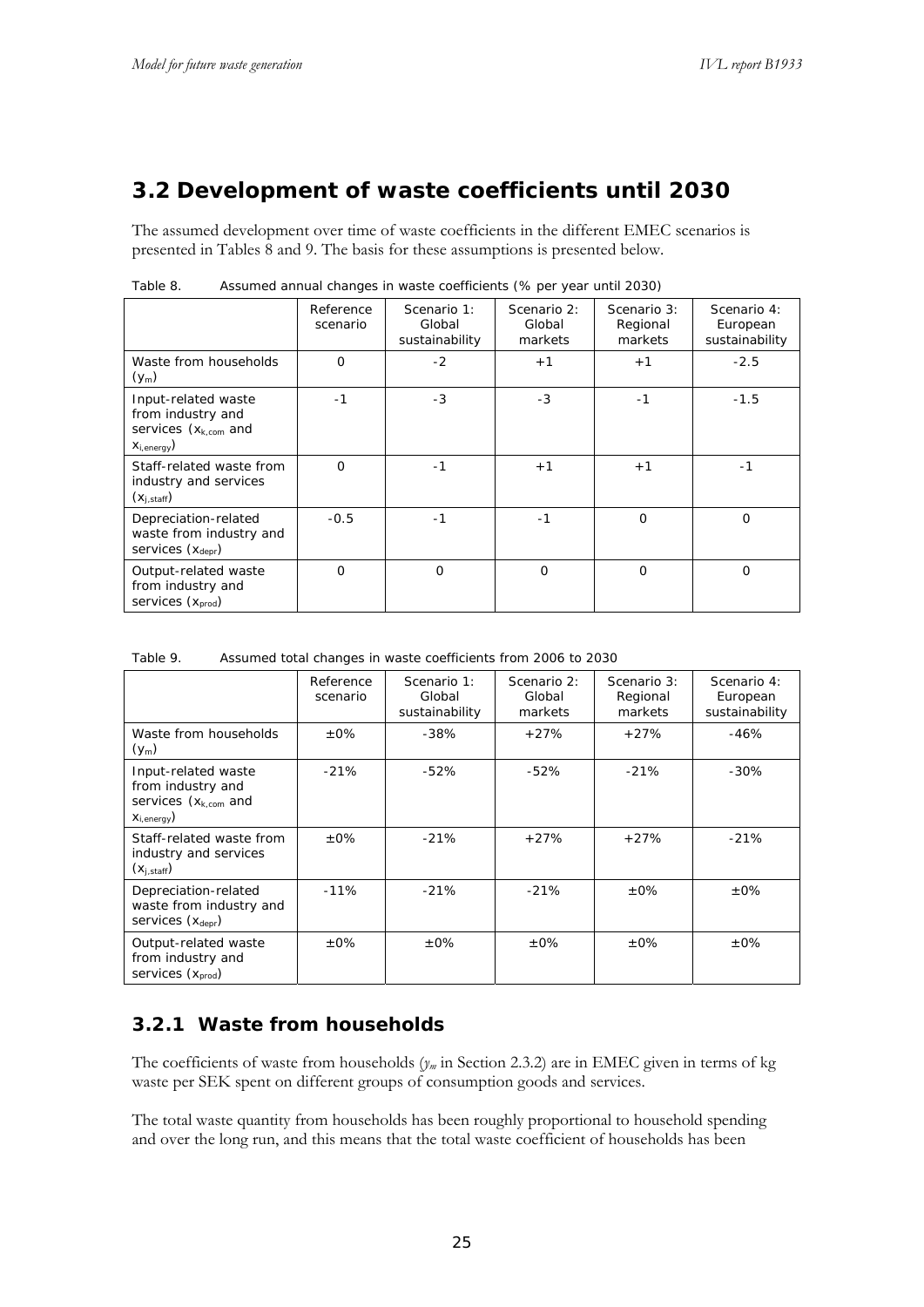## 3.2 Development of waste coefficients until 2030

The assumed development over time of waste coefficients in the different EMEC scenarios is presented in Tables 8 and 9. The basis for these assumptions is presented below.

Table 8. Assumed annual changes in waste coefficients (% per year until 2030)

| | Reference scenario | Scenario 1: Global sustainability | Scenario 2: Global markets | Scenario 3: Regional markets | Scenario 4: European sustainability |
|---|---|---|---|---|---|
| Waste from households ($y_m$) | 0 | -2 | +1 | +1 | -2.5 |
| Input-related waste from industry and services ($x_{k,com}$ and $x_{i,energy}$) | -1 | -3 | -3 | -1 | -1.5 |
| Staff-related waste from industry and services ($x_{j,staff}$) | 0 | -1 | +1 | +1 | -1 |
| Depreciation-related waste from industry and services ($x_{depr}$) | -0.5 | -1 | -1 | 0 | 0 |
| Output-related waste from industry and services ($x_{prod}$) | 0 | 0 | 0 | 0 | 0 |

Table 9. Assumed total changes in waste coefficients from 2006 to 2030

| | Reference scenario | Scenario 1: Global sustainability | Scenario 2: Global markets | Scenario 3: Regional markets | Scenario 4: European sustainability |
|---|---|---|---|---|---|
| Waste from households ($y_m$) | ±0% | -38% | +27% | +27% | -46% |
| Input-related waste from industry and services ($x_{k,com}$ and $x_{i,energy}$) | -21% | -52% | -52% | -21% | -30% |
| Staff-related waste from industry and services ($x_{j,staff}$) | ±0% | -21% | +27% | +27% | -21% |
| Depreciation-related waste from industry and services ($x_{depr}$) | -11% | -21% | -21% | ±0% | ±0% |
| Output-related waste from industry and services ($x_{prod}$) | ±0% | ±0% | ±0% | ±0% | ±0% |

### 3.2.1 Waste from households

The coefficients of waste from households ($y_m$ in Section 2.3.2) are in EMEC given in terms of kg waste per SEK spent on different groups of consumption goods and services.

The total waste quantity from households has been roughly proportional to household spending and over the long run, and this means that the total waste coefficient of households has been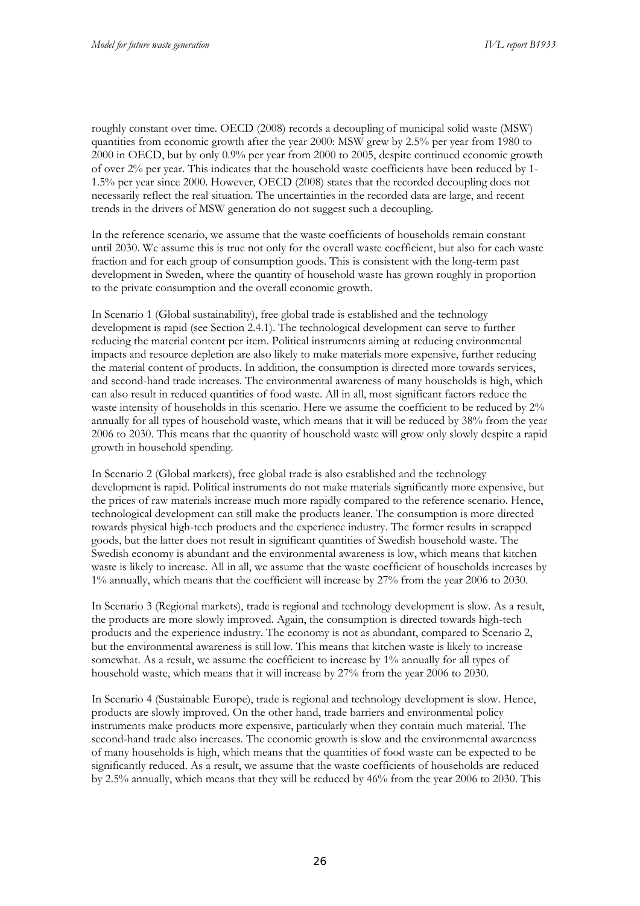roughly constant over time. OECD (2008) records a decoupling of municipal solid waste (MSW) quantities from economic growth after the year 2000: MSW grew by 2.5% per year from 1980 to 2000 in OECD, but by only 0.9% per year from 2000 to 2005, despite continued economic growth of over 2% per year. This indicates that the household waste coefficients have been reduced by 1-1.5% per year since 2000. However, OECD (2008) states that the recorded decoupling does not necessarily reflect the real situation. The uncertainties in the recorded data are large, and recent trends in the drivers of MSW generation do not suggest such a decoupling.

In the reference scenario, we assume that the waste coefficients of households remain constant until 2030. We assume this is true not only for the overall waste coefficient, but also for each waste fraction and for each group of consumption goods. This is consistent with the long-term past development in Sweden, where the quantity of household waste has grown roughly in proportion to the private consumption and the overall economic growth.

In Scenario 1 (Global sustainability), free global trade is established and the technology development is rapid (see Section 2.4.1). The technological development can serve to further reducing the material content per item. Political instruments aiming at reducing environmental impacts and resource depletion are also likely to make materials more expensive, further reducing the material content of products. In addition, the consumption is directed more towards services, and second-hand trade increases. The environmental awareness of many households is high, which can also result in reduced quantities of food waste. All in all, most significant factors reduce the waste intensity of households in this scenario. Here we assume the coefficient to be reduced by 2% annually for all types of household waste, which means that it will be reduced by 38% from the year 2006 to 2030. This means that the quantity of household waste will grow only slowly despite a rapid growth in household spending.

In Scenario 2 (Global markets), free global trade is also established and the technology development is rapid. Political instruments do not make materials significantly more expensive, but the prices of raw materials increase much more rapidly compared to the reference scenario. Hence, technological development can still make the products leaner. The consumption is more directed towards physical high-tech products and the experience industry. The former results in scrapped goods, but the latter does not result in significant quantities of Swedish household waste. The Swedish economy is abundant and the environmental awareness is low, which means that kitchen waste is likely to increase. All in all, we assume that the waste coefficient of households increases by 1% annually, which means that the coefficient will increase by 27% from the year 2006 to 2030.

In Scenario 3 (Regional markets), trade is regional and technology development is slow. As a result, the products are more slowly improved. Again, the consumption is directed towards high-tech products and the experience industry. The economy is not as abundant, compared to Scenario 2, but the environmental awareness is still low. This means that kitchen waste is likely to increase somewhat. As a result, we assume the coefficient to increase by 1% annually for all types of household waste, which means that it will increase by 27% from the year 2006 to 2030.

In Scenario 4 (Sustainable Europe), trade is regional and technology development is slow. Hence, products are slowly improved. On the other hand, trade barriers and environmental policy instruments make products more expensive, particularly when they contain much material. The second-hand trade also increases. The economic growth is slow and the environmental awareness of many households is high, which means that the quantities of food waste can be expected to be significantly reduced. As a result, we assume that the waste coefficients of households are reduced by 2.5% annually, which means that they will be reduced by 46% from the year 2006 to 2030. This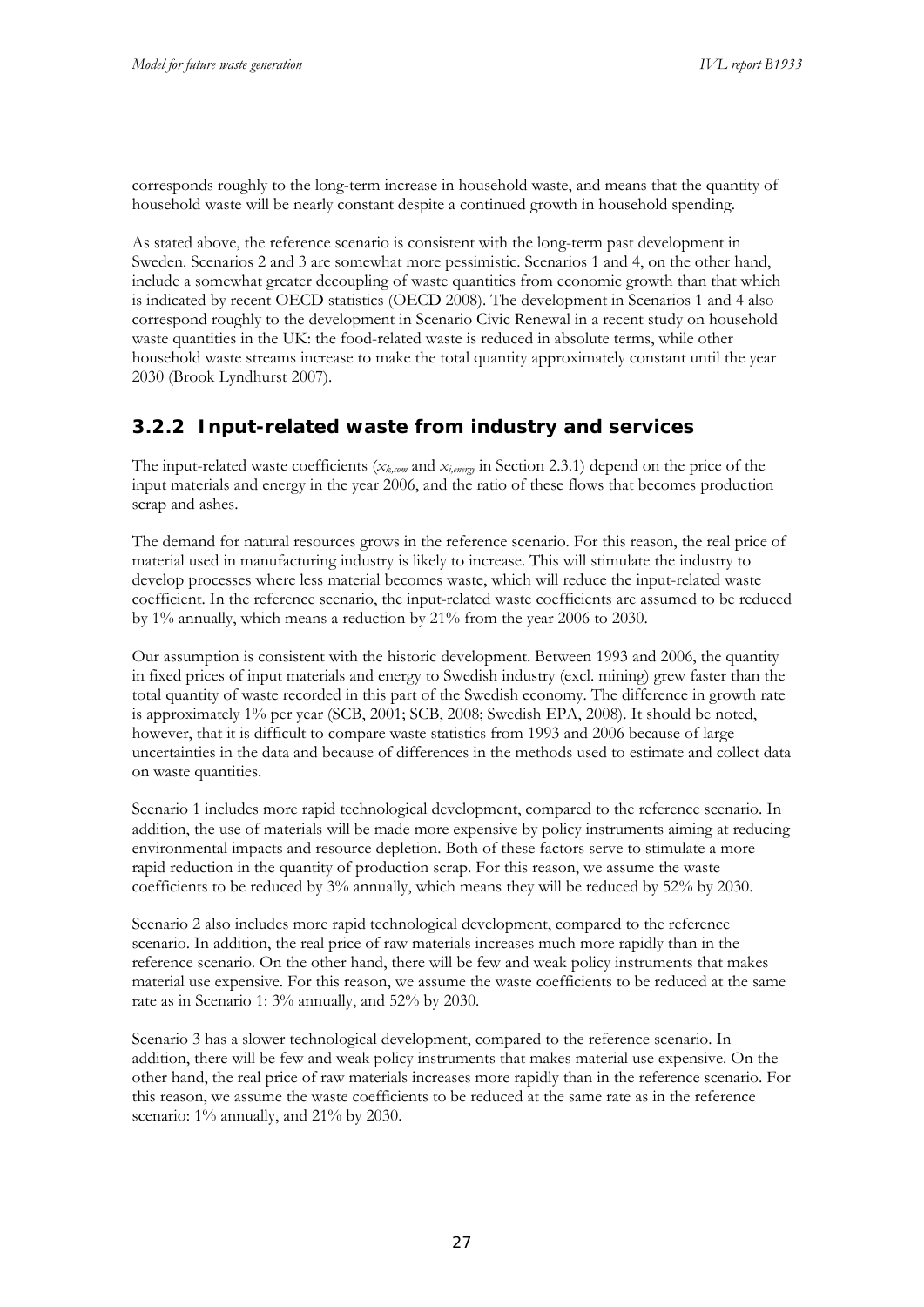corresponds roughly to the long-term increase in household waste, and means that the quantity of household waste will be nearly constant despite a continued growth in household spending.

As stated above, the reference scenario is consistent with the long-term past development in Sweden. Scenarios 2 and 3 are somewhat more pessimistic. Scenarios 1 and 4, on the other hand, include a somewhat greater decoupling of waste quantities from economic growth than that which is indicated by recent OECD statistics (OECD 2008). The development in Scenarios 1 and 4 also correspond roughly to the development in Scenario Civic Renewal in a recent study on household waste quantities in the UK: the food-related waste is reduced in absolute terms, while other household waste streams increase to make the total quantity approximately constant until the year 2030 (Brook Lyndhurst 2007).

### 3.2.2 Input-related waste from industry and services

The input-related waste coefficients ($x_{k,com}$ and $x_{i,energy}$ in Section 2.3.1) depend on the price of the input materials and energy in the year 2006, and the ratio of these flows that becomes production scrap and ashes.

The demand for natural resources grows in the reference scenario. For this reason, the real price of material used in manufacturing industry is likely to increase. This will stimulate the industry to develop processes where less material becomes waste, which will reduce the input-related waste coefficient. In the reference scenario, the input-related waste coefficients are assumed to be reduced by 1% annually, which means a reduction by 21% from the year 2006 to 2030.

Our assumption is consistent with the historic development. Between 1993 and 2006, the quantity in fixed prices of input materials and energy to Swedish industry (excl. mining) grew faster than the total quantity of waste recorded in this part of the Swedish economy. The difference in growth rate is approximately 1% per year (SCB, 2001; SCB, 2008; Swedish EPA, 2008). It should be noted, however, that it is difficult to compare waste statistics from 1993 and 2006 because of large uncertainties in the data and because of differences in the methods used to estimate and collect data on waste quantities.

Scenario 1 includes more rapid technological development, compared to the reference scenario. In addition, the use of materials will be made more expensive by policy instruments aiming at reducing environmental impacts and resource depletion. Both of these factors serve to stimulate a more rapid reduction in the quantity of production scrap. For this reason, we assume the waste coefficients to be reduced by 3% annually, which means they will be reduced by 52% by 2030.

Scenario 2 also includes more rapid technological development, compared to the reference scenario. In addition, the real price of raw materials increases much more rapidly than in the reference scenario. On the other hand, there will be few and weak policy instruments that makes material use expensive. For this reason, we assume the waste coefficients to be reduced at the same rate as in Scenario 1: 3% annually, and 52% by 2030.

Scenario 3 has a slower technological development, compared to the reference scenario. In addition, there will be few and weak policy instruments that makes material use expensive. On the other hand, the real price of raw materials increases more rapidly than in the reference scenario. For this reason, we assume the waste coefficients to be reduced at the same rate as in the reference scenario: 1% annually, and 21% by 2030.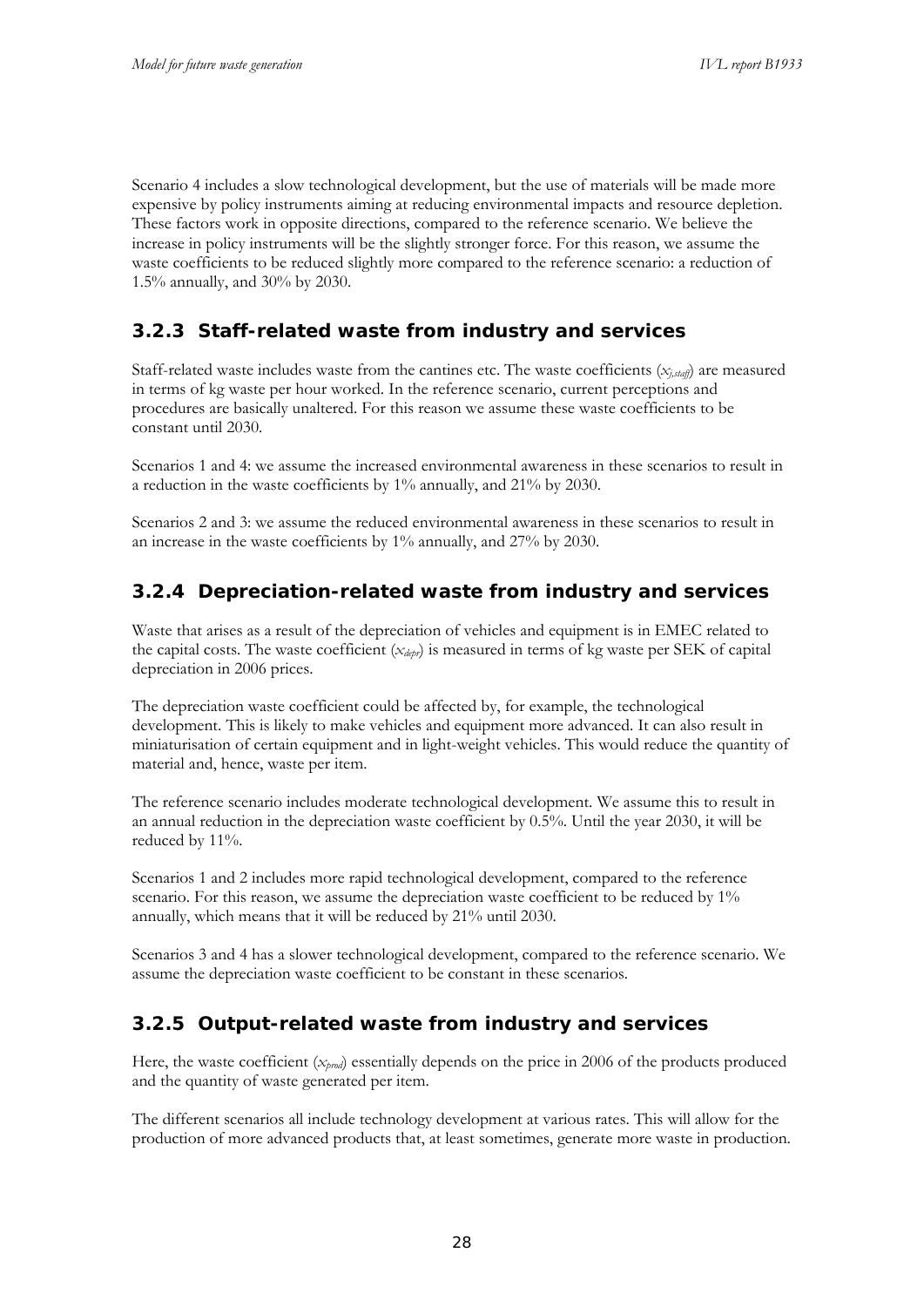Scenario 4 includes a slow technological development, but the use of materials will be made more expensive by policy instruments aiming at reducing environmental impacts and resource depletion. These factors work in opposite directions, compared to the reference scenario. We believe the increase in policy instruments will be the slightly stronger force. For this reason, we assume the waste coefficients to be reduced slightly more compared to the reference scenario: a reduction of 1.5% annually, and 30% by 2030.

### 3.2.3 Staff-related waste from industry and services

Staff-related waste includes waste from the cantines etc. The waste coefficients ($x_{j,staff}$) are measured in terms of kg waste per hour worked. In the reference scenario, current perceptions and procedures are basically unaltered. For this reason we assume these waste coefficients to be constant until 2030.

Scenarios 1 and 4: we assume the increased environmental awareness in these scenarios to result in a reduction in the waste coefficients by 1% annually, and 21% by 2030.

Scenarios 2 and 3: we assume the reduced environmental awareness in these scenarios to result in an increase in the waste coefficients by 1% annually, and 27% by 2030.

### 3.2.4 Depreciation-related waste from industry and services

Waste that arises as a result of the depreciation of vehicles and equipment is in EMEC related to the capital costs. The waste coefficient ($x_{depr}$) is measured in terms of kg waste per SEK of capital depreciation in 2006 prices.

The depreciation waste coefficient could be affected by, for example, the technological development. This is likely to make vehicles and equipment more advanced. It can also result in miniaturisation of certain equipment and in light-weight vehicles. This would reduce the quantity of material and, hence, waste per item.

The reference scenario includes moderate technological development. We assume this to result in an annual reduction in the depreciation waste coefficient by 0.5%. Until the year 2030, it will be reduced by 11%.

Scenarios 1 and 2 includes more rapid technological development, compared to the reference scenario. For this reason, we assume the depreciation waste coefficient to be reduced by 1% annually, which means that it will be reduced by 21% until 2030.

Scenarios 3 and 4 has a slower technological development, compared to the reference scenario. We assume the depreciation waste coefficient to be constant in these scenarios.

### 3.2.5 Output-related waste from industry and services

Here, the waste coefficient ($x_{prod}$) essentially depends on the price in 2006 of the products produced and the quantity of waste generated per item.

The different scenarios all include technology development at various rates. This will allow for the production of more advanced products that, at least sometimes, generate more waste in production.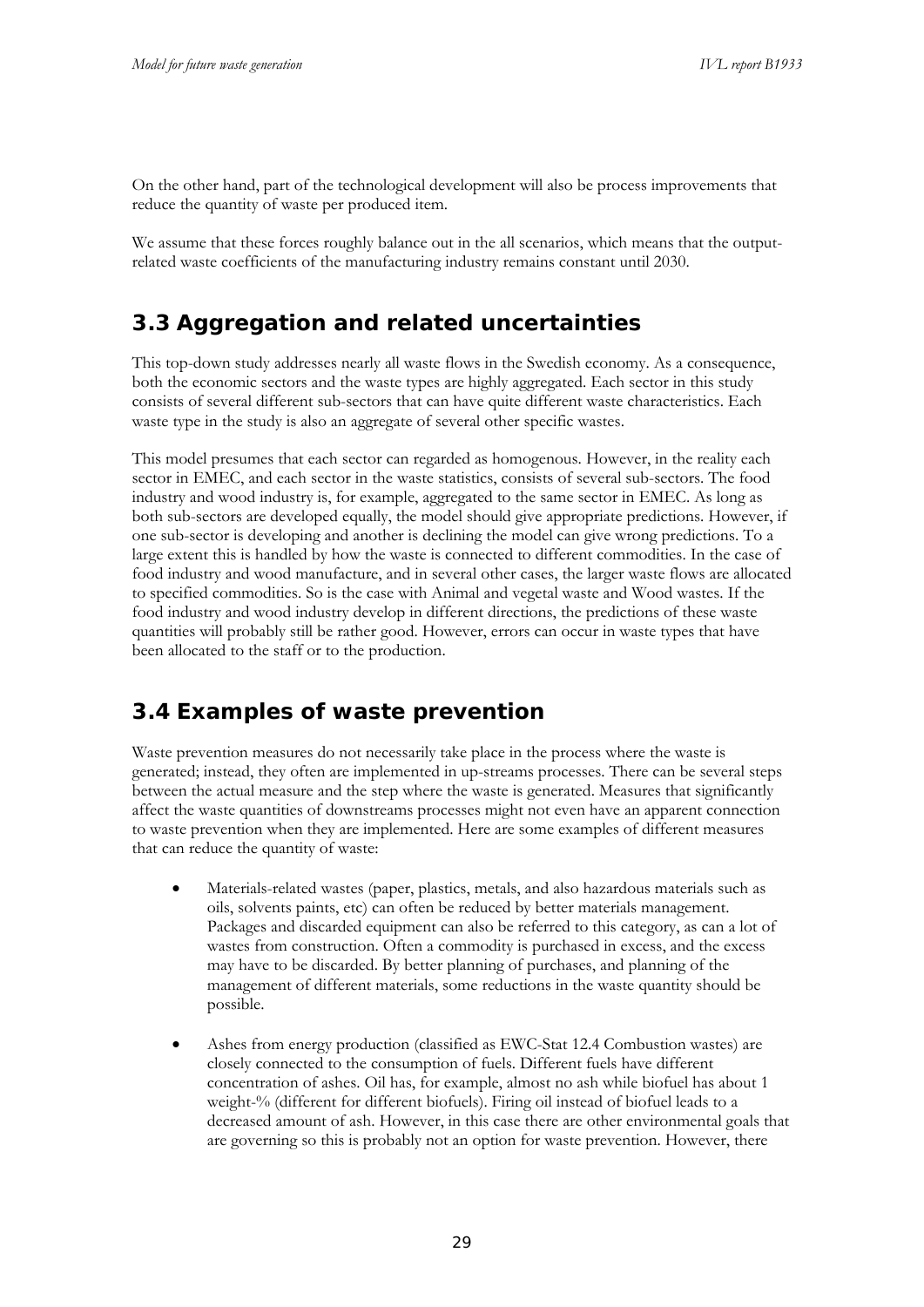On the other hand, part of the technological development will also be process improvements that reduce the quantity of waste per produced item.

We assume that these forces roughly balance out in the all scenarios, which means that the output-related waste coefficients of the manufacturing industry remains constant until 2030.

## 3.3 Aggregation and related uncertainties

This top-down study addresses nearly all waste flows in the Swedish economy. As a consequence, both the economic sectors and the waste types are highly aggregated. Each sector in this study consists of several different sub-sectors that can have quite different waste characteristics. Each waste type in the study is also an aggregate of several other specific wastes.

This model presumes that each sector can regarded as homogenous. However, in the reality each sector in EMEC, and each sector in the waste statistics, consists of several sub-sectors. The food industry and wood industry is, for example, aggregated to the same sector in EMEC. As long as both sub-sectors are developed equally, the model should give appropriate predictions. However, if one sub-sector is developing and another is declining the model can give wrong predictions. To a large extent this is handled by how the waste is connected to different commodities. In the case of food industry and wood manufacture, and in several other cases, the larger waste flows are allocated to specified commodities. So is the case with Animal and vegetal waste and Wood wastes. If the food industry and wood industry develop in different directions, the predictions of these waste quantities will probably still be rather good. However, errors can occur in waste types that have been allocated to the staff or to the production.

## 3.4 Examples of waste prevention

Waste prevention measures do not necessarily take place in the process where the waste is generated; instead, they often are implemented in up-streams processes. There can be several steps between the actual measure and the step where the waste is generated. Measures that significantly affect the waste quantities of downstreams processes might not even have an apparent connection to waste prevention when they are implemented. Here are some examples of different measures that can reduce the quantity of waste:

- Materials-related wastes (paper, plastics, metals, and also hazardous materials such as oils, solvents paints, etc) can often be reduced by better materials management. Packages and discarded equipment can also be referred to this category, as can a lot of wastes from construction. Often a commodity is purchased in excess, and the excess may have to be discarded. By better planning of purchases, and planning of the management of different materials, some reductions in the waste quantity should be possible.

- Ashes from energy production (classified as EWC-Stat 12.4 Combustion wastes) are closely connected to the consumption of fuels. Different fuels have different concentration of ashes. Oil has, for example, almost no ash while biofuel has about 1 weight-% (different for different biofuels). Firing oil instead of biofuel leads to a decreased amount of ash. However, in this case there are other environmental goals that are governing so this is probably not an option for waste prevention. However, there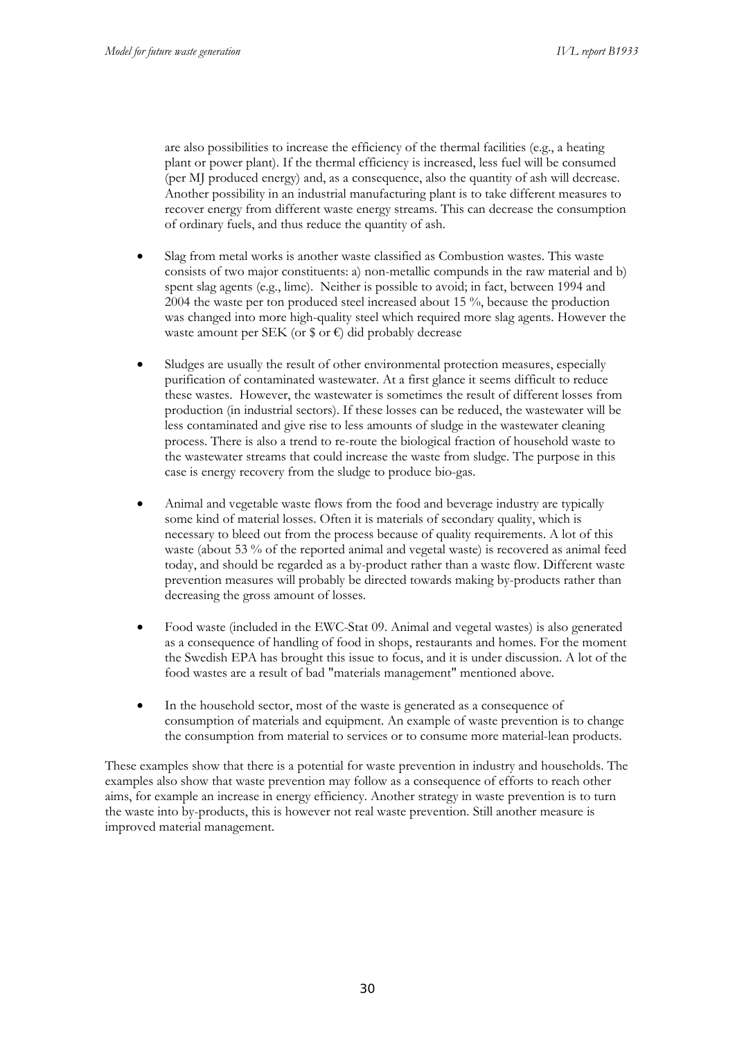are also possibilities to increase the efficiency of the thermal facilities (e.g., a heating plant or power plant). If the thermal efficiency is increased, less fuel will be consumed (per MJ produced energy) and, as a consequence, also the quantity of ash will decrease. Another possibility in an industrial manufacturing plant is to take different measures to recover energy from different waste energy streams. This can decrease the consumption of ordinary fuels, and thus reduce the quantity of ash.

- Slag from metal works is another waste classified as Combustion wastes. This waste consists of two major constituents: a) non-metallic compunds in the raw material and b) spent slag agents (e.g., lime). Neither is possible to avoid; in fact, between 1994 and 2004 the waste per ton produced steel increased about 15 %, because the production was changed into more high-quality steel which required more slag agents. However the waste amount per SEK (or $ or €) did probably decrease

- Sludges are usually the result of other environmental protection measures, especially purification of contaminated wastewater. At a first glance it seems difficult to reduce these wastes. However, the wastewater is sometimes the result of different losses from production (in industrial sectors). If these losses can be reduced, the wastewater will be less contaminated and give rise to less amounts of sludge in the wastewater cleaning process. There is also a trend to re-route the biological fraction of household waste to the wastewater streams that could increase the waste from sludge. The purpose in this case is energy recovery from the sludge to produce bio-gas.

- Animal and vegetable waste flows from the food and beverage industry are typically some kind of material losses. Often it is materials of secondary quality, which is necessary to bleed out from the process because of quality requirements. A lot of this waste (about 53 % of the reported animal and vegetal waste) is recovered as animal feed today, and should be regarded as a by-product rather than a waste flow. Different waste prevention measures will probably be directed towards making by-products rather than decreasing the gross amount of losses.

- Food waste (included in the EWC-Stat 09. Animal and vegetal wastes) is also generated as a consequence of handling of food in shops, restaurants and homes. For the moment the Swedish EPA has brought this issue to focus, and it is under discussion. A lot of the food wastes are a result of bad "materials management" mentioned above.

- In the household sector, most of the waste is generated as a consequence of consumption of materials and equipment. An example of waste prevention is to change the consumption from material to services or to consume more material-lean products.

These examples show that there is a potential for waste prevention in industry and households. The examples also show that waste prevention may follow as a consequence of efforts to reach other aims, for example an increase in energy efficiency. Another strategy in waste prevention is to turn the waste into by-products, this is however not real waste prevention. Still another measure is improved material management.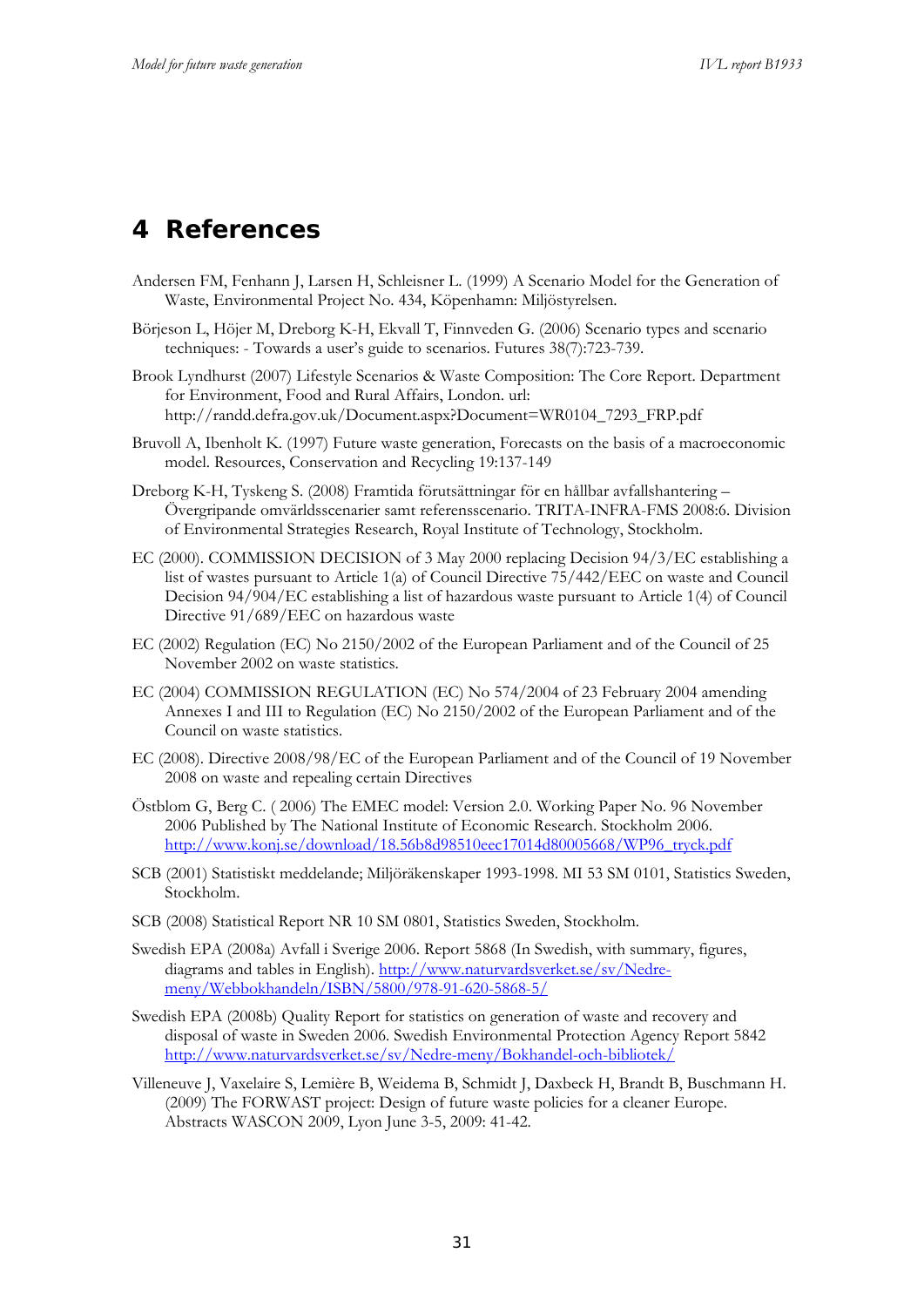# 4 References

Andersen FM, Fenhann J, Larsen H, Schleisner L. (1999) A Scenario Model for the Generation of Waste, Environmental Project No. 434, Köpenhamn: Miljöstyrelsen.

Börjeson L, Höjer M, Dreborg K-H, Ekvall T, Finnveden G. (2006) Scenario types and scenario techniques: - Towards a user's guide to scenarios. Futures 38(7):723-739.

Brook Lyndhurst (2007) Lifestyle Scenarios & Waste Composition: The Core Report. Department for Environment, Food and Rural Affairs, London. url: http://randd.defra.gov.uk/Document.aspx?Document=WR0104_7293_FRP.pdf

Bruvoll A, Ibenholt K. (1997) Future waste generation, Forecasts on the basis of a macroeconomic model. Resources, Conservation and Recycling 19:137-149

Dreborg K-H, Tyskeng S. (2008) Framtida förutsättningar för en hållbar avfallshantering – Övergripande omvärldsscenarier samt referensscenario. TRITA-INFRA-FMS 2008:6. Division of Environmental Strategies Research, Royal Institute of Technology, Stockholm.

EC (2000). COMMISSION DECISION of 3 May 2000 replacing Decision 94/3/EC establishing a list of wastes pursuant to Article 1(a) of Council Directive 75/442/EEC on waste and Council Decision 94/904/EC establishing a list of hazardous waste pursuant to Article 1(4) of Council Directive 91/689/EEC on hazardous waste

EC (2002) Regulation (EC) No 2150/2002 of the European Parliament and of the Council of 25 November 2002 on waste statistics.

EC (2004) COMMISSION REGULATION (EC) No 574/2004 of 23 February 2004 amending Annexes I and III to Regulation (EC) No 2150/2002 of the European Parliament and of the Council on waste statistics.

EC (2008). Directive 2008/98/EC of the European Parliament and of the Council of 19 November 2008 on waste and repealing certain Directives

Östblom G, Berg C. ( 2006) The EMEC model: Version 2.0. Working Paper No. 96 November 2006 Published by The National Institute of Economic Research. Stockholm 2006. http://www.konj.se/download/18.56b8d98510eec17014d80005668/WP96_tryck.pdf

SCB (2001) Statistiskt meddelande; Miljöräkenskaper 1993-1998. MI 53 SM 0101, Statistics Sweden, Stockholm.

SCB (2008) Statistical Report NR 10 SM 0801, Statistics Sweden, Stockholm.

Swedish EPA (2008a) Avfall i Sverige 2006. Report 5868 (In Swedish, with summary, figures, diagrams and tables in English). http://www.naturvardsverket.se/sv/Nedre-meny/Webbokhandeln/ISBN/5800/978-91-620-5868-5/

Swedish EPA (2008b) Quality Report for statistics on generation of waste and recovery and disposal of waste in Sweden 2006. Swedish Environmental Protection Agency Report 5842 http://www.naturvardsverket.se/sv/Nedre-meny/Bokhandel-och-bibliotek/

Villeneuve J, Vaxelaire S, Lemière B, Weidema B, Schmidt J, Daxbeck H, Brandt B, Buschmann H. (2009) The FORWAST project: Design of future waste policies for a cleaner Europe. Abstracts WASCON 2009, Lyon June 3-5, 2009: 41-42.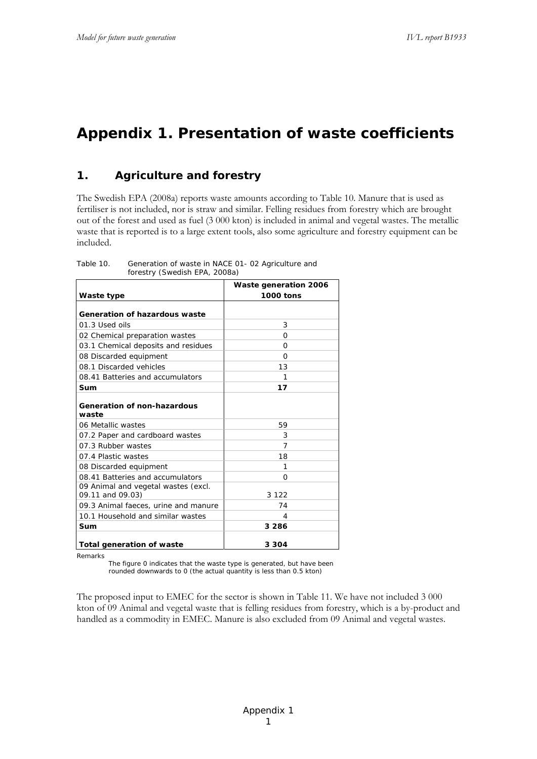# Appendix 1. Presentation of waste coefficients

## 1. Agriculture and forestry

The Swedish EPA (2008a) reports waste amounts according to Table 10. Manure that is used as fertiliser is not included, nor is straw and similar. Felling residues from forestry which are brought out of the forest and used as fuel (3 000 kton) is included in animal and vegetal wastes. The metallic waste that is reported is to a large extent tools, also some agriculture and forestry equipment can be included.

Table 10. Generation of waste in NACE 01- 02 Agriculture and forestry (Swedish EPA, 2008a)

| Waste type | Waste generation 2006 1000 tons |
|---|---|
| **Generation of hazardous waste** | |
| 01.3 Used oils | 3 |
| 02 Chemical preparation wastes | 0 |
| 03.1 Chemical deposits and residues | 0 |
| 08 Discarded equipment | 0 |
| 08.1 Discarded vehicles | 13 |
| 08.41 Batteries and accumulators | 1 |
| **Sum** | **17** |
| **Generation of non-hazardous waste** | |
| 06 Metallic wastes | 59 |
| 07.2 Paper and cardboard wastes | 3 |
| 07.3 Rubber wastes | 7 |
| 07.4 Plastic wastes | 18 |
| 08 Discarded equipment | 1 |
| 08.41 Batteries and accumulators | 0 |
| 09 Animal and vegetal wastes (excl. 09.11 and 09.03) | 3 122 |
| 09.3 Animal faeces, urine and manure | 74 |
| 10.1 Household and similar wastes | 4 |
| **Sum** | **3 286** |
| **Total generation of waste** | **3 304** |

Remarks

The figure 0 indicates that the waste type is generated, but have been rounded downwards to 0 (the actual quantity is less than 0.5 kton)

The proposed input to EMEC for the sector is shown in Table 11. We have not included 3 000 kton of 09 Animal and vegetal waste that is felling residues from forestry, which is a by-product and handled as a commodity in EMEC. Manure is also excluded from 09 Animal and vegetal wastes.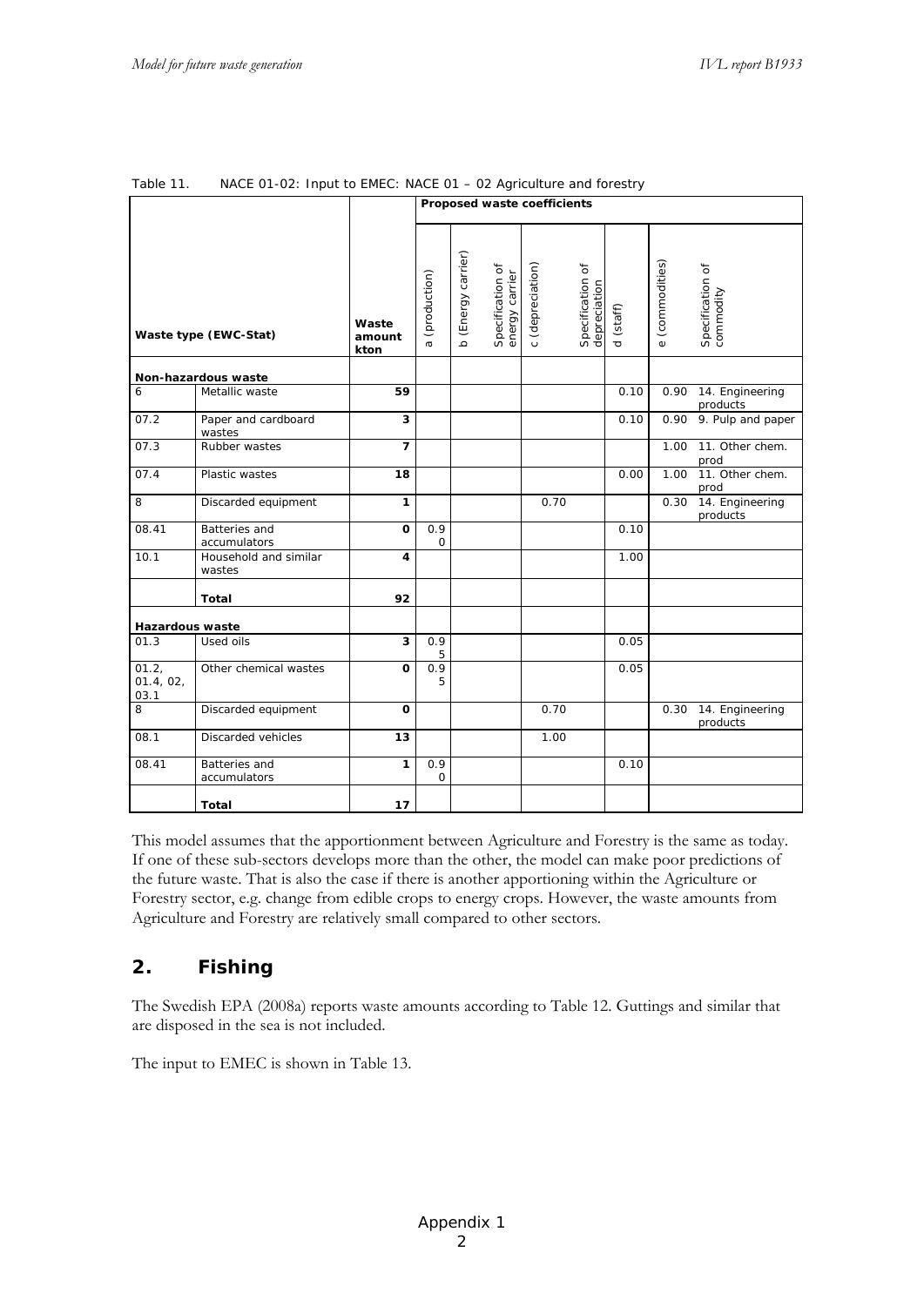Table 11. NACE 01-02: Input to EMEC: NACE 01 – 02 Agriculture and forestry

| Waste type (EWC-Stat) | | Waste amount kton | Proposed waste coefficients | | | | | | | |
|---|---|---|---|---|---|---|---|---|---|---|
| | | | a (production) | b (Energy carrier) | Specification of energy carrier | c (depreciation) | Specification of depreciation | d (staff) | e (commodities) | Specification of commodity |
| **Non-hazardous waste** | | | | | | | | | | |
| 6 | Metallic waste | **59** | | | | | | 0.10 | 0.90 | 14. Engineering products |
| 07.2 | Paper and cardboard wastes | **3** | | | | | | 0.10 | 0.90 | 9. Pulp and paper |
| 07.3 | Rubber wastes | **7** | | | | | | | 1.00 | 11. Other chem. prod |
| 07.4 | Plastic wastes | **18** | | | | | | 0.00 | 1.00 | 11. Other chem. prod |
| 8 | Discarded equipment | **1** | | | | 0.70 | | | 0.30 | 14. Engineering products |
| 08.41 | Batteries and accumulators | **0** | 0.90 | | | | | 0.10 | | |
| 10.1 | Household and similar wastes | **4** | | | | | | 1.00 | | |
| | **Total** | **92** | | | | | | | | |
| **Hazardous waste** | | | | | | | | | | |
| 01.3 | Used oils | **3** | 0.95 | | | | | 0.05 | | |
| 01.2, 01.4, 02, 03.1 | Other chemical wastes | **0** | 0.95 | | | | | 0.05 | | |
| 8 | Discarded equipment | **0** | | | | 0.70 | | | 0.30 | 14. Engineering products |
| 08.1 | Discarded vehicles | **13** | | | | 1.00 | | | | |
| 08.41 | Batteries and accumulators | **1** | 0.90 | | | | | 0.10 | | |
| | **Total** | **17** | | | | | | | | |

This model assumes that the apportionment between Agriculture and Forestry is the same as today. If one of these sub-sectors develops more than the other, the model can make poor predictions of the future waste. That is also the case if there is another apportioning within the Agriculture or Forestry sector, e.g. change from edible crops to energy crops. However, the waste amounts from Agriculture and Forestry are relatively small compared to other sectors.

## 2. Fishing

The Swedish EPA (2008a) reports waste amounts according to Table 12. Guttings and similar that are disposed in the sea is not included.

The input to EMEC is shown in Table 13.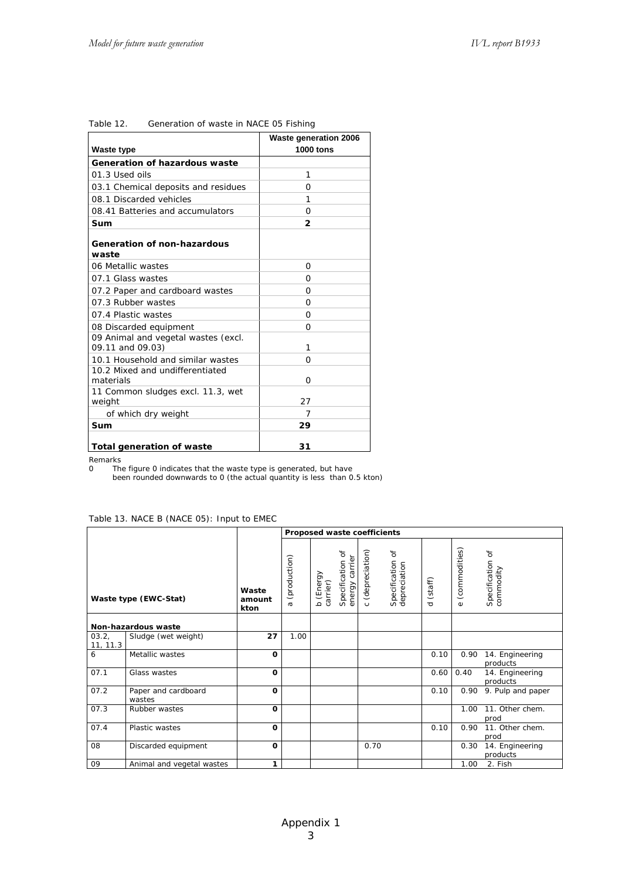Table 12. Generation of waste in NACE 05 Fishing

| Waste type | Waste generation 2006 1000 tons |
|---|---|
| **Generation of hazardous waste** | |
| 01.3 Used oils | 1 |
| 03.1 Chemical deposits and residues | 0 |
| 08.1 Discarded vehicles | 1 |
| 08.41 Batteries and accumulators | 0 |
| **Sum** | **2** |
| **Generation of non-hazardous waste** | |
| 06 Metallic wastes | 0 |
| 07.1 Glass wastes | 0 |
| 07.2 Paper and cardboard wastes | 0 |
| 07.3 Rubber wastes | 0 |
| 07.4 Plastic wastes | 0 |
| 08 Discarded equipment | 0 |
| 09 Animal and vegetal wastes (excl. 09.11 and 09.03) | 1 |
| 10.1 Household and similar wastes | 0 |
| 10.2 Mixed and undifferentiated materials | 0 |
| 11 Common sludges excl. 11.3, wet weight | 27 |
| of which dry weight | 7 |
| **Sum** | **29** |
| **Total generation of waste** | **31** |

Remarks
0 The figure 0 indicates that the waste type is generated, but have been rounded downwards to 0 (the actual quantity is less than 0.5 kton)

Table 13. NACE B (NACE 05): Input to EMEC

| Waste type (EWC-Stat) | | Waste amount kton | Proposed waste coefficients | | | | | | | |
|---|---|---|---|---|---|---|---|---|---|---|
| | | | a (production) | b (Energy carrier) | Specification of energy carrier | c (depreciation) | Specification of depreciation | d (staff) | e (commodities) | Specification of commodity |
| **Non-hazardous waste** | | | | | | | | | | |
| 03.2, 11, 11.3 | Sludge (wet weight) | **27** | 1.00 | | | | | | | |
| 6 | Metallic wastes | **0** | | | | | | 0.10 | 0.90 | 14. Engineering products |
| 07.1 | Glass wastes | **0** | | | | | | 0.60 | 0.40 | 14. Engineering products |
| 07.2 | Paper and cardboard wastes | **0** | | | | | | 0.10 | 0.90 | 9. Pulp and paper |
| 07.3 | Rubber wastes | **0** | | | | | | | 1.00 | 11. Other chem. prod |
| 07.4 | Plastic wastes | **0** | | | | | | 0.10 | 0.90 | 11. Other chem. prod |
| 08 | Discarded equipment | **0** | | | | 0.70 | | | 0.30 | 14. Engineering products |
| 09 | Animal and vegetal wastes | **1** | | | | | | | 1.00 | 2. Fish |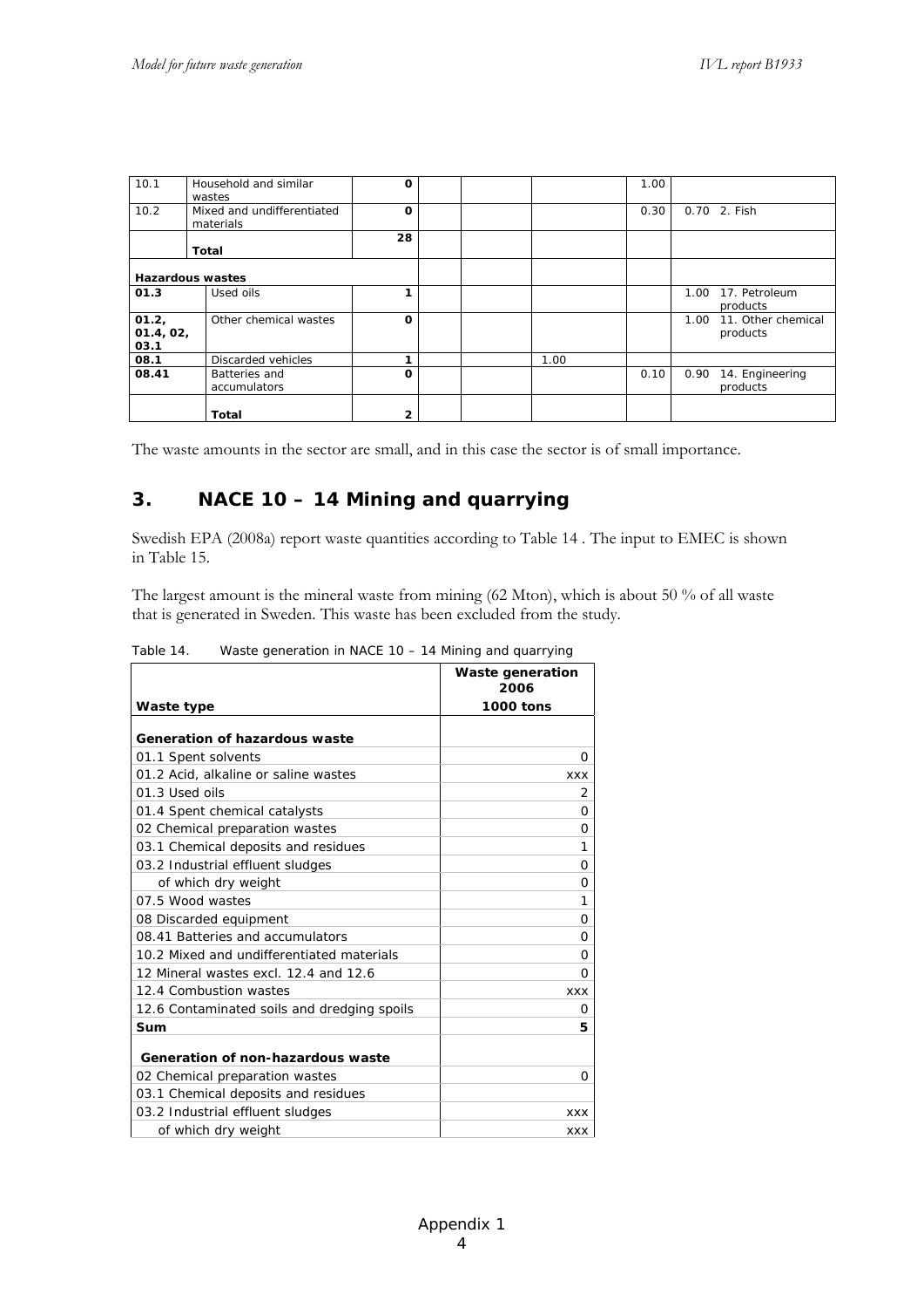| 10.1 | Household and similar wastes | **0** | | | | 1.00 | |
|---|---|---|---|---|---|---|---|
| 10.2 | Mixed and undifferentiated materials | **0** | | | | 0.30 | 0.70 2. Fish |
| | **Total** | **28** | | | | | |
| **Hazardous wastes** | | | | | | | |
| **01.3** | Used oils | **1** | | | | | 1.00 17. Petroleum products |
| **01.2, 01.4, 02, 03.1** | Other chemical wastes | **0** | | | | | 1.00 11. Other chemical products |
| **08.1** | Discarded vehicles | **1** | | | 1.00 | | |
| **08.41** | Batteries and accumulators | **0** | | | | 0.10 | 0.90 14. Engineering products |
| | **Total** | **2** | | | | | |

The waste amounts in the sector are small, and in this case the sector is of small importance.

## 3. NACE 10 – 14 Mining and quarrying

Swedish EPA (2008a) report waste quantities according to Table 14 . The input to EMEC is shown in Table 15.

The largest amount is the mineral waste from mining (62 Mton), which is about 50 % of all waste that is generated in Sweden. This waste has been excluded from the study.

Table 14. Waste generation in NACE 10 – 14 Mining and quarrying

| Waste type | Waste generation 2006 1000 tons |
|---|---|
| **Generation of hazardous waste** | |
| 01.1 Spent solvents | 0 |
| 01.2 Acid, alkaline or saline wastes | xxx |
| 01.3 Used oils | 2 |
| 01.4 Spent chemical catalysts | 0 |
| 02 Chemical preparation wastes | 0 |
| 03.1 Chemical deposits and residues | 1 |
| 03.2 Industrial effluent sludges | 0 |
| of which dry weight | 0 |
| 07.5 Wood wastes | 1 |
| 08 Discarded equipment | 0 |
| 08.41 Batteries and accumulators | 0 |
| 10.2 Mixed and undifferentiated materials | 0 |
| 12 Mineral wastes excl. 12.4 and 12.6 | 0 |
| 12.4 Combustion wastes | xxx |
| 12.6 Contaminated soils and dredging spoils | 0 |
| **Sum** | **5** |
| **Generation of non-hazardous waste** | |
| 02 Chemical preparation wastes | 0 |
| 03.1 Chemical deposits and residues | |
| 03.2 Industrial effluent sludges | xxx |
| of which dry weight | xxx |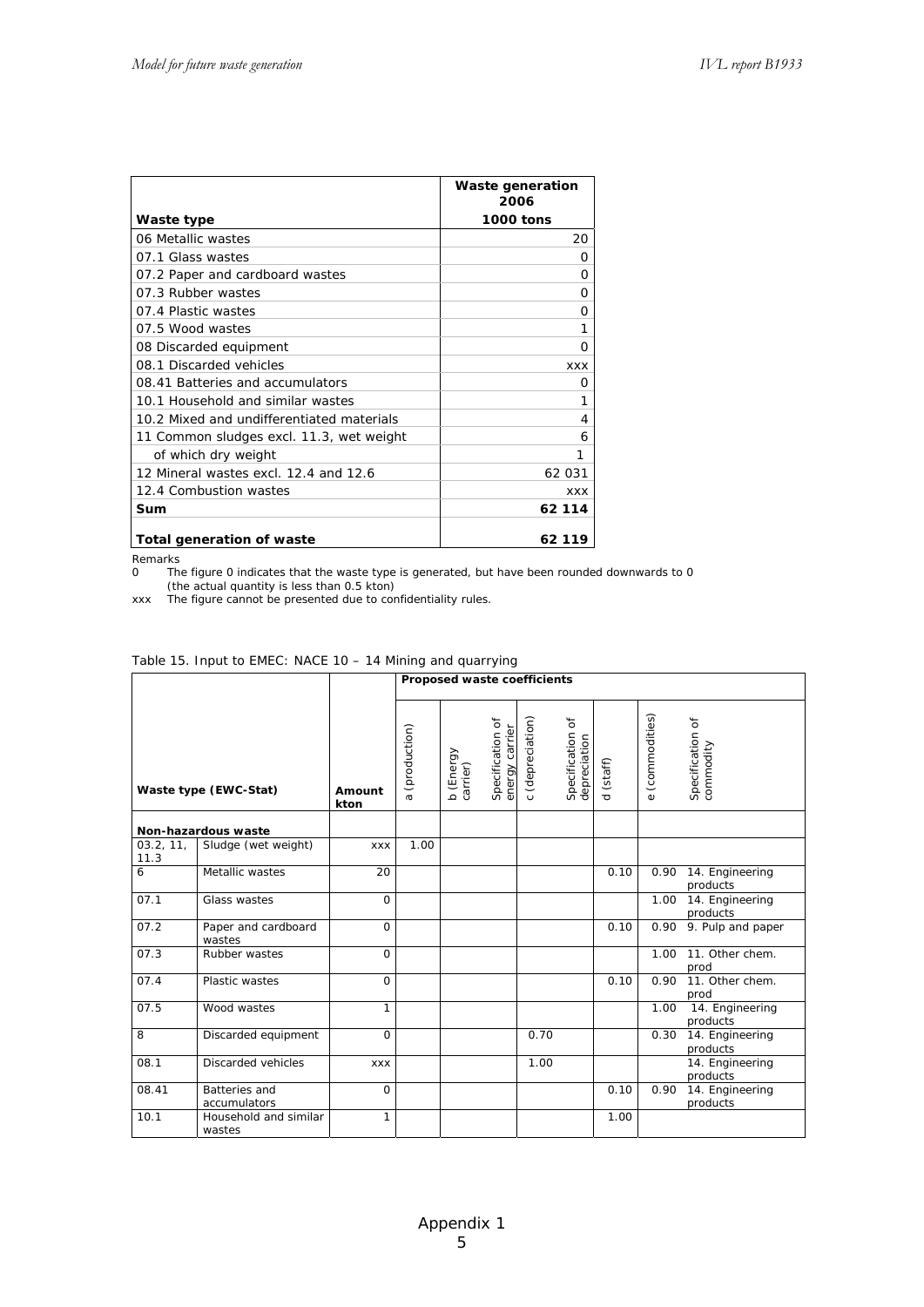| Waste type | Waste generation 2006 1000 tons |
|---|---|
| 06 Metallic wastes | 20 |
| 07.1 Glass wastes | 0 |
| 07.2 Paper and cardboard wastes | 0 |
| 07.3 Rubber wastes | 0 |
| 07.4 Plastic wastes | 0 |
| 07.5 Wood wastes | 1 |
| 08 Discarded equipment | 0 |
| 08.1 Discarded vehicles | xxx |
| 08.41 Batteries and accumulators | 0 |
| 10.1 Household and similar wastes | 1 |
| 10.2 Mixed and undifferentiated materials | 4 |
| 11 Common sludges excl. 11.3, wet weight | 6 |
| of which dry weight | 1 |
| 12 Mineral wastes excl. 12.4 and 12.6 | 62 031 |
| 12.4 Combustion wastes | xxx |
| **Sum** | **62 114** |
| **Total generation of waste** | **62 119** |

Remarks

0 The figure 0 indicates that the waste type is generated, but have been rounded downwards to 0 (the actual quantity is less than 0.5 kton)

xxx The figure cannot be presented due to confidentiality rules.

Table 15. Input to EMEC: NACE 10 – 14 Mining and quarrying

| Waste type (EWC-Stat) | | Amount kton | Proposed waste coefficients | | | | | | | |
|---|---|---|---|---|---|---|---|---|---|---|
| | | | a (production) | b (Energy carrier) | Specification of energy carrier | c (depreciation) | Specification of depreciation | d (staff) | e (commodities) | Specification of commodity |
| **Non-hazardous waste** | | | | | | | | | | |
| 03.2, 11, 11.3 | Sludge (wet weight) | xxx | 1.00 | | | | | | | |
| 6 | Metallic wastes | 20 | | | | | | 0.10 | 0.90 | 14. Engineering products |
| 07.1 | Glass wastes | 0 | | | | | | | 1.00 | 14. Engineering products |
| 07.2 | Paper and cardboard wastes | 0 | | | | | | 0.10 | 0.90 | 9. Pulp and paper |
| 07.3 | Rubber wastes | 0 | | | | | | | 1.00 | 11. Other chem. prod |
| 07.4 | Plastic wastes | 0 | | | | | | 0.10 | 0.90 | 11. Other chem. prod |
| 07.5 | Wood wastes | 1 | | | | | | | 1.00 | 14. Engineering products |
| 8 | Discarded equipment | 0 | | | | 0.70 | | | 0.30 | 14. Engineering products |
| 08.1 | Discarded vehicles | xxx | | | | 1.00 | | | | 14. Engineering products |
| 08.41 | Batteries and accumulators | 0 | | | | | | 0.10 | 0.90 | 14. Engineering products |
| 10.1 | Household and similar wastes | 1 | | | | | | 1.00 | | |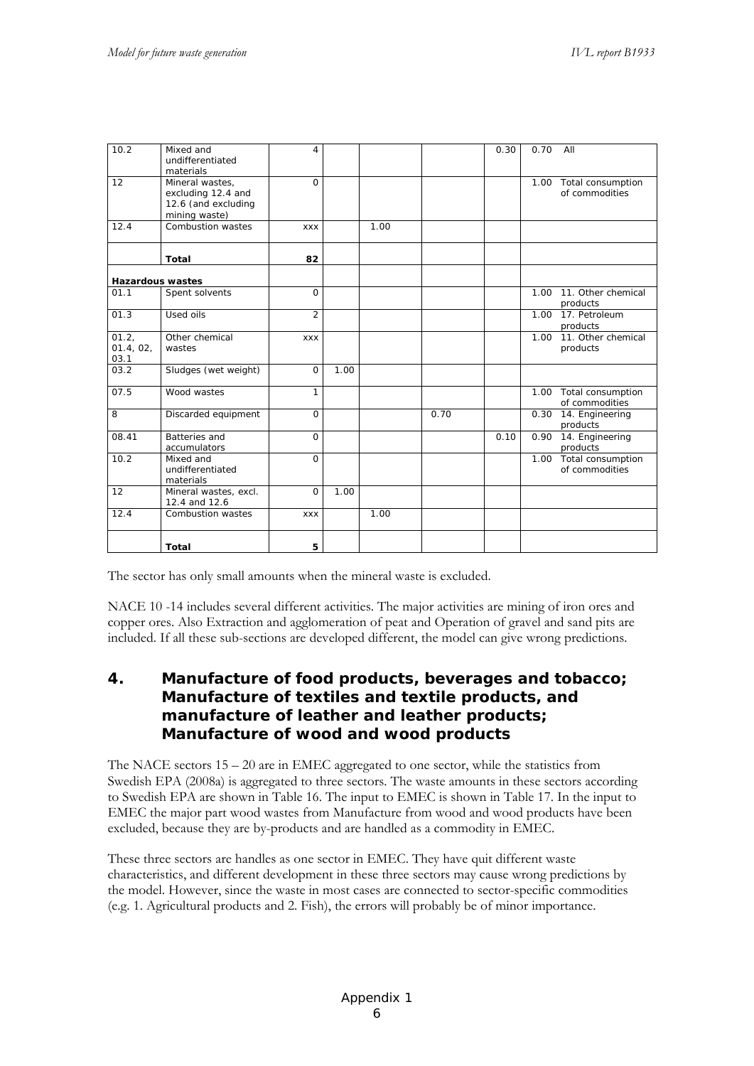| 10.2 | Mixed and undifferentiated materials | 4 | | | | 0.30 | 0.70 | All |
|---|---|---|---|---|---|---|---|---|
| 12 | Mineral wastes, excluding 12.4 and 12.6 (and excluding mining waste) | 0 | | | | | 1.00 | Total consumption of commodities |
| 12.4 | Combustion wastes | xxx | | 1.00 | | | | |
| | **Total** | **82** | | | | | | |
| **Hazardous wastes** | | | | | | | | |
| 01.1 | Spent solvents | 0 | | | | | 1.00 | 11. Other chemical products |
| 01.3 | Used oils | 2 | | | | | 1.00 | 17. Petroleum products |
| 01.2, 01.4, 02, 03.1 | Other chemical wastes | xxx | | | | | 1.00 | 11. Other chemical products |
| 03.2 | Sludges (wet weight) | 0 | 1.00 | | | | | |
| 07.5 | Wood wastes | 1 | | | | | 1.00 | Total consumption of commodities |
| 8 | Discarded equipment | 0 | | | 0.70 | | 0.30 | 14. Engineering products |
| 08.41 | Batteries and accumulators | 0 | | | | 0.10 | 0.90 | 14. Engineering products |
| 10.2 | Mixed and undifferentiated materials | 0 | | | | | 1.00 | Total consumption of commodities |
| 12 | Mineral wastes, excl. 12.4 and 12.6 | 0 | 1.00 | | | | | |
| 12.4 | Combustion wastes | xxx | | 1.00 | | | | |
| | **Total** | **5** | | | | | | |

The sector has only small amounts when the mineral waste is excluded.

NACE 10 -14 includes several different activities. The major activities are mining of iron ores and copper ores. Also Extraction and agglomeration of peat and Operation of gravel and sand pits are included. If all these sub-sections are developed different, the model can give wrong predictions.

## 4. Manufacture of food products, beverages and tobacco; Manufacture of textiles and textile products, and manufacture of leather and leather products; Manufacture of wood and wood products

The NACE sectors 15 – 20 are in EMEC aggregated to one sector, while the statistics from Swedish EPA (2008a) is aggregated to three sectors. The waste amounts in these sectors according to Swedish EPA are shown in Table 16. The input to EMEC is shown in Table 17. In the input to EMEC the major part wood wastes from Manufacture from wood and wood products have been excluded, because they are by-products and are handled as a commodity in EMEC.

These three sectors are handles as one sector in EMEC. They have quit different waste characteristics, and different development in these three sectors may cause wrong predictions by the model. However, since the waste in most cases are connected to sector-specific commodities (e.g. 1. Agricultural products and 2. Fish), the errors will probably be of minor importance.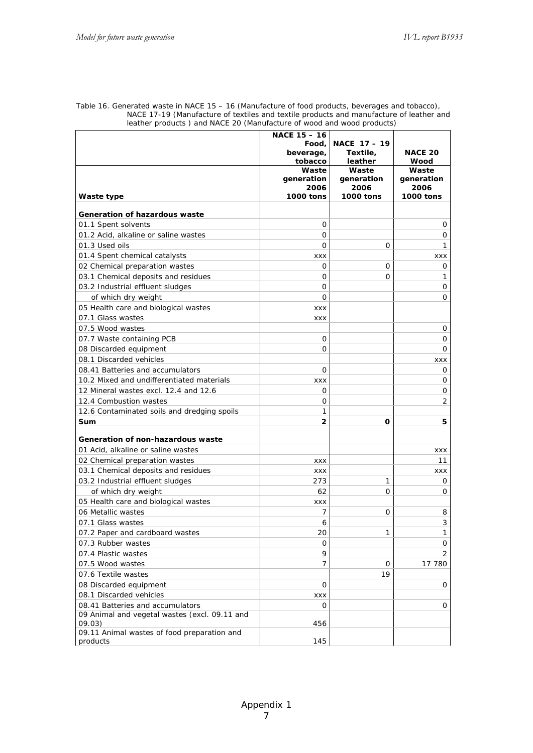Table 16. Generated waste in NACE 15 – 16 (Manufacture of food products, beverages and tobacco), NACE 17-19 (Manufacture of textiles and textile products and manufacture of leather and leather products ) and NACE 20 (Manufacture of wood and wood products)

| | NACE 15 – 16 Food, beverage, tobacco | NACE 17 – 19 Textile, leather | NACE 20 Wood |
|---|---|---|---|
| **Waste type** | **Waste generation 2006 1000 tons** | **Waste generation 2006 1000 tons** | **Waste generation 2006 1000 tons** |
| **Generation of hazardous waste** | | | |
| 01.1 Spent solvents | 0 | | 0 |
| 01.2 Acid, alkaline or saline wastes | 0 | | 0 |
| 01.3 Used oils | 0 | 0 | 1 |
| 01.4 Spent chemical catalysts | xxx | | xxx |
| 02 Chemical preparation wastes | 0 | 0 | 0 |
| 03.1 Chemical deposits and residues | 0 | 0 | 1 |
| 03.2 Industrial effluent sludges | 0 | | 0 |
| of which dry weight | 0 | | 0 |
| 05 Health care and biological wastes | xxx | | |
| 07.1 Glass wastes | xxx | | |
| 07.5 Wood wastes | | | 0 |
| 07.7 Waste containing PCB | 0 | | 0 |
| 08 Discarded equipment | 0 | | 0 |
| 08.1 Discarded vehicles | | | xxx |
| 08.41 Batteries and accumulators | 0 | | 0 |
| 10.2 Mixed and undifferentiated materials | xxx | | 0 |
| 12 Mineral wastes excl. 12.4 and 12.6 | 0 | | 0 |
| 12.4 Combustion wastes | 0 | | 2 |
| 12.6 Contaminated soils and dredging spoils | 1 | | |
| **Sum** | **2** | **0** | **5** |
| **Generation of non-hazardous waste** | | | |
| 01 Acid, alkaline or saline wastes | | | xxx |
| 02 Chemical preparation wastes | xxx | | 11 |
| 03.1 Chemical deposits and residues | xxx | | xxx |
| 03.2 Industrial effluent sludges | 273 | 1 | 0 |
| of which dry weight | 62 | 0 | 0 |
| 05 Health care and biological wastes | xxx | | |
| 06 Metallic wastes | 7 | 0 | 8 |
| 07.1 Glass wastes | 6 | | 3 |
| 07.2 Paper and cardboard wastes | 20 | 1 | 1 |
| 07.3 Rubber wastes | 0 | | 0 |
| 07.4 Plastic wastes | 9 | | 2 |
| 07.5 Wood wastes | 7 | 0 | 17 780 |
| 07.6 Textile wastes | | 19 | |
| 08 Discarded equipment | 0 | | 0 |
| 08.1 Discarded vehicles | xxx | | |
| 08.41 Batteries and accumulators | 0 | | 0 |
| 09 Animal and vegetal wastes (excl. 09.11 and 09.03) | 456 | | |
| 09.11 Animal wastes of food preparation and products | 145 | | |

Appendix 1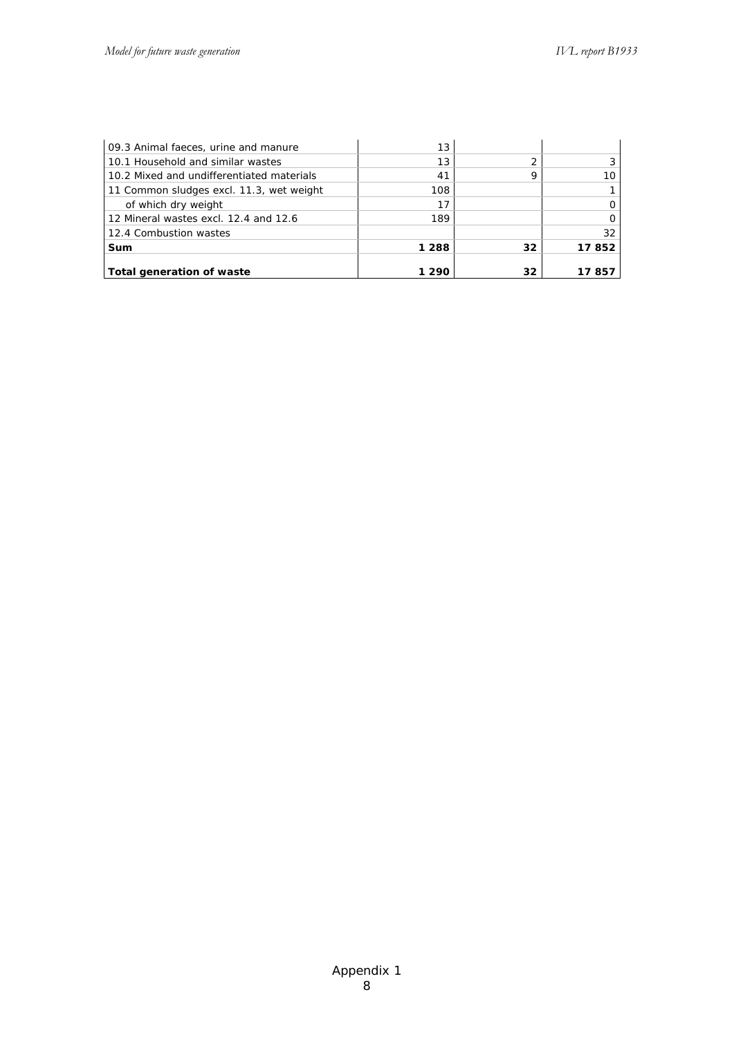| | | | |
|---|---|---|---|
| 09.3 Animal faeces, urine and manure | 13 | | |
| 10.1 Household and similar wastes | 13 | 2 | 3 |
| 10.2 Mixed and undifferentiated materials | 41 | 9 | 10 |
| 11 Common sludges excl. 11.3, wet weight | 108 | | 1 |
| of which dry weight | 17 | | 0 |
| 12 Mineral wastes excl. 12.4 and 12.6 | 189 | | 0 |
| 12.4 Combustion wastes | | | 32 |
| **Sum** | **1 288** | **32** | **17 852** |
| **Total generation of waste** | **1 290** | **32** | **17 857** |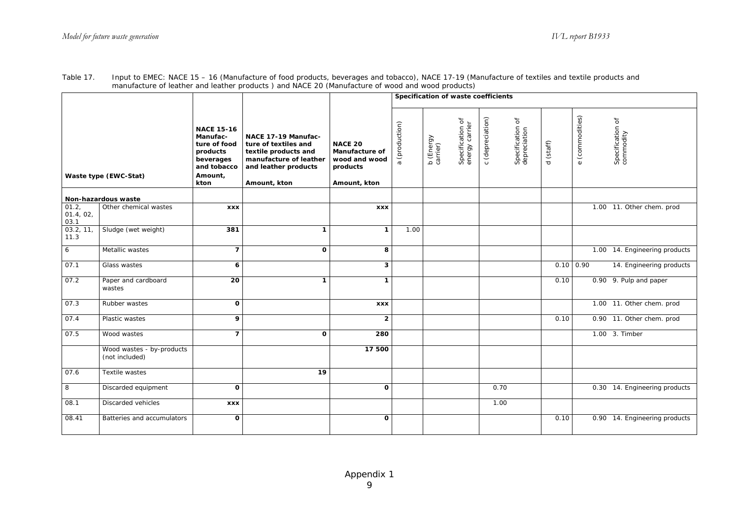Table 17. Input to EMEC: NACE 15 – 16 (Manufacture of food products, beverages and tobacco), NACE 17-19 (Manufacture of textiles and textile products and manufacture of leather and leather products ) and NACE 20 (Manufacture of wood and wood products)

| Waste type (EWC-Stat) | | NACE 15-16 Manufacture of food products beverages and tobacco Amount, kton | NACE 17-19 Manufacture of textiles and textile products and manufacture of leather and leather products Amount, kton | NACE 20 Manufacture of wood and wood products Amount, kton | Specification of waste coefficients | | | | | | | |
|---|---|---|---|---|---|---|---|---|---|---|---|---|
| | | | | | a (production) | b (Energy carrier) | Specification of energy carrier | c (depreciation) | Specification of depreciation | d (staff) | e (commodities) | Specification of commodity |
| **Non-hazardous waste** | | | | | | | | | | | | |
| 01.2, 01.4, 02, 03.1 | Other chemical wastes | **xxx** | | **xxx** | | | | | | | 1.00 | 11. Other chem. prod |
| 03.2, 11, 11.3 | Sludge (wet weight) | **381** | **1** | **1** | 1.00 | | | | | | | |
| 6 | Metallic wastes | **7** | **0** | **8** | | | | | | | 1.00 | 14. Engineering products |
| 07.1 | Glass wastes | **6** | | **3** | | | | | | 0.10 | 0.90 | 14. Engineering products |
| 07.2 | Paper and cardboard wastes | **20** | **1** | **1** | | | | | | 0.10 | 0.90 | 9. Pulp and paper |
| 07.3 | Rubber wastes | **0** | | **xxx** | | | | | | | 1.00 | 11. Other chem. prod |
| 07.4 | Plastic wastes | **9** | | **2** | | | | | | 0.10 | 0.90 | 11. Other chem. prod |
| 07.5 | Wood wastes | **7** | **0** | **280** | | | | | | | 1.00 | 3. Timber |
| | Wood wastes - by-products (not included) | | | **17 500** | | | | | | | | |
| 07.6 | Textile wastes | | **19** | | | | | | | | | |
| 8 | Discarded equipment | **0** | | **0** | | | | 0.70 | | | 0.30 | 14. Engineering products |
| 08.1 | Discarded vehicles | **xxx** | | | | | | 1.00 | | | | |
| 08.41 | Batteries and accumulators | **0** | | **0** | | | | | | 0.10 | 0.90 | 14. Engineering products |

Appendix 1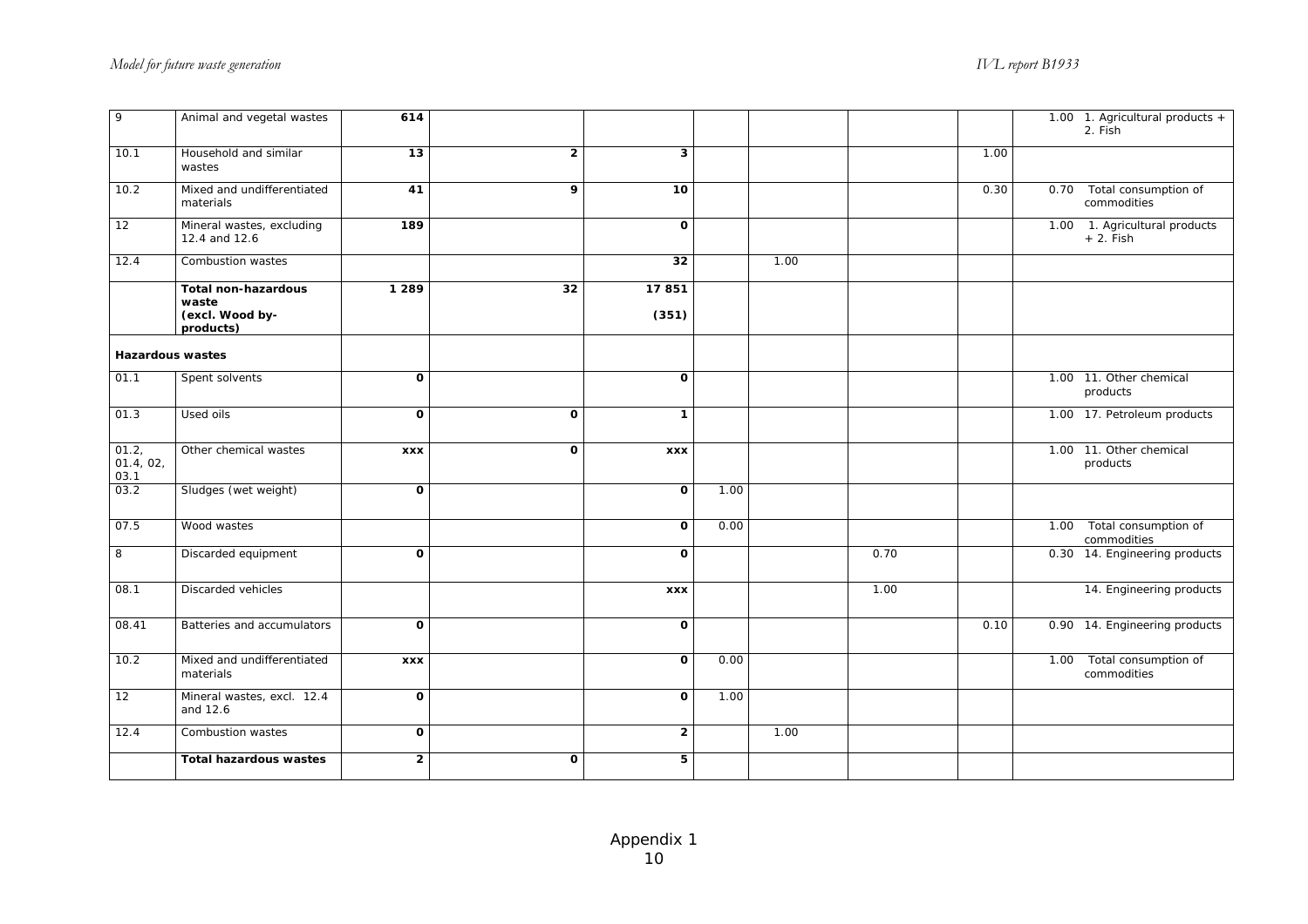| | | | | | | | | | |
|---|---|---|---|---|---|---|---|---|---|
| 9 | Animal and vegetal wastes | **614** | | | | | | | 1.00 1. Agricultural products + 2. Fish |
| 10.1 | Household and similar wastes | **13** | **2** | **3** | | | | 1.00 | |
| 10.2 | Mixed and undifferentiated materials | **41** | **9** | **10** | | | | 0.30 | 0.70 Total consumption of commodities |
| 12 | Mineral wastes, excluding 12.4 and 12.6 | **189** | | **0** | | | | | 1.00 1. Agricultural products + 2. Fish |
| 12.4 | Combustion wastes | | | **32** | | 1.00 | | | |
| | **Total non-hazardous waste (excl. Wood by-products)** | **1 289** | **32** | **17 851** **(351)** | | | | | |
| **Hazardous wastes** | | | | | | | | | |
| 01.1 | Spent solvents | **0** | | **0** | | | | | 1.00 11. Other chemical products |
| 01.3 | Used oils | **0** | **0** | **1** | | | | | 1.00 17. Petroleum products |
| 01.2, 01.4, 02, 03.1 | Other chemical wastes | **xxx** | **0** | **xxx** | | | | | 1.00 11. Other chemical products |
| 03.2 | Sludges (wet weight) | **0** | | **0** | 1.00 | | | | |
| 07.5 | Wood wastes | | | **0** | 0.00 | | | | 1.00 Total consumption of commodities |
| 8 | Discarded equipment | **0** | | **0** | | | 0.70 | | 0.30 14. Engineering products |
| 08.1 | Discarded vehicles | | | **xxx** | | | 1.00 | | 14. Engineering products |
| 08.41 | Batteries and accumulators | **0** | | **0** | | | | 0.10 | 0.90 14. Engineering products |
| 10.2 | Mixed and undifferentiated materials | **xxx** | | **0** | 0.00 | | | | 1.00 Total consumption of commodities |
| 12 | Mineral wastes, excl. 12.4 and 12.6 | **0** | | **0** | 1.00 | | | | |
| 12.4 | Combustion wastes | **0** | | **2** | | 1.00 | | | |
| | **Total hazardous wastes** | **2** | **0** | **5** | | | | | |

Appendix 1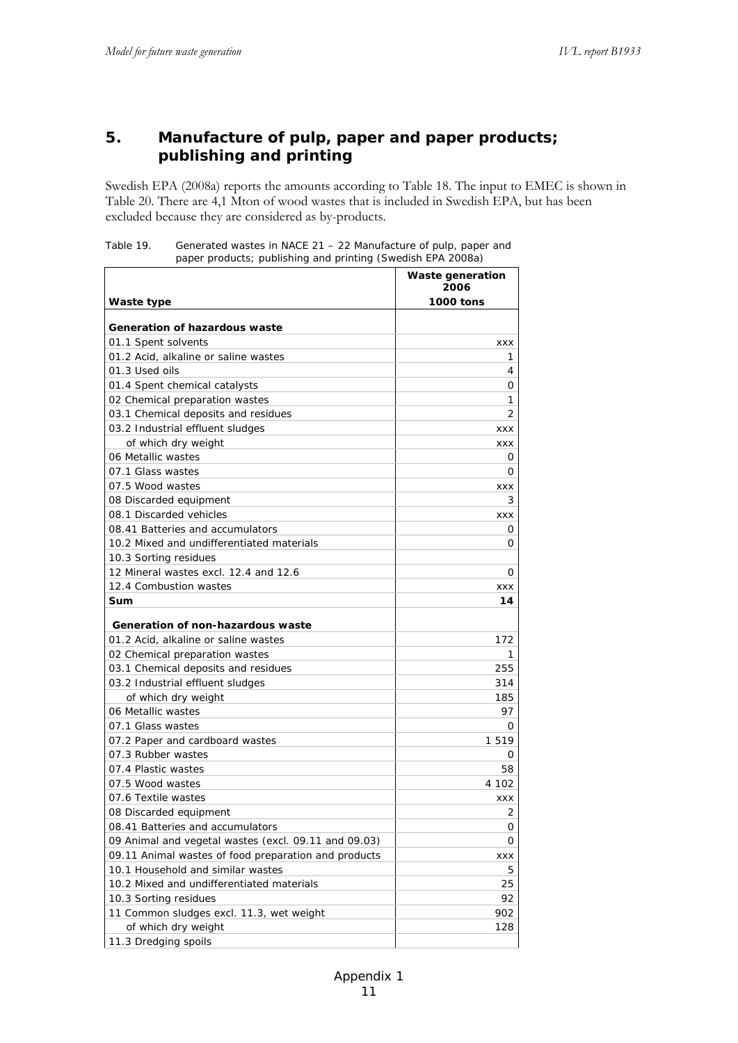## 5. Manufacture of pulp, paper and paper products; publishing and printing

Swedish EPA (2008a) reports the amounts according to Table 18. The input to EMEC is shown in Table 20. There are 4,1 Mton of wood wastes that is included in Swedish EPA, but has been excluded because they are considered as by-products.

Table 19. Generated wastes in NACE 21 – 22 Manufacture of pulp, paper and paper products; publishing and printing (Swedish EPA 2008a)

| Waste type | Waste generation 2006<br>1000 tons |
|---|---|
| **Generation of hazardous waste** | |
| 01.1 Spent solvents | xxx |
| 01.2 Acid, alkaline or saline wastes | 1 |
| 01.3 Used oils | 4 |
| 01.4 Spent chemical catalysts | 0 |
| 02 Chemical preparation wastes | 1 |
| 03.1 Chemical deposits and residues | 2 |
| 03.2 Industrial effluent sludges | xxx |
| of which dry weight | xxx |
| 06 Metallic wastes | 0 |
| 07.1 Glass wastes | 0 |
| 07.5 Wood wastes | xxx |
| 08 Discarded equipment | 3 |
| 08.1 Discarded vehicles | xxx |
| 08.41 Batteries and accumulators | 0 |
| 10.2 Mixed and undifferentiated materials | 0 |
| 10.3 Sorting residues | |
| 12 Mineral wastes excl. 12.4 and 12.6 | 0 |
| 12.4 Combustion wastes | xxx |
| **Sum** | **14** |
| **Generation of non-hazardous waste** | |
| 01.2 Acid, alkaline or saline wastes | 172 |
| 02 Chemical preparation wastes | 1 |
| 03.1 Chemical deposits and residues | 255 |
| 03.2 Industrial effluent sludges | 314 |
| of which dry weight | 185 |
| 06 Metallic wastes | 97 |
| 07.1 Glass wastes | 0 |
| 07.2 Paper and cardboard wastes | 1 519 |
| 07.3 Rubber wastes | 0 |
| 07.4 Plastic wastes | 58 |
| 07.5 Wood wastes | 4 102 |
| 07.6 Textile wastes | xxx |
| 08 Discarded equipment | 2 |
| 08.41 Batteries and accumulators | 0 |
| 09 Animal and vegetal wastes (excl. 09.11 and 09.03) | 0 |
| 09.11 Animal wastes of food preparation and products | xxx |
| 10.1 Household and similar wastes | 5 |
| 10.2 Mixed and undifferentiated materials | 25 |
| 10.3 Sorting residues | 92 |
| 11 Common sludges excl. 11.3, wet weight | 902 |
| of which dry weight | 128 |
| 11.3 Dredging spoils | |

Appendix 1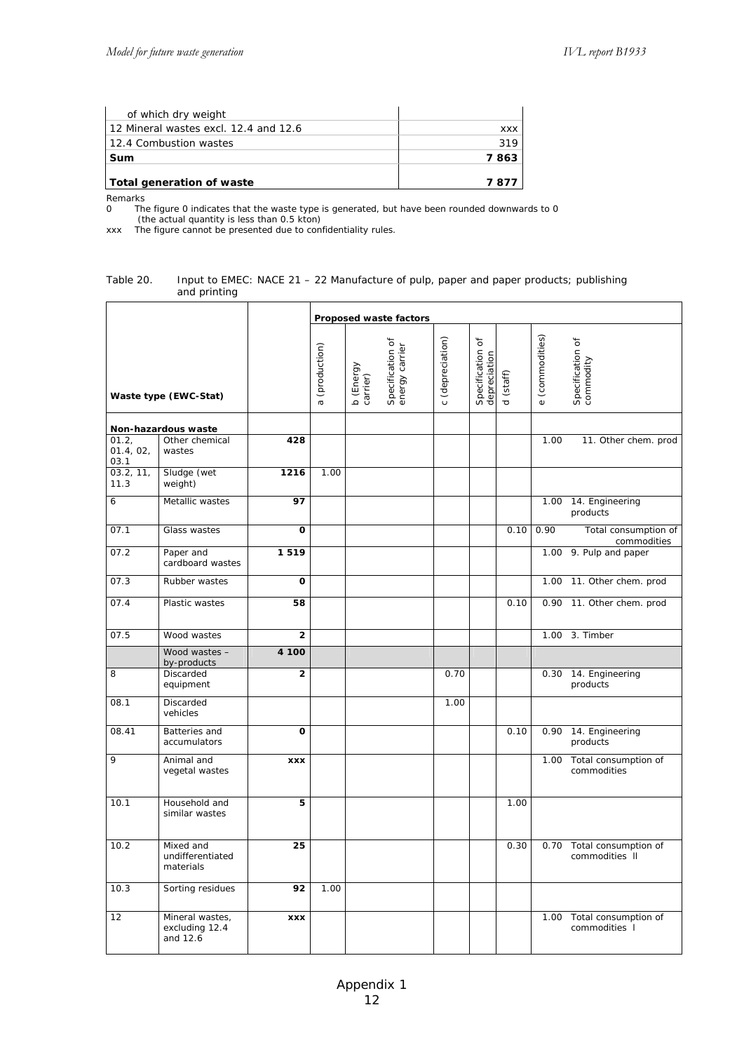| | |
|---|---|
| of which dry weight | |
| 12 Mineral wastes excl. 12.4 and 12.6 | xxx |
| 12.4 Combustion wastes | 319 |
| **Sum** | **7 863** |
| **Total generation of waste** | **7 877** |

Remarks
0 The figure 0 indicates that the waste type is generated, but have been rounded downwards to 0 (the actual quantity is less than 0.5 kton)
xxx The figure cannot be presented due to confidentiality rules.

Table 20. Input to EMEC: NACE 21 – 22 Manufacture of pulp, paper and paper products; publishing and printing

| | | | **Proposed waste factors** | | | | | | | |
|---|---|---|---|---|---|---|---|---|---|---|
| **Waste type (EWC-Stat)** | | | a (production) | b (Energy carrier) | Specification of energy carrier | c (depreciation) | Specification of depreciation | d (staff) | e (commodities) | Specification of commodity |
| **Non-hazardous waste** | | | | | | | | | | |
| 01.2, 01.4, 02, 03.1 | Other chemical wastes | **428** | | | | | | | 1.00 | 11. Other chem. prod |
| 03.2, 11, 11.3 | Sludge (wet weight) | **1216** | 1.00 | | | | | | | |
| 6 | Metallic wastes | **97** | | | | | | | 1.00 | 14. Engineering products |
| 07.1 | Glass wastes | **0** | | | | | | 0.10 | 0.90 | Total consumption of commodities |
| 07.2 | Paper and cardboard wastes | **1 519** | | | | | | | 1.00 | 9. Pulp and paper |
| 07.3 | Rubber wastes | **0** | | | | | | | 1.00 | 11. Other chem. prod |
| 07.4 | Plastic wastes | **58** | | | | | | 0.10 | 0.90 | 11. Other chem. prod |
| 07.5 | Wood wastes | **2** | | | | | | | 1.00 | 3. Timber |
| | Wood wastes – by-products | **4 100** | | | | | | | | |
| 8 | Discarded equipment | **2** | | | | 0.70 | | | 0.30 | 14. Engineering products |
| 08.1 | Discarded vehicles | | | | | 1.00 | | | | |
| 08.41 | Batteries and accumulators | **0** | | | | | | 0.10 | 0.90 | 14. Engineering products |
| 9 | Animal and vegetal wastes | **xxx** | | | | | | | 1.00 | Total consumption of commodities |
| 10.1 | Household and similar wastes | **5** | | | | | | 1.00 | | |
| 10.2 | Mixed and undifferentiated materials | **25** | | | | | | 0.30 | 0.70 | Total consumption of commodities ll |
| 10.3 | Sorting residues | **92** | 1.00 | | | | | | | |
| 12 | Mineral wastes, excluding 12.4 and 12.6 | **xxx** | | | | | | | 1.00 | Total consumption of commodities l |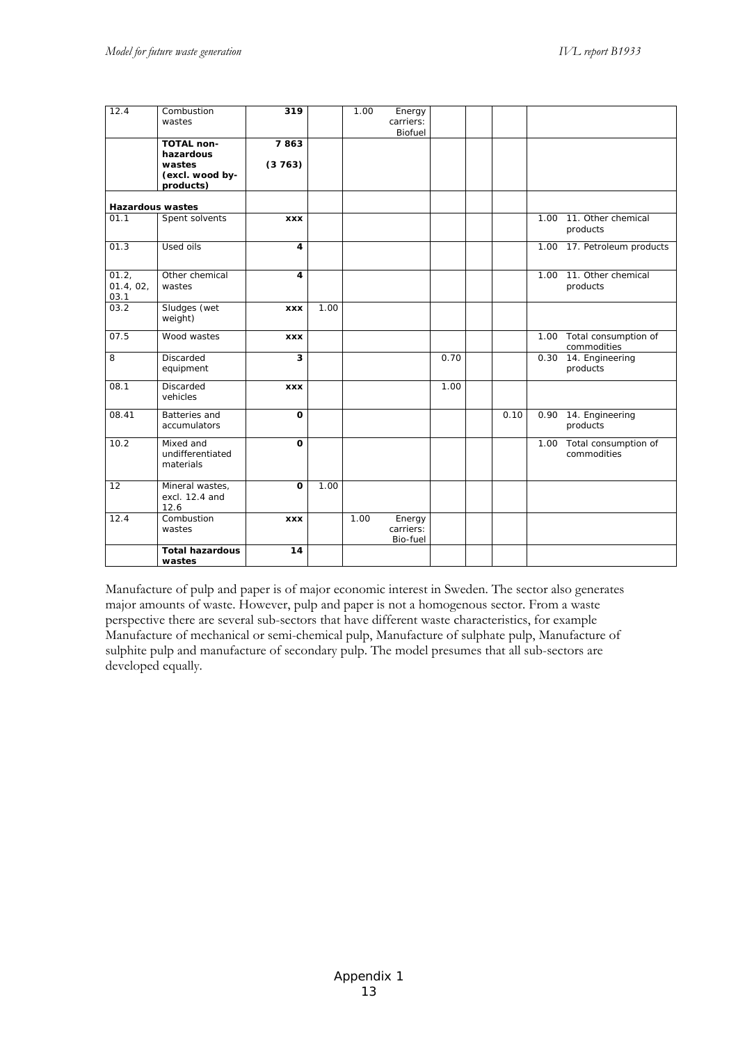| | | | | | | | | |
|---|---|---|---|---|---|---|---|---|
| 12.4 | Combustion wastes | **319** | | 1.00 Energy carriers: Biofuel | | | | |
| | **TOTAL non-hazardous wastes (excl. wood by-products)** | **7 863** **(3 763)** | | | | | | |
| **Hazardous wastes** | | | | | | | | |
| 01.1 | Spent solvents | **xxx** | | | | | | 1.00 11. Other chemical products |
| 01.3 | Used oils | **4** | | | | | | 1.00 17. Petroleum products |
| 01.2, 01.4, 02, 03.1 | Other chemical wastes | **4** | | | | | | 1.00 11. Other chemical products |
| 03.2 | Sludges (wet weight) | **xxx** | 1.00 | | | | | |
| 07.5 | Wood wastes | **xxx** | | | | | | 1.00 Total consumption of commodities |
| 8 | Discarded equipment | **3** | | | 0.70 | | | 0.30 14. Engineering products |
| 08.1 | Discarded vehicles | **xxx** | | | 1.00 | | | |
| 08.41 | Batteries and accumulators | **0** | | | | | 0.10 | 0.90 14. Engineering products |
| 10.2 | Mixed and undifferentiated materials | **0** | | | | | | 1.00 Total consumption of commodities |
| 12 | Mineral wastes, excl. 12.4 and 12.6 | **0** | 1.00 | | | | | |
| 12.4 | Combustion wastes | **xxx** | | 1.00 Energy carriers: Bio-fuel | | | | |
| | **Total hazardous wastes** | **14** | | | | | | |

Manufacture of pulp and paper is of major economic interest in Sweden. The sector also generates major amounts of waste. However, pulp and paper is not a homogenous sector. From a waste perspective there are several sub-sectors that have different waste characteristics, for example Manufacture of mechanical or semi-chemical pulp, Manufacture of sulphate pulp, Manufacture of sulphite pulp and manufacture of secondary pulp. The model presumes that all sub-sectors are developed equally.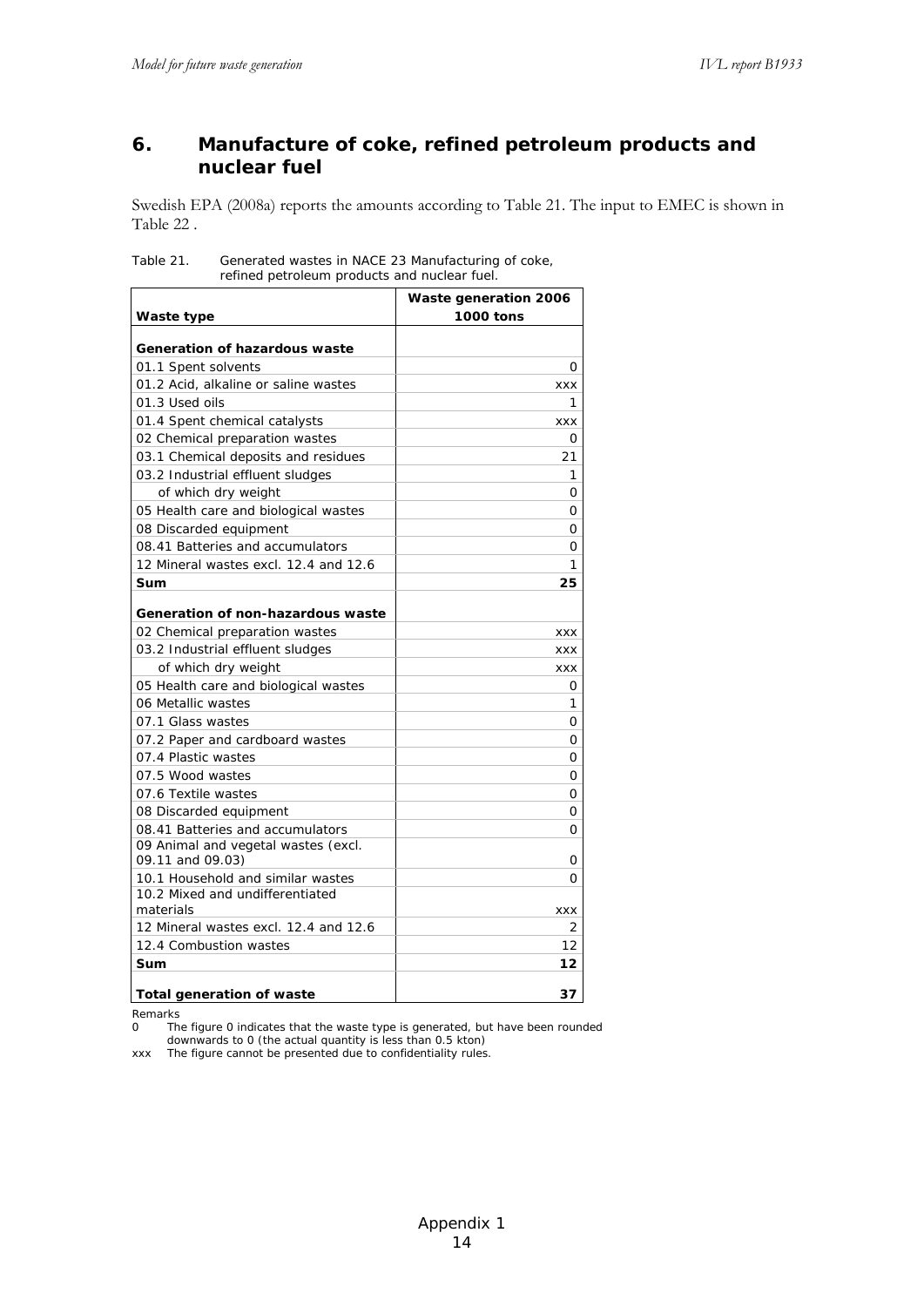## 6. Manufacture of coke, refined petroleum products and nuclear fuel

Swedish EPA (2008a) reports the amounts according to Table 21. The input to EMEC is shown in Table 22 .

Table 21. Generated wastes in NACE 23 Manufacturing of coke, refined petroleum products and nuclear fuel.

| Waste type | Waste generation 2006 1000 tons |
|---|---|
| **Generation of hazardous waste** | |
| 01.1 Spent solvents | 0 |
| 01.2 Acid, alkaline or saline wastes | xxx |
| 01.3 Used oils | 1 |
| 01.4 Spent chemical catalysts | xxx |
| 02 Chemical preparation wastes | 0 |
| 03.1 Chemical deposits and residues | 21 |
| 03.2 Industrial effluent sludges | 1 |
| of which dry weight | 0 |
| 05 Health care and biological wastes | 0 |
| 08 Discarded equipment | 0 |
| 08.41 Batteries and accumulators | 0 |
| 12 Mineral wastes excl. 12.4 and 12.6 | 1 |
| **Sum** | **25** |
| **Generation of non-hazardous waste** | |
| 02 Chemical preparation wastes | xxx |
| 03.2 Industrial effluent sludges | xxx |
| of which dry weight | xxx |
| 05 Health care and biological wastes | 0 |
| 06 Metallic wastes | 1 |
| 07.1 Glass wastes | 0 |
| 07.2 Paper and cardboard wastes | 0 |
| 07.4 Plastic wastes | 0 |
| 07.5 Wood wastes | 0 |
| 07.6 Textile wastes | 0 |
| 08 Discarded equipment | 0 |
| 08.41 Batteries and accumulators | 0 |
| 09 Animal and vegetal wastes (excl. 09.11 and 09.03) | 0 |
| 10.1 Household and similar wastes | 0 |
| 10.2 Mixed and undifferentiated materials | xxx |
| 12 Mineral wastes excl. 12.4 and 12.6 | 2 |
| 12.4 Combustion wastes | 12 |
| **Sum** | **12** |
| **Total generation of waste** | **37** |

Remarks

0 The figure 0 indicates that the waste type is generated, but have been rounded downwards to 0 (the actual quantity is less than 0.5 kton)

xxx The figure cannot be presented due to confidentiality rules.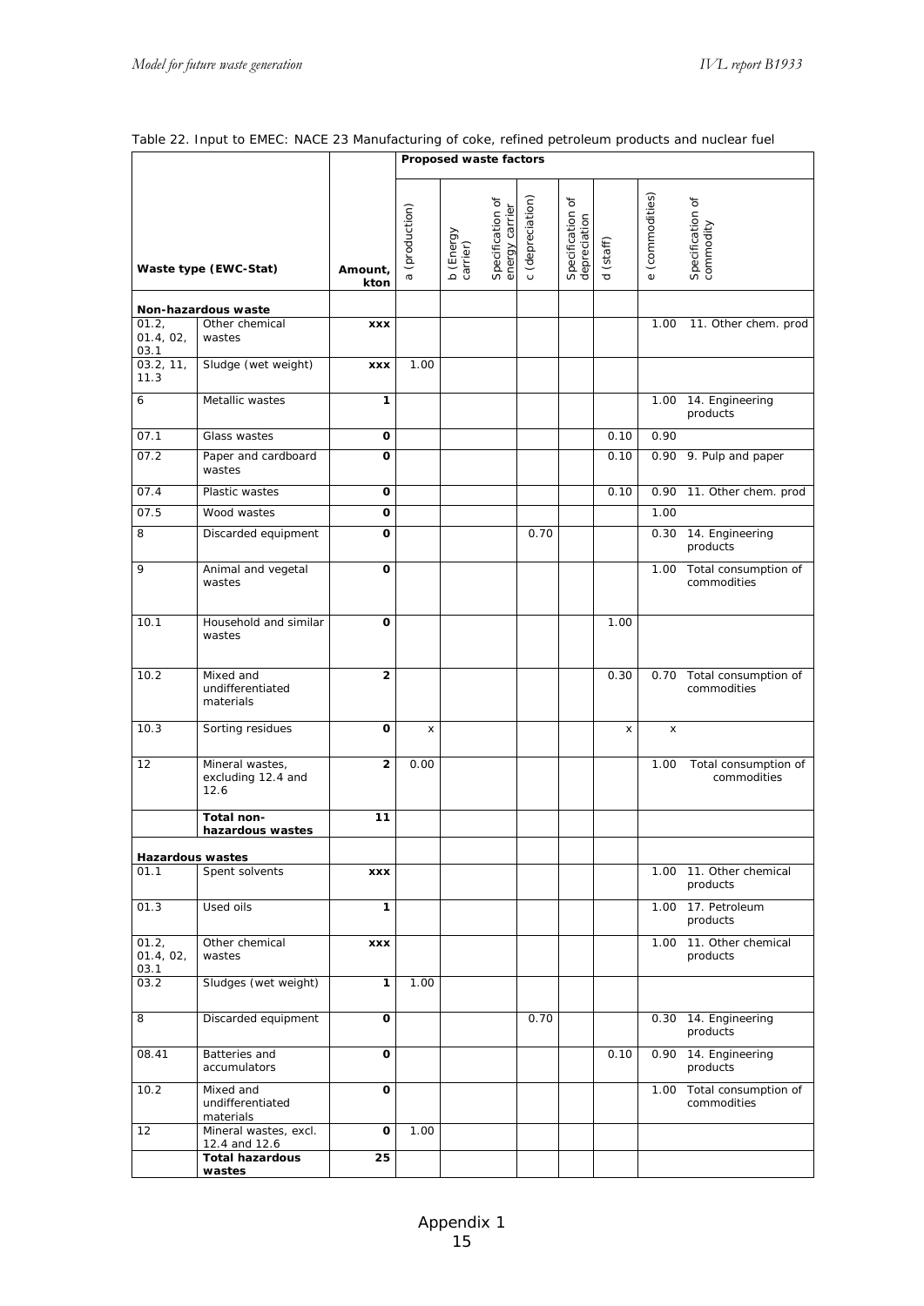Table 22. Input to EMEC: NACE 23 Manufacturing of coke, refined petroleum products and nuclear fuel

| Waste type (EWC-Stat) | | Amount, kton | Proposed waste factors | | | | | | | |
|---|---|---|---|---|---|---|---|---|---|---|
| | | | a (production) | b (Energy carrier) | Specification of energy carrier | c (depreciation) | Specification of depreciation | d (staff) | e (commodities) | Specification of commodity |
| **Non-hazardous waste** | | | | | | | | | | |
| 01.2, 01.4, 02, 03.1 | Other chemical wastes | xxx | | | | | | | 1.00 | 11. Other chem. prod |
| 03.2, 11, 11.3 | Sludge (wet weight) | xxx | 1.00 | | | | | | | |
| 6 | Metallic wastes | 1 | | | | | | | 1.00 | 14. Engineering products |
| 07.1 | Glass wastes | 0 | | | | | | 0.10 | 0.90 | |
| 07.2 | Paper and cardboard wastes | 0 | | | | | | 0.10 | 0.90 | 9. Pulp and paper |
| 07.4 | Plastic wastes | 0 | | | | | | 0.10 | 0.90 | 11. Other chem. prod |
| 07.5 | Wood wastes | 0 | | | | | | | 1.00 | |
| 8 | Discarded equipment | 0 | | | | 0.70 | | | 0.30 | 14. Engineering products |
| 9 | Animal and vegetal wastes | 0 | | | | | | | 1.00 | Total consumption of commodities |
| 10.1 | Household and similar wastes | 0 | | | | | | 1.00 | | |
| 10.2 | Mixed and undifferentiated materials | 2 | | | | | | 0.30 | 0.70 | Total consumption of commodities |
| 10.3 | Sorting residues | 0 | x | | | | | x | x | |
| 12 | Mineral wastes, excluding 12.4 and 12.6 | 2 | 0.00 | | | | | | 1.00 | Total consumption of commodities |
| | **Total non-hazardous wastes** | 11 | | | | | | | | |
| **Hazardous wastes** | | | | | | | | | | |
| 01.1 | Spent solvents | xxx | | | | | | | 1.00 | 11. Other chemical products |
| 01.3 | Used oils | 1 | | | | | | | 1.00 | 17. Petroleum products |
| 01.2, 01.4, 02, 03.1 | Other chemical wastes | xxx | | | | | | | 1.00 | 11. Other chemical products |
| 03.2 | Sludges (wet weight) | 1 | 1.00 | | | | | | | |
| 8 | Discarded equipment | 0 | | | | 0.70 | | | 0.30 | 14. Engineering products |
| 08.41 | Batteries and accumulators | 0 | | | | | | 0.10 | 0.90 | 14. Engineering products |
| 10.2 | Mixed and undifferentiated materials | 0 | | | | | | | 1.00 | Total consumption of commodities |
| 12 | Mineral wastes, excl. 12.4 and 12.6 | 0 | 1.00 | | | | | | | |
| | **Total hazardous wastes** | 25 | | | | | | | | |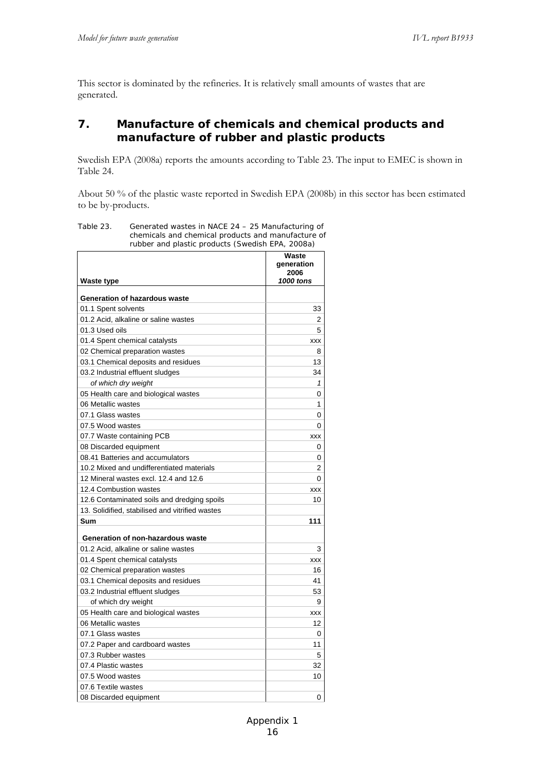This sector is dominated by the refineries. It is relatively small amounts of wastes that are generated.

## 7. Manufacture of chemicals and chemical products and manufacture of rubber and plastic products

Swedish EPA (2008a) reports the amounts according to Table 23. The input to EMEC is shown in Table 24.

About 50 % of the plastic waste reported in Swedish EPA (2008b) in this sector has been estimated to be by-products.

Table 23. Generated wastes in NACE 24 – 25 Manufacturing of chemicals and chemical products and manufacture of rubber and plastic products (Swedish EPA, 2008a)

| Waste type | Waste generation 2006 *1000 tons* |
|---|---|
| **Generation of hazardous waste** | |
| 01.1 Spent solvents | 33 |
| 01.2 Acid, alkaline or saline wastes | 2 |
| 01.3 Used oils | 5 |
| 01.4 Spent chemical catalysts | xxx |
| 02 Chemical preparation wastes | 8 |
| 03.1 Chemical deposits and residues | 13 |
| 03.2 Industrial effluent sludges | 34 |
| *of which dry weight* | *1* |
| 05 Health care and biological wastes | 0 |
| 06 Metallic wastes | 1 |
| 07.1 Glass wastes | 0 |
| 07.5 Wood wastes | 0 |
| 07.7 Waste containing PCB | xxx |
| 08 Discarded equipment | 0 |
| 08.41 Batteries and accumulators | 0 |
| 10.2 Mixed and undifferentiated materials | 2 |
| 12 Mineral wastes excl. 12.4 and 12.6 | 0 |
| 12.4 Combustion wastes | xxx |
| 12.6 Contaminated soils and dredging spoils | 10 |
| 13. Solidified, stabilised and vitrified wastes | |
| **Sum** | **111** |
| **Generation of non-hazardous waste** | |
| 01.2 Acid, alkaline or saline wastes | 3 |
| 01.4 Spent chemical catalysts | xxx |
| 02 Chemical preparation wastes | 16 |
| 03.1 Chemical deposits and residues | 41 |
| 03.2 Industrial effluent sludges | 53 |
| of which dry weight | 9 |
| 05 Health care and biological wastes | xxx |
| 06 Metallic wastes | 12 |
| 07.1 Glass wastes | 0 |
| 07.2 Paper and cardboard wastes | 11 |
| 07.3 Rubber wastes | 5 |
| 07.4 Plastic wastes | 32 |
| 07.5 Wood wastes | 10 |
| 07.6 Textile wastes | |
| 08 Discarded equipment | 0 |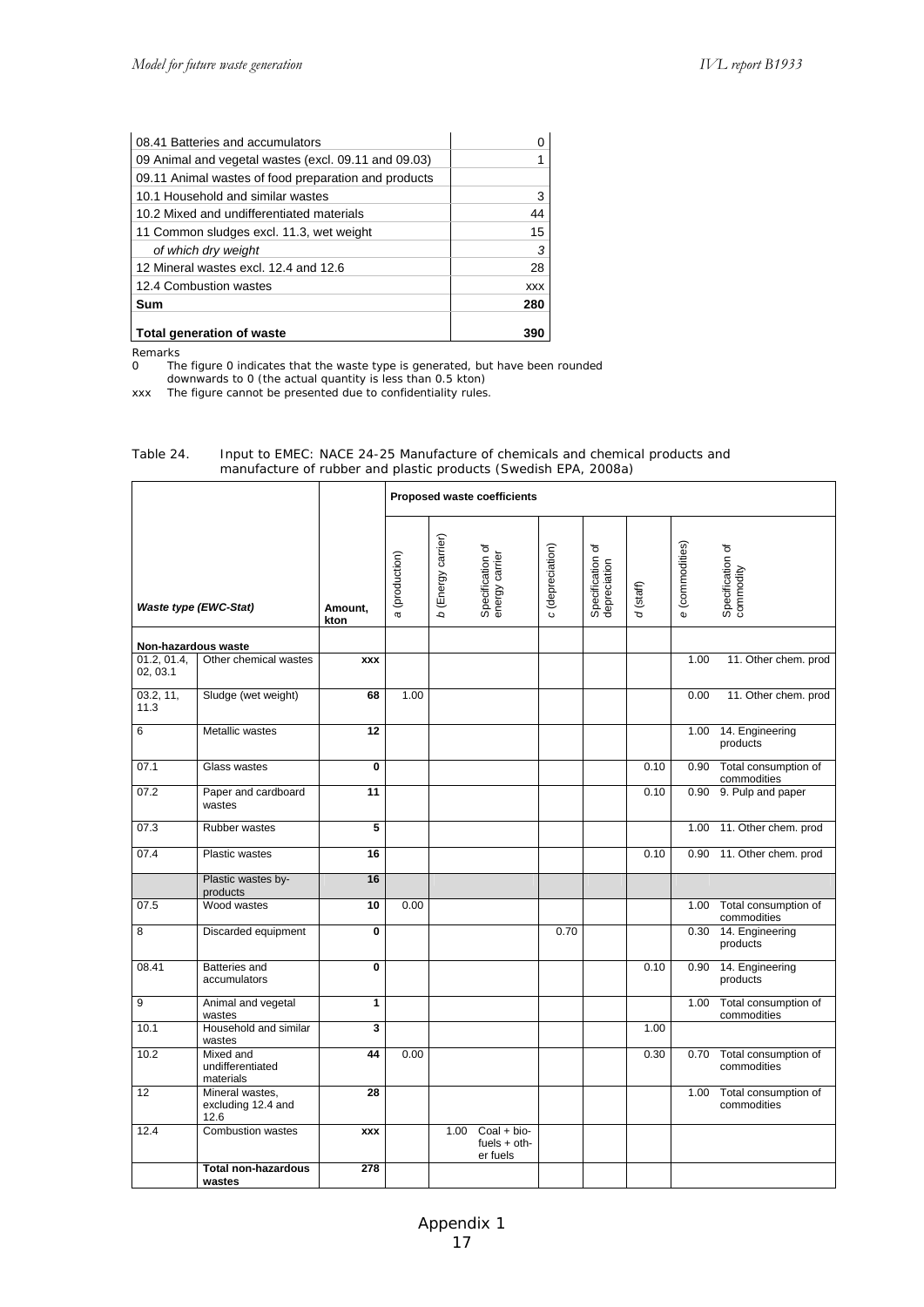| | |
|---|---|
| 08.41 Batteries and accumulators | 0 |
| 09 Animal and vegetal wastes (excl. 09.11 and 09.03) | 1 |
| 09.11 Animal wastes of food preparation and products | |
| 10.1 Household and similar wastes | 3 |
| 10.2 Mixed and undifferentiated materials | 44 |
| 11 Common sludges excl. 11.3, wet weight | 15 |
| *of which dry weight* | *3* |
| 12 Mineral wastes excl. 12.4 and 12.6 | 28 |
| 12.4 Combustion wastes | xxx |
| **Sum** | **280** |
| **Total generation of waste** | **390** |

Remarks

0 The figure 0 indicates that the waste type is generated, but have been rounded downwards to 0 (the actual quantity is less than 0.5 kton)

xxx The figure cannot be presented due to confidentiality rules.

Table 24. Input to EMEC: NACE 24-25 Manufacture of chemicals and chemical products and manufacture of rubber and plastic products (Swedish EPA, 2008a)

| | | | **Proposed waste coefficients** | | | | | | | | |
|---|---|---|---|---|---|---|---|---|---|---|---|
| ***Waste type (EWC-Stat)*** | | **Amount, kton** | *a* (production) | *b* (Energy carrier) | Specification of energy carrier | *c* (depreciation) | Specification of depreciation | *d* (staff) | *e* (commodities) | Specification of commodity |
| **Non-hazardous waste** | | | | | | | | | | |
| 01.2, 01.4, 02, 03.1 | Other chemical wastes | **xxx** | | | | | | | 1.00 | 11. Other chem. prod |
| 03.2, 11, 11.3 | Sludge (wet weight) | **68** | 1.00 | | | | | | 0.00 | 11. Other chem. prod |
| 6 | Metallic wastes | **12** | | | | | | | 1.00 | 14. Engineering products |
| 07.1 | Glass wastes | **0** | | | | | | 0.10 | 0.90 | Total consumption of commodities |
| 07.2 | Paper and cardboard wastes | **11** | | | | | | 0.10 | 0.90 | 9. Pulp and paper |
| 07.3 | Rubber wastes | **5** | | | | | | | 1.00 | 11. Other chem. prod |
| 07.4 | Plastic wastes | **16** | | | | | | 0.10 | 0.90 | 11. Other chem. prod |
| | Plastic wastes by-products | **16** | | | | | | | | |
| 07.5 | Wood wastes | **10** | 0.00 | | | | | | 1.00 | Total consumption of commodities |
| 8 | Discarded equipment | **0** | | | | 0.70 | | | 0.30 | 14. Engineering products |
| 08.41 | Batteries and accumulators | **0** | | | | | | 0.10 | 0.90 | 14. Engineering products |
| 9 | Animal and vegetal wastes | **1** | | | | | | | 1.00 | Total consumption of commodities |
| 10.1 | Household and similar wastes | **3** | | | | | | 1.00 | | |
| 10.2 | Mixed and undifferentiated materials | **44** | 0.00 | | | | | 0.30 | 0.70 | Total consumption of commodities |
| 12 | Mineral wastes, excluding 12.4 and 12.6 | **28** | | | | | | | 1.00 | Total consumption of commodities |
| 12.4 | Combustion wastes | **xxx** | | 1.00 | Coal + bio-fuels + other fuels | | | | | |
| | **Total non-hazardous wastes** | **278** | | | | | | | | |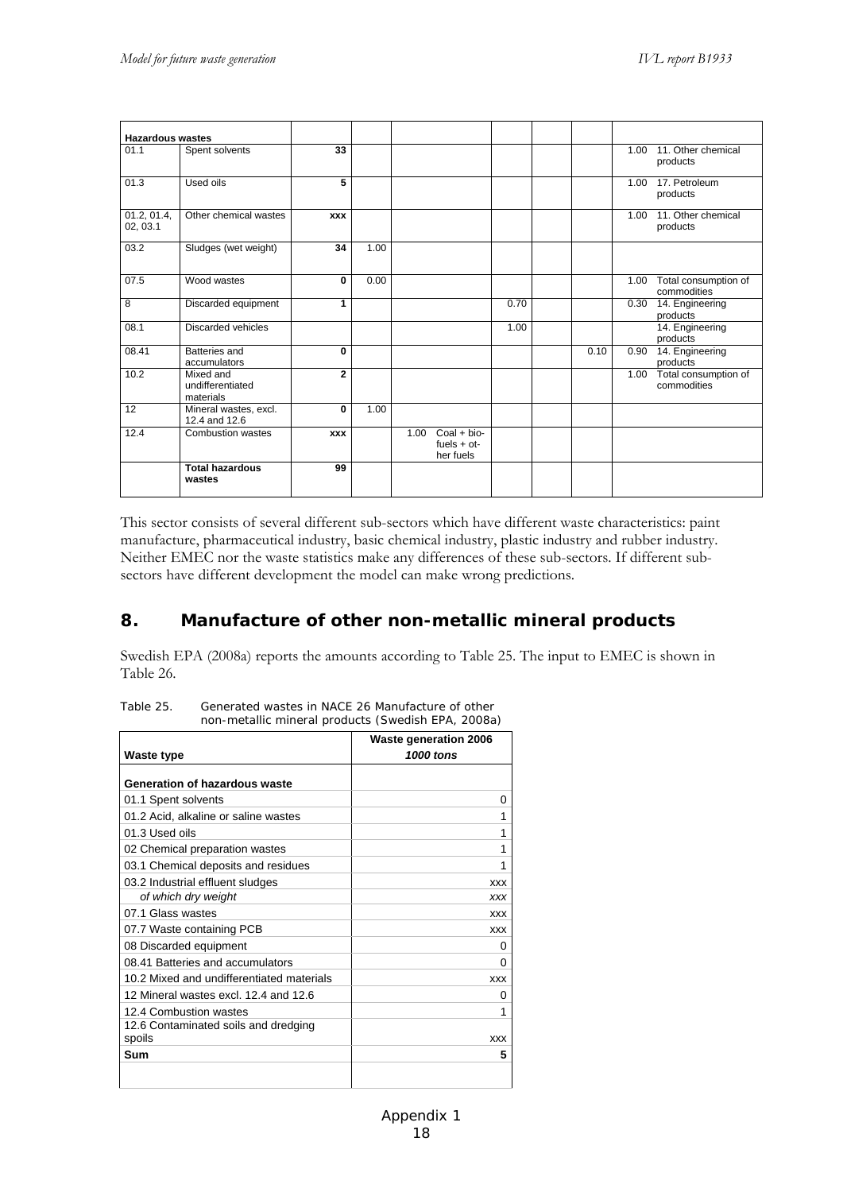| Hazardous wastes | | | | | | | | | | |
|---|---|---|---|---|---|---|---|---|---|---|
| 01.1 | Spent solvents | 33 | | | | | | | 1.00 | 11. Other chemical products |
| 01.3 | Used oils | 5 | | | | | | | 1.00 | 17. Petroleum products |
| 01.2, 01.4, 02, 03.1 | Other chemical wastes | xxx | | | | | | | 1.00 | 11. Other chemical products |
| 03.2 | Sludges (wet weight) | 34 | 1.00 | | | | | | | |
| 07.5 | Wood wastes | 0 | 0.00 | | | | | | 1.00 | Total consumption of commodities |
| 8 | Discarded equipment | 1 | | | | 0.70 | | | 0.30 | 14. Engineering products |
| 08.1 | Discarded vehicles | | | | | 1.00 | | | | 14. Engineering products |
| 08.41 | Batteries and accumulators | 0 | | | | | | 0.10 | 0.90 | 14. Engineering products |
| 10.2 | Mixed and undifferentiated materials | 2 | | | | | | | 1.00 | Total consumption of commodities |
| 12 | Mineral wastes, excl. 12.4 and 12.6 | 0 | 1.00 | | | | | | | |
| 12.4 | Combustion wastes | xxx | | 1.00 | Coal + bio-fuels + other fuels | | | | | |
| | **Total hazardous wastes** | 99 | | | | | | | | |

This sector consists of several different sub-sectors which have different waste characteristics: paint manufacture, pharmaceutical industry, basic chemical industry, plastic industry and rubber industry. Neither EMEC nor the waste statistics make any differences of these sub-sectors. If different sub-sectors have different development the model can make wrong predictions.

## 8. Manufacture of other non-metallic mineral products

Swedish EPA (2008a) reports the amounts according to Table 25. The input to EMEC is shown in Table 26.

Table 25. Generated wastes in NACE 26 Manufacture of other non-metallic mineral products (Swedish EPA, 2008a)

| Waste type | Waste generation 2006 *1000 tons* |
|---|---|
| **Generation of hazardous waste** | |
| 01.1 Spent solvents | 0 |
| 01.2 Acid, alkaline or saline wastes | 1 |
| 01.3 Used oils | 1 |
| 02 Chemical preparation wastes | 1 |
| 03.1 Chemical deposits and residues | 1 |
| 03.2 Industrial effluent sludges | xxx |
| *of which dry weight* | *xxx* |
| 07.1 Glass wastes | xxx |
| 07.7 Waste containing PCB | xxx |
| 08 Discarded equipment | 0 |
| 08.41 Batteries and accumulators | 0 |
| 10.2 Mixed and undifferentiated materials | xxx |
| 12 Mineral wastes excl. 12.4 and 12.6 | 0 |
| 12.4 Combustion wastes | 1 |
| 12.6 Contaminated soils and dredging spoils | xxx |
| **Sum** | **5** |
| | |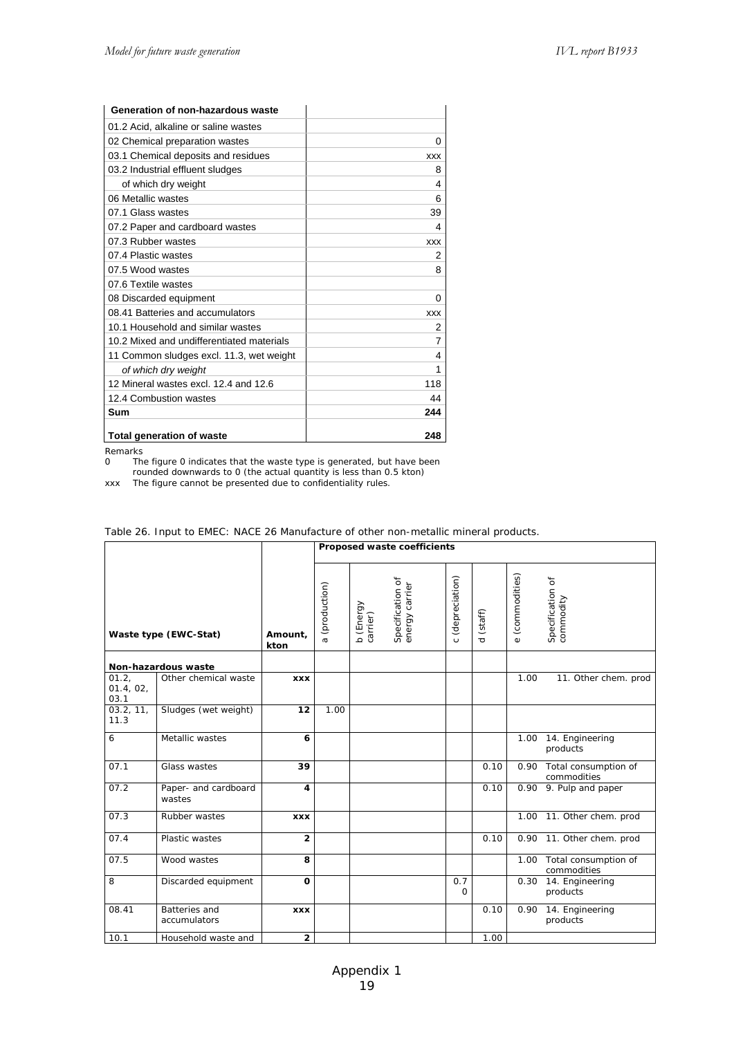| Generation of non-hazardous waste | |
|---|---|
| 01.2 Acid, alkaline or saline wastes | |
| 02 Chemical preparation wastes | 0 |
| 03.1 Chemical deposits and residues | xxx |
| 03.2 Industrial effluent sludges | 8 |
| of which dry weight | 4 |
| 06 Metallic wastes | 6 |
| 07.1 Glass wastes | 39 |
| 07.2 Paper and cardboard wastes | 4 |
| 07.3 Rubber wastes | xxx |
| 07.4 Plastic wastes | 2 |
| 07.5 Wood wastes | 8 |
| 07.6 Textile wastes | |
| 08 Discarded equipment | 0 |
| 08.41 Batteries and accumulators | xxx |
| 10.1 Household and similar wastes | 2 |
| 10.2 Mixed and undifferentiated materials | 7 |
| 11 Common sludges excl. 11.3, wet weight | 4 |
| *of which dry weight* | 1 |
| 12 Mineral wastes excl. 12.4 and 12.6 | 118 |
| 12.4 Combustion wastes | 44 |
| **Sum** | **244** |
| **Total generation of waste** | **248** |

Remarks

0 The figure 0 indicates that the waste type is generated, but have been rounded downwards to 0 (the actual quantity is less than 0.5 kton)

xxx The figure cannot be presented due to confidentiality rules.

Table 26. Input to EMEC: NACE 26 Manufacture of other non-metallic mineral products.

| Waste type (EWC-Stat) | | Amount, kton | Proposed waste coefficients | | | | | | |
|---|---|---|---|---|---|---|---|---|---|
| | | | a (production) | b (Energy carrier) | Specification of energy carrier | c (depreciation) | d (staff) | e (commodities) | Specification of commodity |
| **Non-hazardous waste** | | | | | | | | | |
| 01.2, 01.4, 02, 03.1 | Other chemical waste | **xxx** | | | | | | 1.00 | 11. Other chem. prod |
| 03.2, 11, 11.3 | Sludges (wet weight) | **12** | 1.00 | | | | | | |
| 6 | Metallic wastes | **6** | | | | | | 1.00 | 14. Engineering products |
| 07.1 | Glass wastes | **39** | | | | | 0.10 | 0.90 | Total consumption of commodities |
| 07.2 | Paper- and cardboard wastes | **4** | | | | | 0.10 | 0.90 | 9. Pulp and paper |
| 07.3 | Rubber wastes | **xxx** | | | | | | 1.00 | 11. Other chem. prod |
| 07.4 | Plastic wastes | **2** | | | | | 0.10 | 0.90 | 11. Other chem. prod |
| 07.5 | Wood wastes | **8** | | | | | | 1.00 | Total consumption of commodities |
| 8 | Discarded equipment | **0** | | | | 0.70 | | 0.30 | 14. Engineering products |
| 08.41 | Batteries and accumulators | **xxx** | | | | | 0.10 | 0.90 | 14. Engineering products |
| 10.1 | Household waste and | **2** | | | | | 1.00 | | |

Appendix 1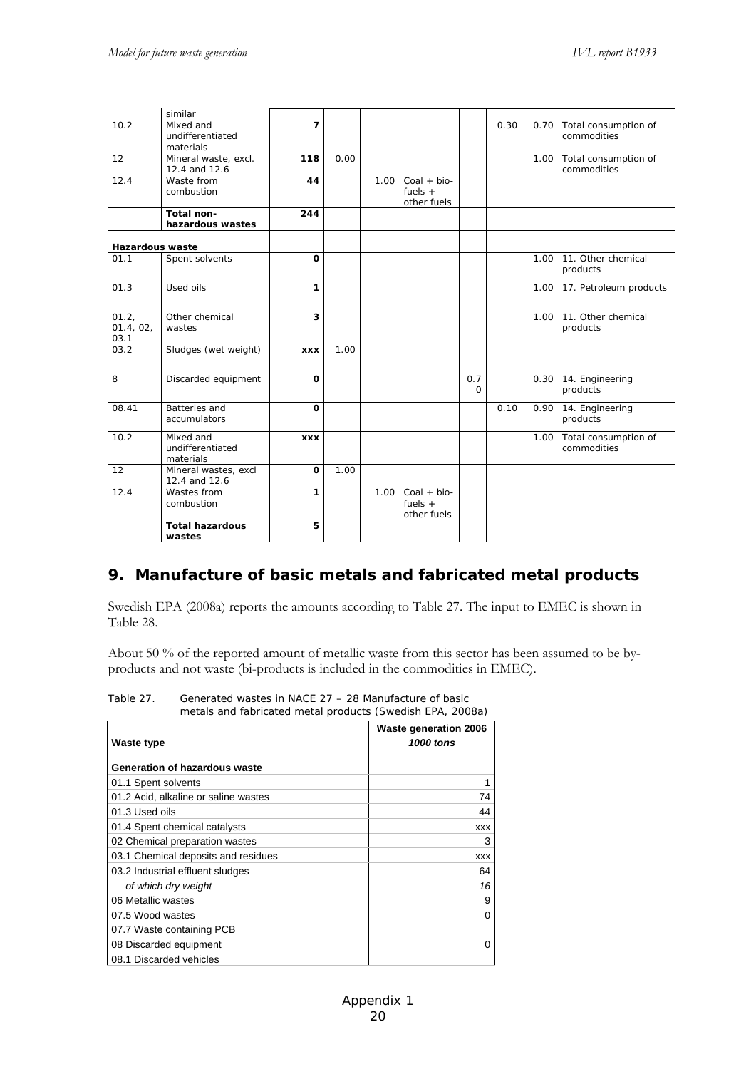| | similar | | | | | | | |
|---|---|---|---|---|---|---|---|---|
| 10.2 | Mixed and undifferentiated materials | **7** | | | | 0.30 | 0.70 | Total consumption of commodities |
| 12 | Mineral waste, excl. 12.4 and 12.6 | **118** | 0.00 | | | | 1.00 | Total consumption of commodities |
| 12.4 | Waste from combustion | **44** | | 1.00 | Coal + bio-fuels + other fuels | | | |
| | **Total non-hazardous wastes** | **244** | | | | | | |
| **Hazardous waste** | | | | | | | | |
| 01.1 | Spent solvents | **0** | | | | | 1.00 | 11. Other chemical products |
| 01.3 | Used oils | **1** | | | | | 1.00 | 17. Petroleum products |
| 01.2, 01.4, 02, 03.1 | Other chemical wastes | **3** | | | | | 1.00 | 11. Other chemical products |
| 03.2 | Sludges (wet weight) | **xxx** | 1.00 | | | | | |
| 8 | Discarded equipment | **0** | | | 0.70 | | 0.30 | 14. Engineering products |
| 08.41 | Batteries and accumulators | **0** | | | | 0.10 | 0.90 | 14. Engineering products |
| 10.2 | Mixed and undifferentiated materials | **xxx** | | | | | 1.00 | Total consumption of commodities |
| 12 | Mineral wastes, excl 12.4 and 12.6 | **0** | 1.00 | | | | | |
| 12.4 | Wastes from combustion | **1** | | 1.00 | Coal + bio-fuels + other fuels | | | |
| | **Total hazardous wastes** | **5** | | | | | | |

## 9. Manufacture of basic metals and fabricated metal products

Swedish EPA (2008a) reports the amounts according to Table 27. The input to EMEC is shown in Table 28.

About 50 % of the reported amount of metallic waste from this sector has been assumed to be by-products and not waste (bi-products is included in the commodities in EMEC).

Table 27. Generated wastes in NACE 27 – 28 Manufacture of basic metals and fabricated metal products (Swedish EPA, 2008a)

| Waste type | Waste generation 2006 *1000 tons* |
|---|---|
| **Generation of hazardous waste** | |
| 01.1 Spent solvents | 1 |
| 01.2 Acid, alkaline or saline wastes | 74 |
| 01.3 Used oils | 44 |
| 01.4 Spent chemical catalysts | xxx |
| 02 Chemical preparation wastes | 3 |
| 03.1 Chemical deposits and residues | xxx |
| 03.2 Industrial effluent sludges | 64 |
| *of which dry weight* | *16* |
| 06 Metallic wastes | 9 |
| 07.5 Wood wastes | 0 |
| 07.7 Waste containing PCB | |
| 08 Discarded equipment | 0 |
| 08.1 Discarded vehicles | |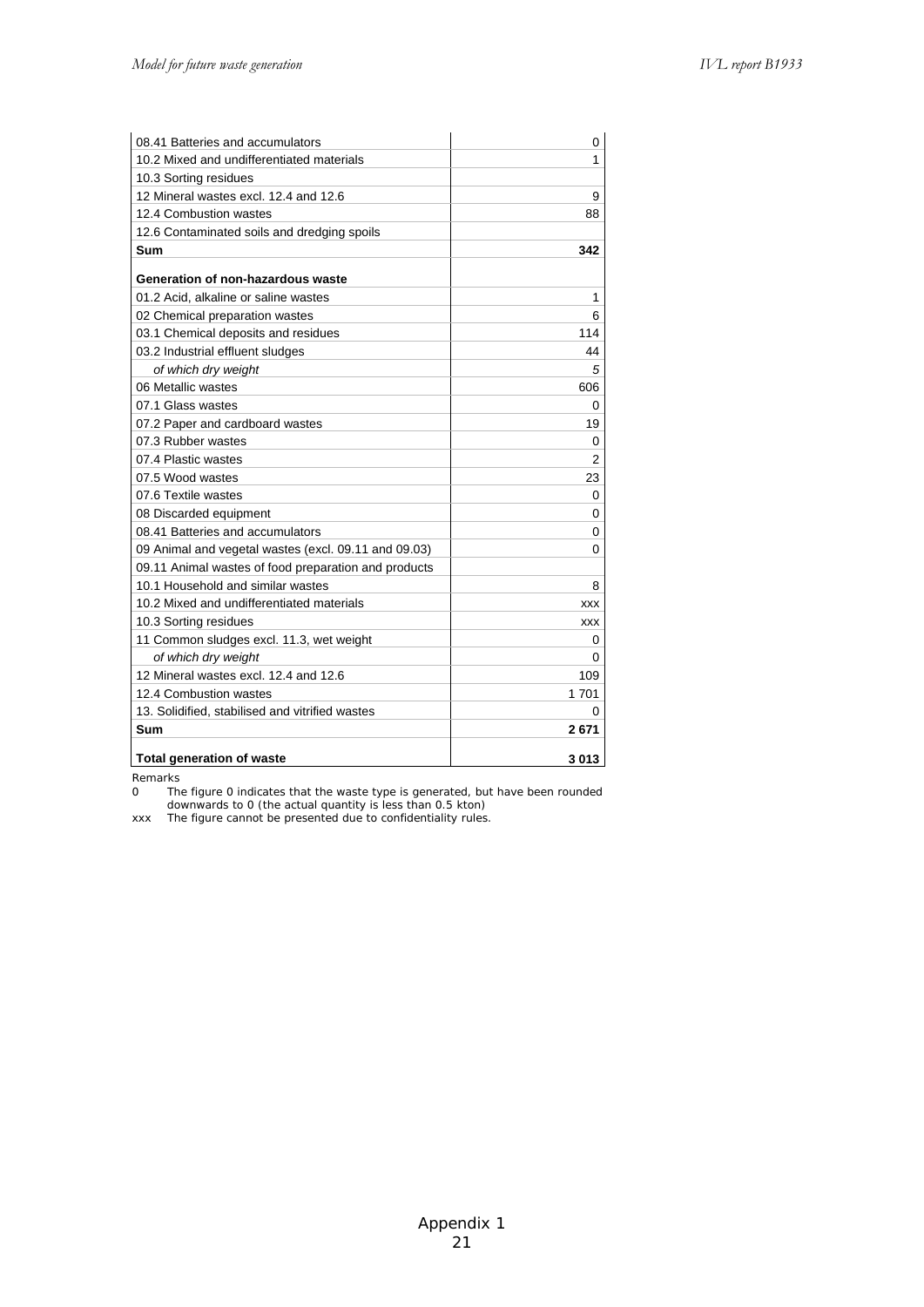| | |
|---|---|
| 08.41 Batteries and accumulators | 0 |
| 10.2 Mixed and undifferentiated materials | 1 |
| 10.3 Sorting residues | |
| 12 Mineral wastes excl. 12.4 and 12.6 | 9 |
| 12.4 Combustion wastes | 88 |
| 12.6 Contaminated soils and dredging spoils | |
| **Sum** | **342** |
| **Generation of non-hazardous waste** | |
| 01.2 Acid, alkaline or saline wastes | 1 |
| 02 Chemical preparation wastes | 6 |
| 03.1 Chemical deposits and residues | 114 |
| 03.2 Industrial effluent sludges | 44 |
| *of which dry weight* | *5* |
| 06 Metallic wastes | 606 |
| 07.1 Glass wastes | 0 |
| 07.2 Paper and cardboard wastes | 19 |
| 07.3 Rubber wastes | 0 |
| 07.4 Plastic wastes | 2 |
| 07.5 Wood wastes | 23 |
| 07.6 Textile wastes | 0 |
| 08 Discarded equipment | 0 |
| 08.41 Batteries and accumulators | 0 |
| 09 Animal and vegetal wastes (excl. 09.11 and 09.03) | 0 |
| 09.11 Animal wastes of food preparation and products | |
| 10.1 Household and similar wastes | 8 |
| 10.2 Mixed and undifferentiated materials | xxx |
| 10.3 Sorting residues | xxx |
| 11 Common sludges excl. 11.3, wet weight | 0 |
| *of which dry weight* | 0 |
| 12 Mineral wastes excl. 12.4 and 12.6 | 109 |
| 12.4 Combustion wastes | 1 701 |
| 13. Solidified, stabilised and vitrified wastes | 0 |
| **Sum** | **2 671** |
| **Total generation of waste** | **3 013** |

Remarks

0 The figure 0 indicates that the waste type is generated, but have been rounded downwards to 0 (the actual quantity is less than 0.5 kton)

xxx The figure cannot be presented due to confidentiality rules.

Appendix 1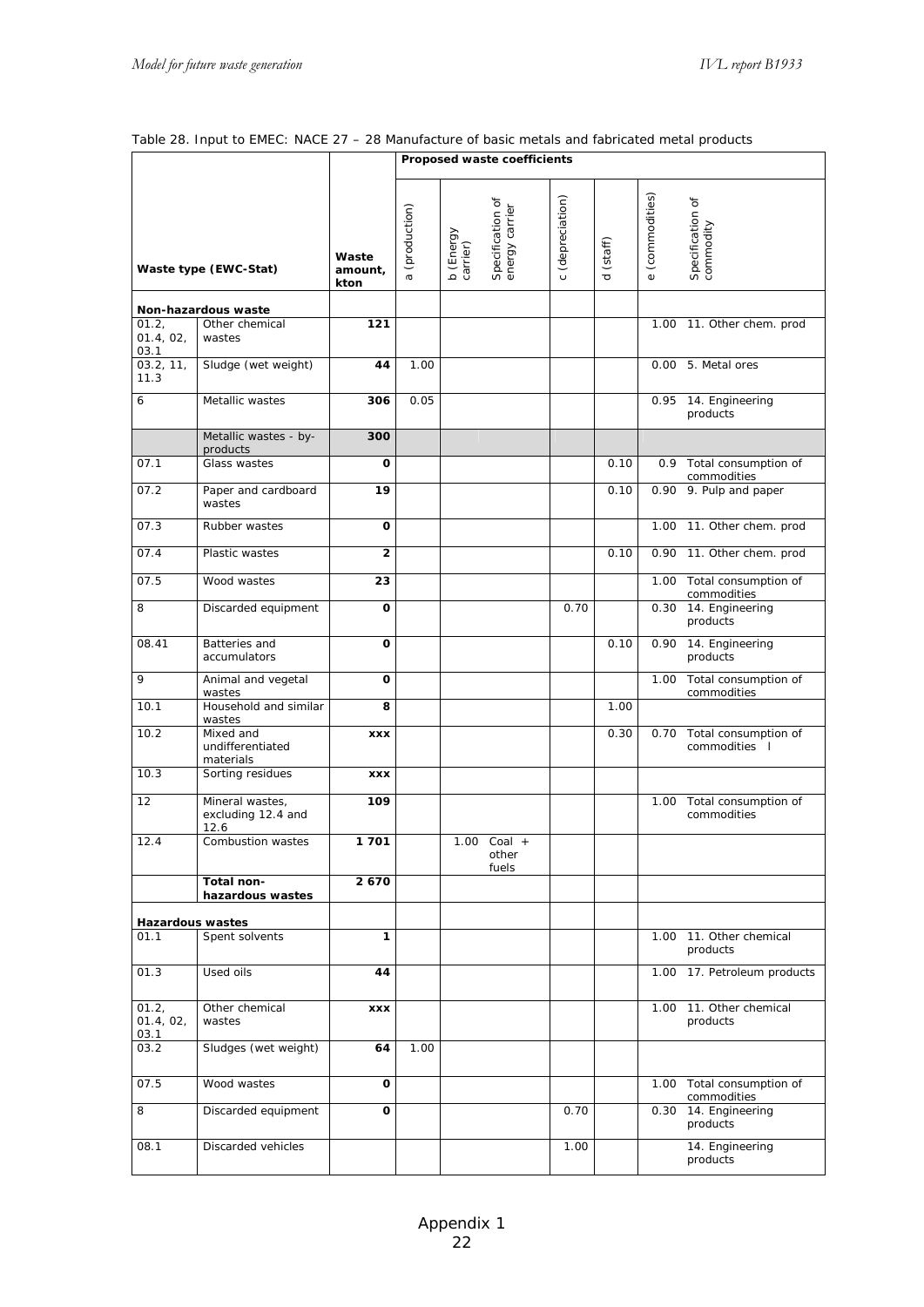Table 28. Input to EMEC: NACE 27 – 28 Manufacture of basic metals and fabricated metal products

| Waste type (EWC-Stat) | | Waste amount, kton | Proposed waste coefficients | | | | | | |
|---|---|---|---|---|---|---|---|---|---|
| | | | a (production) | b (Energy carrier) | Specification of energy carrier | c (depreciation) | d (staff) | e (commodities) | Specification of commodity |
| **Non-hazardous waste** | | | | | | | | | |
| 01.2, 01.4, 02, 03.1 | Other chemical wastes | **121** | | | | | | 1.00 | 11. Other chem. prod |
| 03.2, 11, 11.3 | Sludge (wet weight) | **44** | 1.00 | | | | | 0.00 | 5. Metal ores |
| 6 | Metallic wastes | **306** | 0.05 | | | | | 0.95 | 14. Engineering products |
| | Metallic wastes - by-products | **300** | | | | | | | |
| 07.1 | Glass wastes | **0** | | | | | 0.10 | 0.9 | Total consumption of commodities |
| 07.2 | Paper and cardboard wastes | **19** | | | | | 0.10 | 0.90 | 9. Pulp and paper |
| 07.3 | Rubber wastes | **0** | | | | | | 1.00 | 11. Other chem. prod |
| 07.4 | Plastic wastes | **2** | | | | | 0.10 | 0.90 | 11. Other chem. prod |
| 07.5 | Wood wastes | **23** | | | | | | 1.00 | Total consumption of commodities |
| 8 | Discarded equipment | **0** | | | | 0.70 | | 0.30 | 14. Engineering products |
| 08.41 | Batteries and accumulators | **0** | | | | | 0.10 | 0.90 | 14. Engineering products |
| 9 | Animal and vegetal wastes | **0** | | | | | | 1.00 | Total consumption of commodities |
| 10.1 | Household and similar wastes | **8** | | | | | 1.00 | | |
| 10.2 | Mixed and undifferentiated materials | **xxx** | | | | | 0.30 | 0.70 | Total consumption of commodities I |
| 10.3 | Sorting residues | **xxx** | | | | | | | |
| 12 | Mineral wastes, excluding 12.4 and 12.6 | **109** | | | | | | 1.00 | Total consumption of commodities |
| 12.4 | Combustion wastes | **1 701** | | 1.00 | Coal + other fuels | | | | |
| | **Total non-hazardous wastes** | **2 670** | | | | | | | |
| **Hazardous wastes** | | | | | | | | | |
| 01.1 | Spent solvents | **1** | | | | | | 1.00 | 11. Other chemical products |
| 01.3 | Used oils | **44** | | | | | | 1.00 | 17. Petroleum products |
| 01.2, 01.4, 02, 03.1 | Other chemical wastes | **xxx** | | | | | | 1.00 | 11. Other chemical products |
| 03.2 | Sludges (wet weight) | **64** | 1.00 | | | | | | |
| 07.5 | Wood wastes | **0** | | | | | | 1.00 | Total consumption of commodities |
| 8 | Discarded equipment | **0** | | | | 0.70 | | 0.30 | 14. Engineering products |
| 08.1 | Discarded vehicles | | | | | 1.00 | | | 14. Engineering products |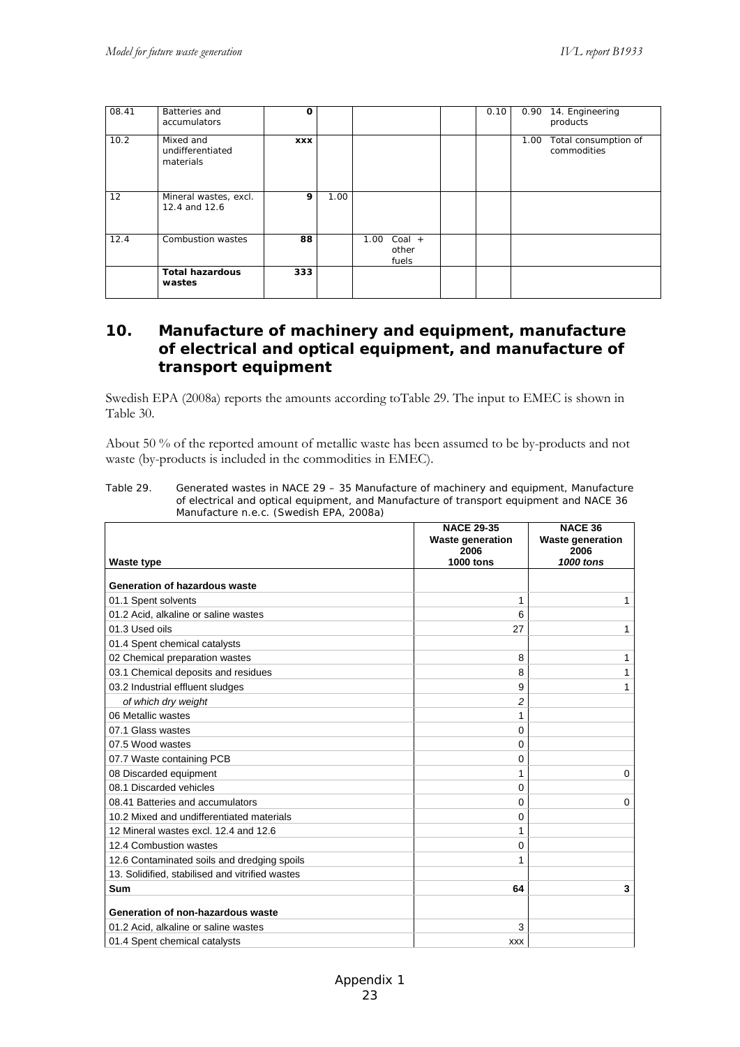| | | | | | | | |
|---|---|---|---|---|---|---|---|
| 08.41 | Batteries and accumulators | **0** | | | | 0.10 | 0.90 14. Engineering products |
| 10.2 | Mixed and undifferentiated materials | **xxx** | | | | | 1.00 Total consumption of commodities |
| 12 | Mineral wastes, excl. 12.4 and 12.6 | **9** | 1.00 | | | | |
| 12.4 | Combustion wastes | **88** | | 1.00 Coal + other fuels | | | |
| | **Total hazardous wastes** | **333** | | | | | |

## 10. Manufacture of machinery and equipment, manufacture of electrical and optical equipment, and manufacture of transport equipment

Swedish EPA (2008a) reports the amounts according toTable 29. The input to EMEC is shown in Table 30.

About 50 % of the reported amount of metallic waste has been assumed to be by-products and not waste (by-products is included in the commodities in EMEC).

Table 29. Generated wastes in NACE 29 – 35 Manufacture of machinery and equipment, Manufacture of electrical and optical equipment, and Manufacture of transport equipment and NACE 36 Manufacture n.e.c. (Swedish EPA, 2008a)

| Waste type | NACE 29-35 Waste generation 2006 1000 tons | NACE 36 Waste generation 2006 *1000 tons* |
|---|---|---|
| **Generation of hazardous waste** | | |
| 01.1 Spent solvents | 1 | 1 |
| 01.2 Acid, alkaline or saline wastes | 6 | |
| 01.3 Used oils | 27 | 1 |
| 01.4 Spent chemical catalysts | | |
| 02 Chemical preparation wastes | 8 | 1 |
| 03.1 Chemical deposits and residues | 8 | 1 |
| 03.2 Industrial effluent sludges | 9 | 1 |
| *of which dry weight* | *2* | |
| 06 Metallic wastes | 1 | |
| 07.1 Glass wastes | 0 | |
| 07.5 Wood wastes | 0 | |
| 07.7 Waste containing PCB | 0 | |
| 08 Discarded equipment | 1 | 0 |
| 08.1 Discarded vehicles | 0 | |
| 08.41 Batteries and accumulators | 0 | 0 |
| 10.2 Mixed and undifferentiated materials | 0 | |
| 12 Mineral wastes excl. 12.4 and 12.6 | 1 | |
| 12.4 Combustion wastes | 0 | |
| 12.6 Contaminated soils and dredging spoils | 1 | |
| 13. Solidified, stabilised and vitrified wastes | | |
| **Sum** | **64** | **3** |
| **Generation of non-hazardous waste** | | |
| 01.2 Acid, alkaline or saline wastes | 3 | |
| 01.4 Spent chemical catalysts | xxx | |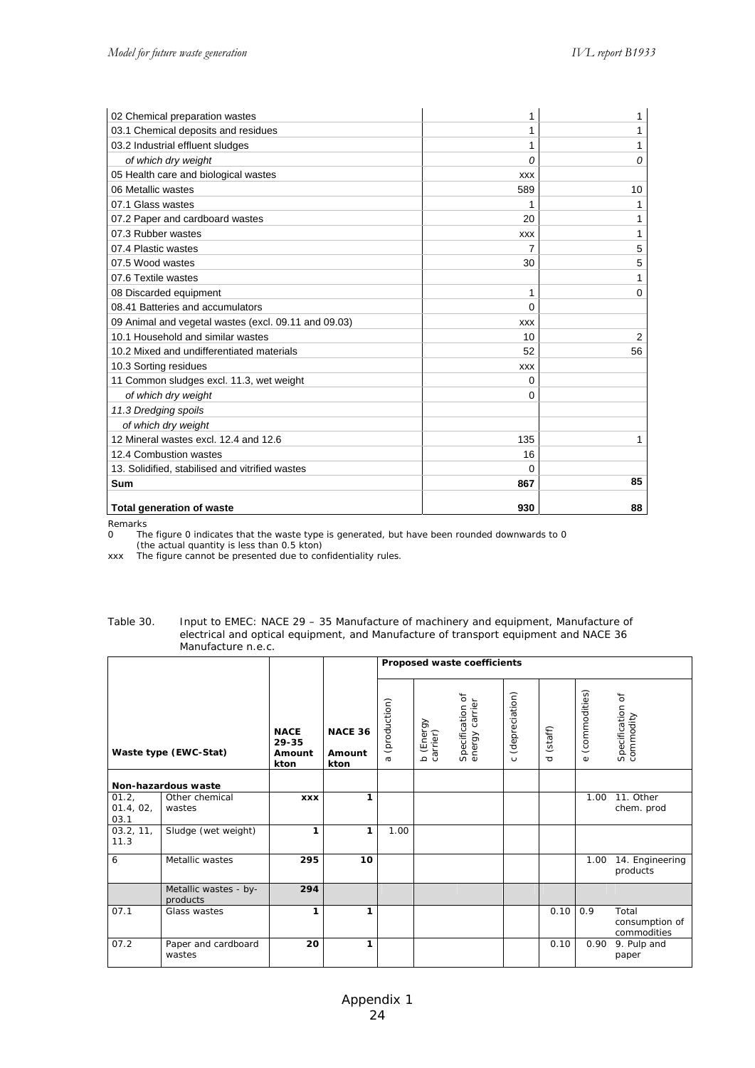| | | |
|---|---|---|
| 02 Chemical preparation wastes | 1 | 1 |
| 03.1 Chemical deposits and residues | 1 | 1 |
| 03.2 Industrial effluent sludges | 1 | 1 |
| *of which dry weight* | *0* | *0* |
| 05 Health care and biological wastes | xxx | |
| 06 Metallic wastes | 589 | 10 |
| 07.1 Glass wastes | 1 | 1 |
| 07.2 Paper and cardboard wastes | 20 | 1 |
| 07.3 Rubber wastes | xxx | 1 |
| 07.4 Plastic wastes | 7 | 5 |
| 07.5 Wood wastes | 30 | 5 |
| 07.6 Textile wastes | | 1 |
| 08 Discarded equipment | 1 | 0 |
| 08.41 Batteries and accumulators | 0 | |
| 09 Animal and vegetal wastes (excl. 09.11 and 09.03) | xxx | |
| 10.1 Household and similar wastes | 10 | 2 |
| 10.2 Mixed and undifferentiated materials | 52 | 56 |
| 10.3 Sorting residues | xxx | |
| 11 Common sludges excl. 11.3, wet weight | 0 | |
| *of which dry weight* | 0 | |
| *11.3 Dredging spoils* | | |
| *of which dry weight* | | |
| 12 Mineral wastes excl. 12.4 and 12.6 | 135 | 1 |
| 12.4 Combustion wastes | 16 | |
| 13. Solidified, stabilised and vitrified wastes | 0 | |
| **Sum** | **867** | **85** |
| **Total generation of waste** | **930** | **88** |

Remarks
0 The figure 0 indicates that the waste type is generated, but have been rounded downwards to 0 (the actual quantity is less than 0.5 kton)
xxx The figure cannot be presented due to confidentiality rules.

Table 30. Input to EMEC: NACE 29 – 35 Manufacture of machinery and equipment, Manufacture of electrical and optical equipment, and Manufacture of transport equipment and NACE 36 Manufacture n.e.c.

| Waste type (EWC-Stat) | | NACE 29-35 Amount kton | NACE 36 Amount kton | Proposed waste coefficients | | | | | | |
|---|---|---|---|---|---|---|---|---|---|---|
| | | | | a (production) | b (Energy carrier) | Specification of energy carrier | c (depreciation) | d (staff) | e (commodities) | Specification of commodity |
| **Non-hazardous waste** | | | | | | | | | | |
| 01.2, 01.4, 02, 03.1 | Other chemical wastes | **xxx** | **1** | | | | | | 1.00 | 11. Other chem. prod |
| 03.2, 11, 11.3 | Sludge (wet weight) | **1** | **1** | 1.00 | | | | | | |
| 6 | Metallic wastes | **295** | **10** | | | | | | 1.00 | 14. Engineering products |
| | Metallic wastes - by-products | **294** | | | | | | | | |
| 07.1 | Glass wastes | **1** | **1** | | | | | 0.10 | 0.9 | Total consumption of commodities |
| 07.2 | Paper and cardboard wastes | **20** | **1** | | | | | 0.10 | 0.90 | 9. Pulp and paper |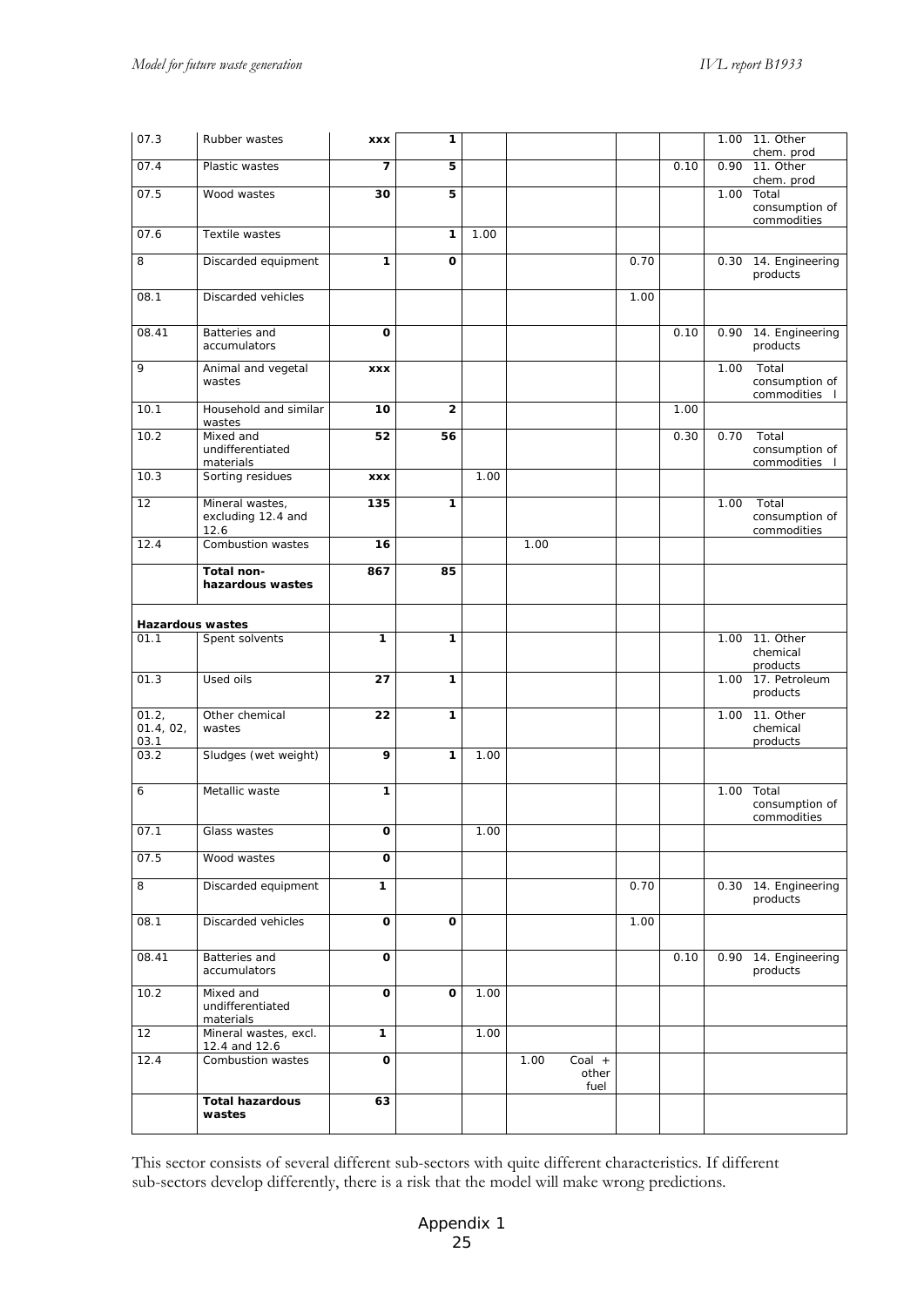| 07.3 | Rubber wastes | **xxx** | **1** | | | | | | 1.00 | 11. Other chem. prod |
|---|---|---|---|---|---|---|---|---|---|---|
| 07.4 | Plastic wastes | **7** | **5** | | | | | 0.10 | 0.90 | 11. Other chem. prod |
| 07.5 | Wood wastes | **30** | **5** | | | | | | 1.00 | Total consumption of commodities |
| 07.6 | Textile wastes | | **1** | 1.00 | | | | | | |
| 8 | Discarded equipment | **1** | **0** | | | | 0.70 | | 0.30 | 14. Engineering products |
| 08.1 | Discarded vehicles | | | | | | 1.00 | | | |
| 08.41 | Batteries and accumulators | **0** | | | | | | 0.10 | 0.90 | 14. Engineering products |
| 9 | Animal and vegetal wastes | **xxx** | | | | | | | 1.00 | Total consumption of commodities l |
| 10.1 | Household and similar wastes | **10** | **2** | | | | | 1.00 | | |
| 10.2 | Mixed and undifferentiated materials | **52** | **56** | | | | | 0.30 | 0.70 | Total consumption of commodities l |
| 10.3 | Sorting residues | **xxx** | | 1.00 | | | | | | |
| 12 | Mineral wastes, excluding 12.4 and 12.6 | **135** | **1** | | | | | | 1.00 | Total consumption of commodities |
| 12.4 | Combustion wastes | **16** | | | 1.00 | | | | | |
| | **Total non-hazardous wastes** | **867** | **85** | | | | | | | |
| | | | | | | | | | | |
| **Hazardous wastes** | | | | | | | | | | |
| 01.1 | Spent solvents | **1** | **1** | | | | | | 1.00 | 11. Other chemical products |
| 01.3 | Used oils | **27** | **1** | | | | | | 1.00 | 17. Petroleum products |
| 01.2, 01.4, 02, 03.1 | Other chemical wastes | **22** | **1** | | | | | | 1.00 | 11. Other chemical products |
| 03.2 | Sludges (wet weight) | **9** | **1** | 1.00 | | | | | | |
| 6 | Metallic waste | **1** | | | | | | | 1.00 | Total consumption of commodities |
| 07.1 | Glass wastes | **0** | | 1.00 | | | | | | |
| 07.5 | Wood wastes | **0** | | | | | | | | |
| 8 | Discarded equipment | **1** | | | | | 0.70 | | 0.30 | 14. Engineering products |
| 08.1 | Discarded vehicles | **0** | **0** | | | | 1.00 | | | |
| 08.41 | Batteries and accumulators | **0** | | | | | | 0.10 | 0.90 | 14. Engineering products |
| 10.2 | Mixed and undifferentiated materials | **0** | **0** | 1.00 | | | | | | |
| 12 | Mineral wastes, excl. 12.4 and 12.6 | **1** | | 1.00 | | | | | | |
| 12.4 | Combustion wastes | **0** | | | 1.00 | Coal + other fuel | | | | |
| | **Total hazardous wastes** | **63** | | | | | | | | |

This sector consists of several different sub-sectors with quite different characteristics. If different sub-sectors develop differently, there is a risk that the model will make wrong predictions.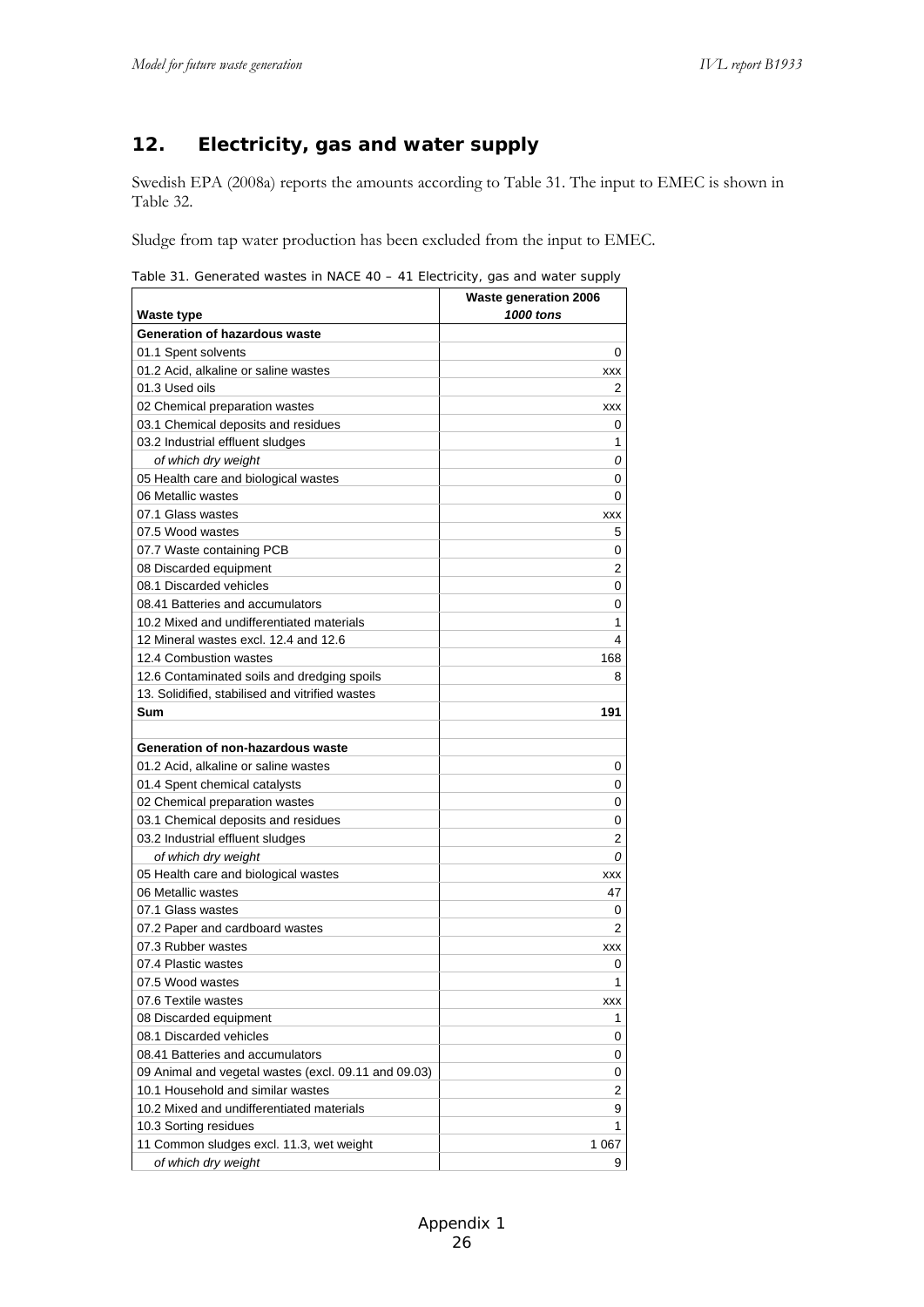## 12. Electricity, gas and water supply

Swedish EPA (2008a) reports the amounts according to Table 31. The input to EMEC is shown in Table 32.

Sludge from tap water production has been excluded from the input to EMEC.

Table 31. Generated wastes in NACE 40 – 41 Electricity, gas and water supply

| Waste type | Waste generation 2006<br>*1000 tons* |
|---|---|
| **Generation of hazardous waste** | |
| 01.1 Spent solvents | 0 |
| 01.2 Acid, alkaline or saline wastes | xxx |
| 01.3 Used oils | 2 |
| 02 Chemical preparation wastes | xxx |
| 03.1 Chemical deposits and residues | 0 |
| 03.2 Industrial effluent sludges | 1 |
| *of which dry weight* | *0* |
| 05 Health care and biological wastes | 0 |
| 06 Metallic wastes | 0 |
| 07.1 Glass wastes | xxx |
| 07.5 Wood wastes | 5 |
| 07.7 Waste containing PCB | 0 |
| 08 Discarded equipment | 2 |
| 08.1 Discarded vehicles | 0 |
| 08.41 Batteries and accumulators | 0 |
| 10.2 Mixed and undifferentiated materials | 1 |
| 12 Mineral wastes excl. 12.4 and 12.6 | 4 |
| 12.4 Combustion wastes | 168 |
| 12.6 Contaminated soils and dredging spoils | 8 |
| 13. Solidified, stabilised and vitrified wastes | |
| **Sum** | **191** |
| | |
| **Generation of non-hazardous waste** | |
| 01.2 Acid, alkaline or saline wastes | 0 |
| 01.4 Spent chemical catalysts | 0 |
| 02 Chemical preparation wastes | 0 |
| 03.1 Chemical deposits and residues | 0 |
| 03.2 Industrial effluent sludges | 2 |
| *of which dry weight* | *0* |
| 05 Health care and biological wastes | xxx |
| 06 Metallic wastes | 47 |
| 07.1 Glass wastes | 0 |
| 07.2 Paper and cardboard wastes | 2 |
| 07.3 Rubber wastes | xxx |
| 07.4 Plastic wastes | 0 |
| 07.5 Wood wastes | 1 |
| 07.6 Textile wastes | xxx |
| 08 Discarded equipment | 1 |
| 08.1 Discarded vehicles | 0 |
| 08.41 Batteries and accumulators | 0 |
| 09 Animal and vegetal wastes (excl. 09.11 and 09.03) | 0 |
| 10.1 Household and similar wastes | 2 |
| 10.2 Mixed and undifferentiated materials | 9 |
| 10.3 Sorting residues | 1 |
| 11 Common sludges excl. 11.3, wet weight | 1 067 |
| *of which dry weight* | 9 |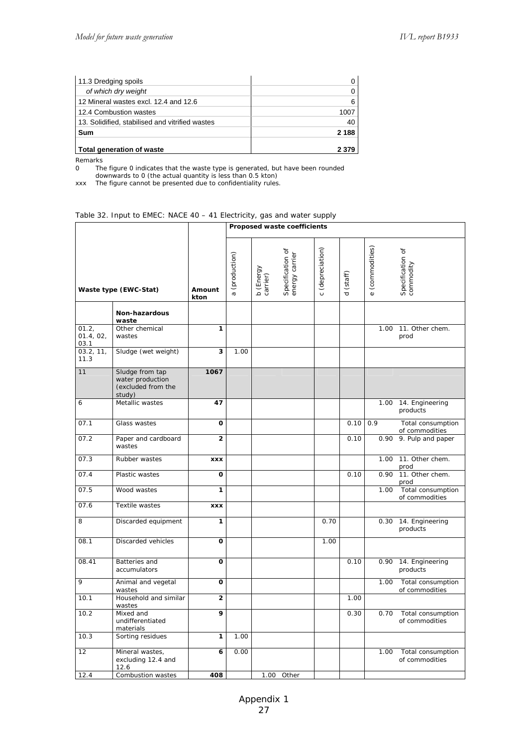| | |
|---|---|
| 11.3 Dredging spoils | 0 |
| *of which dry weight* | 0 |
| 12 Mineral wastes excl. 12.4 and 12.6 | 6 |
| 12.4 Combustion wastes | 1007 |
| 13. Solidified, stabilised and vitrified wastes | 40 |
| **Sum** | **2 188** |
| **Total generation of waste** | **2 379** |

Remarks

0 The figure 0 indicates that the waste type is generated, but have been rounded downwards to 0 (the actual quantity is less than 0.5 kton)

xxx The figure cannot be presented due to confidentiality rules.

Table 32. Input to EMEC: NACE 40 – 41 Electricity, gas and water supply

| Waste type (EWC-Stat) | | Amount kton | **Proposed waste coefficients** | | | | | | |
|---|---|---|---|---|---|---|---|---|---|
| | | | a (production) | b (Energy carrier) | Specification of energy carrier | c (depreciation) | d (staff) | e (commodities) | Specification of commodity |
| | **Non-hazardous waste** | | | | | | | | |
| 01.2, 01.4, 02, 03.1 | Other chemical wastes | **1** | | | | | | 1.00 | 11. Other chem. prod |
| 03.2, 11, 11.3 | Sludge (wet weight) | **3** | 1.00 | | | | | | |
| 11 | Sludge from tap water production (excluded from the study) | **1067** | | | | | | | |
| 6 | Metallic wastes | **47** | | | | | | 1.00 | 14. Engineering products |
| 07.1 | Glass wastes | **0** | | | | | 0.10 | 0.9 | Total consumption of commodities |
| 07.2 | Paper and cardboard wastes | **2** | | | | | 0.10 | 0.90 | 9. Pulp and paper |
| 07.3 | Rubber wastes | **xxx** | | | | | | 1.00 | 11. Other chem. prod |
| 07.4 | Plastic wastes | **0** | | | | | 0.10 | 0.90 | 11. Other chem. prod |
| 07.5 | Wood wastes | **1** | | | | | | 1.00 | Total consumption of commodities |
| 07.6 | Textile wastes | **xxx** | | | | | | | |
| 8 | Discarded equipment | **1** | | | | 0.70 | | 0.30 | 14. Engineering products |
| 08.1 | Discarded vehicles | **0** | | | | 1.00 | | | |
| 08.41 | Batteries and accumulators | **0** | | | | | 0.10 | 0.90 | 14. Engineering products |
| 9 | Animal and vegetal wastes | **0** | | | | | | 1.00 | Total consumption of commodities |
| 10.1 | Household and similar wastes | **2** | | | | | 1.00 | | |
| 10.2 | Mixed and undifferentiated materials | **9** | | | | | 0.30 | 0.70 | Total consumption of commodities |
| 10.3 | Sorting residues | **1** | 1.00 | | | | | | |
| 12 | Mineral wastes, excluding 12.4 and 12.6 | **6** | 0.00 | | | | | 1.00 | Total consumption of commodities |
| 12.4 | Combustion wastes | **408** | | 1.00 | Other | | | | |

Appendix 1
27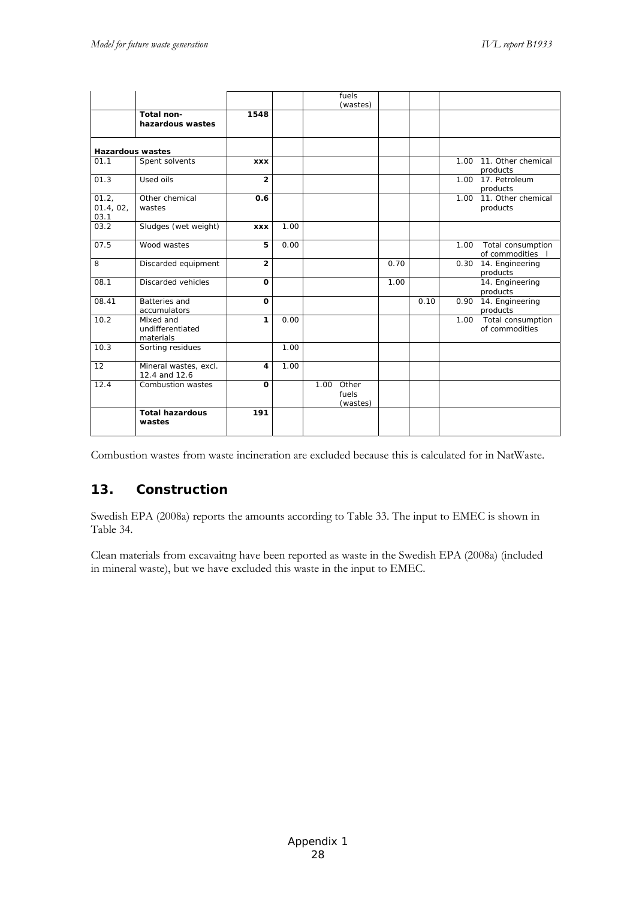|  |  |  |  | fuels (wastes) |  |  |  |
|---|---|---|---|---|---|---|---|
|  | **Total non-hazardous wastes** | **1548** |  |  |  |  |  |
| **Hazardous wastes** |  |  |  |  |  |  |  |
| 01.1 | Spent solvents | **xxx** |  |  |  |  | 1.00 11. Other chemical products |
| 01.3 | Used oils | **2** |  |  |  |  | 1.00 17. Petroleum products |
| 01.2, 01.4, 02, 03.1 | Other chemical wastes | **0.6** |  |  |  |  | 1.00 11. Other chemical products |
| 03.2 | Sludges (wet weight) | **xxx** | 1.00 |  |  |  |  |
| 07.5 | Wood wastes | **5** | 0.00 |  |  |  | 1.00 Total consumption of commodities I |
| 8 | Discarded equipment | **2** |  |  | 0.70 |  | 0.30 14. Engineering products |
| 08.1 | Discarded vehicles | **0** |  |  | 1.00 |  | 14. Engineering products |
| 08.41 | Batteries and accumulators | **0** |  |  |  | 0.10 | 0.90 14. Engineering products |
| 10.2 | Mixed and undifferentiated materials | **1** | 0.00 |  |  |  | 1.00 Total consumption of commodities |
| 10.3 | Sorting residues |  | 1.00 |  |  |  |  |
| 12 | Mineral wastes, excl. 12.4 and 12.6 | **4** | 1.00 |  |  |  |  |
| 12.4 | Combustion wastes | **0** |  | 1.00 Other fuels (wastes) |  |  |  |
|  | **Total hazardous wastes** | **191** |  |  |  |  |  |

Combustion wastes from waste incineration are excluded because this is calculated for in NatWaste.

## 13. Construction

Swedish EPA (2008a) reports the amounts according to Table 33. The input to EMEC is shown in Table 34.

Clean materials from excavaitng have been reported as waste in the Swedish EPA (2008a) (included in mineral waste), but we have excluded this waste in the input to EMEC.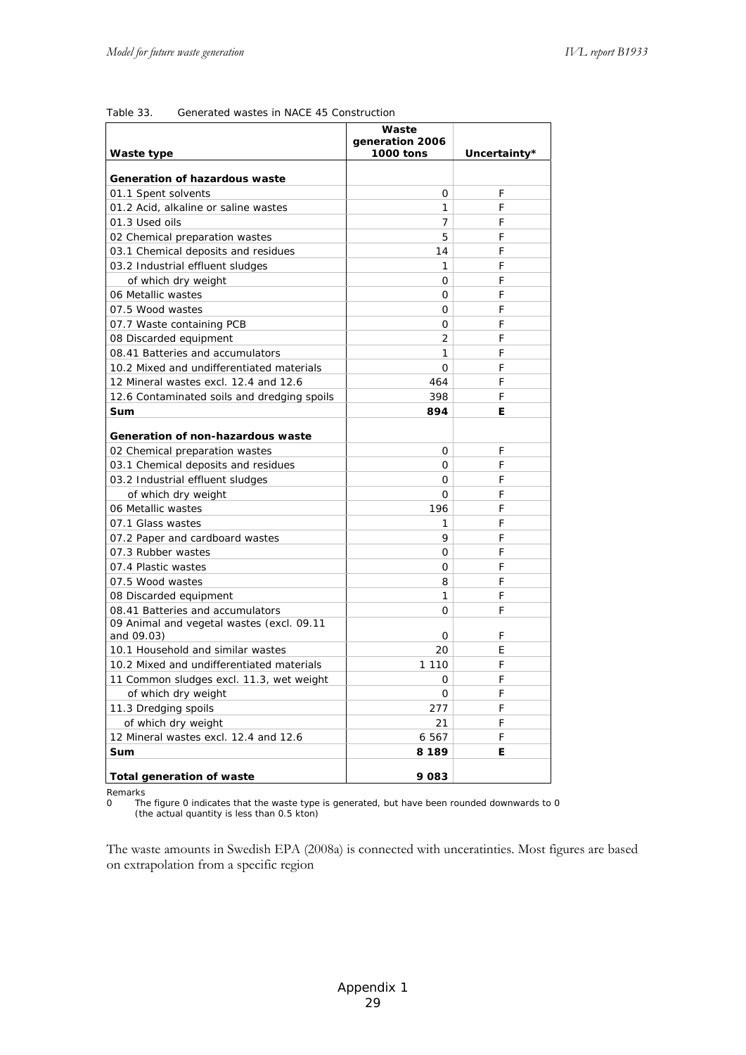Table 33. Generated wastes in NACE 45 Construction

| Waste type | Waste generation 2006 1000 tons | Uncertainty* |
|---|---|---|
| **Generation of hazardous waste** | | |
| 01.1 Spent solvents | 0 | F |
| 01.2 Acid, alkaline or saline wastes | 1 | F |
| 01.3 Used oils | 7 | F |
| 02 Chemical preparation wastes | 5 | F |
| 03.1 Chemical deposits and residues | 14 | F |
| 03.2 Industrial effluent sludges | 1 | F |
| of which dry weight | 0 | F |
| 06 Metallic wastes | 0 | F |
| 07.5 Wood wastes | 0 | F |
| 07.7 Waste containing PCB | 0 | F |
| 08 Discarded equipment | 2 | F |
| 08.41 Batteries and accumulators | 1 | F |
| 10.2 Mixed and undifferentiated materials | 0 | F |
| 12 Mineral wastes excl. 12.4 and 12.6 | 464 | F |
| 12.6 Contaminated soils and dredging spoils | 398 | F |
| **Sum** | **894** | **E** |
| **Generation of non-hazardous waste** | | |
| 02 Chemical preparation wastes | 0 | F |
| 03.1 Chemical deposits and residues | 0 | F |
| 03.2 Industrial effluent sludges | 0 | F |
| of which dry weight | 0 | F |
| 06 Metallic wastes | 196 | F |
| 07.1 Glass wastes | 1 | F |
| 07.2 Paper and cardboard wastes | 9 | F |
| 07.3 Rubber wastes | 0 | F |
| 07.4 Plastic wastes | 0 | F |
| 07.5 Wood wastes | 8 | F |
| 08 Discarded equipment | 1 | F |
| 08.41 Batteries and accumulators | 0 | F |
| 09 Animal and vegetal wastes (excl. 09.11 and 09.03) | 0 | F |
| 10.1 Household and similar wastes | 20 | E |
| 10.2 Mixed and undifferentiated materials | 1 110 | F |
| 11 Common sludges excl. 11.3, wet weight | 0 | F |
| of which dry weight | 0 | F |
| 11.3 Dredging spoils | 277 | F |
| of which dry weight | 21 | F |
| 12 Mineral wastes excl. 12.4 and 12.6 | 6 567 | F |
| **Sum** | **8 189** | **E** |
| **Total generation of waste** | **9 083** | |

Remarks

0 The figure 0 indicates that the waste type is generated, but have been rounded downwards to 0 (the actual quantity is less than 0.5 kton)

The waste amounts in Swedish EPA (2008a) is connected with unceratinties. Most figures are based on extrapolation from a specific region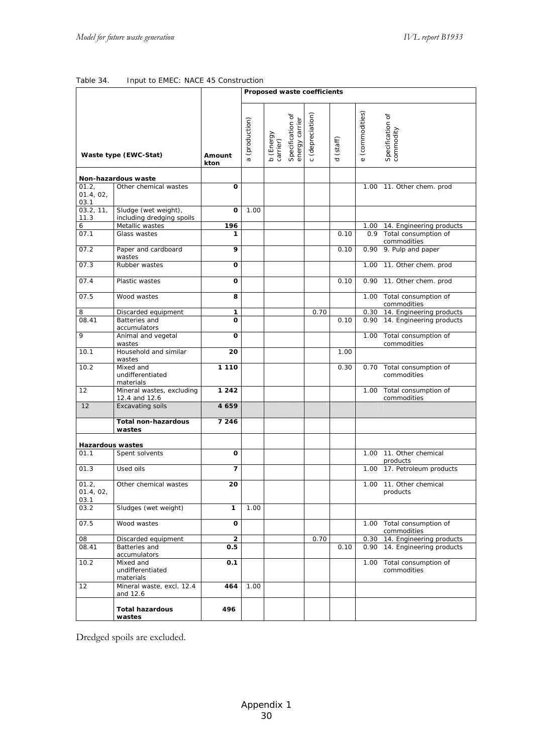Table 34. Input to EMEC: NACE 45 Construction

| Waste type (EWC-Stat) | | Amount kton | Proposed waste coefficients | | | | | | |
|---|---|---|---|---|---|---|---|---|---|
| | | | a (production) | b (Energy carrier) | Specification of energy carrier | c (depreciation) | d (staff) | e (commodities) | Specification of commodity |
| **Non-hazardous waste** | | | | | | | | | |
| 01.2, 01.4, 02, 03.1 | Other chemical wastes | **0** | | | | | | 1.00 | 11. Other chem. prod |
| 03.2, 11, 11.3 | Sludge (wet weight), including dredging spoils | **0** | 1.00 | | | | | | |
| 6 | Metallic wastes | **196** | | | | | | 1.00 | 14. Engineering products |
| 07.1 | Glass wastes | **1** | | | | | 0.10 | 0.9 | Total consumption of commodities |
| 07.2 | Paper and cardboard wastes | **9** | | | | | 0.10 | 0.90 | 9. Pulp and paper |
| 07.3 | Rubber wastes | **0** | | | | | | 1.00 | 11. Other chem. prod |
| 07.4 | Plastic wastes | **0** | | | | | 0.10 | 0.90 | 11. Other chem. prod |
| 07.5 | Wood wastes | **8** | | | | | | 1.00 | Total consumption of commodities |
| 8 | Discarded equipment | **1** | | | | 0.70 | | 0.30 | 14. Engineering products |
| 08.41 | Batteries and accumulators | **0** | | | | | 0.10 | 0.90 | 14. Engineering products |
| 9 | Animal and vegetal wastes | **0** | | | | | | 1.00 | Total consumption of commodities |
| 10.1 | Household and similar wastes | **20** | | | | | 1.00 | | |
| 10.2 | Mixed and undifferentiated materials | **1 110** | | | | | 0.30 | 0.70 | Total consumption of commodities |
| 12 | Mineral wastes, excluding 12.4 and 12.6 | **1 242** | | | | | | 1.00 | Total consumption of commodities |
| 12 | Excavating soils | **4 659** | | | | | | | |
| | **Total non-hazardous wastes** | **7 246** | | | | | | | |
| **Hazardous wastes** | | | | | | | | | |
| 01.1 | Spent solvents | **0** | | | | | | 1.00 | 11. Other chemical products |
| 01.3 | Used oils | **7** | | | | | | 1.00 | 17. Petroleum products |
| 01.2, 01.4, 02, 03.1 | Other chemical wastes | **20** | | | | | | 1.00 | 11. Other chemical products |
| 03.2 | Sludges (wet weight) | **1** | 1.00 | | | | | | |
| 07.5 | Wood wastes | **0** | | | | | | 1.00 | Total consumption of commodities |
| 08 | Discarded equipment | **2** | | | | 0.70 | | 0.30 | 14. Engineering products |
| 08.41 | Batteries and accumulators | **0.5** | | | | | 0.10 | 0.90 | 14. Engineering products |
| 10.2 | Mixed and undifferentiated materials | **0.1** | | | | | | 1.00 | Total consumption of commodities |
| 12 | Mineral waste, excl. 12.4 and 12.6 | **464** | 1.00 | | | | | | |
| | **Total hazardous wastes** | **496** | | | | | | | |

Dredged spoils are excluded.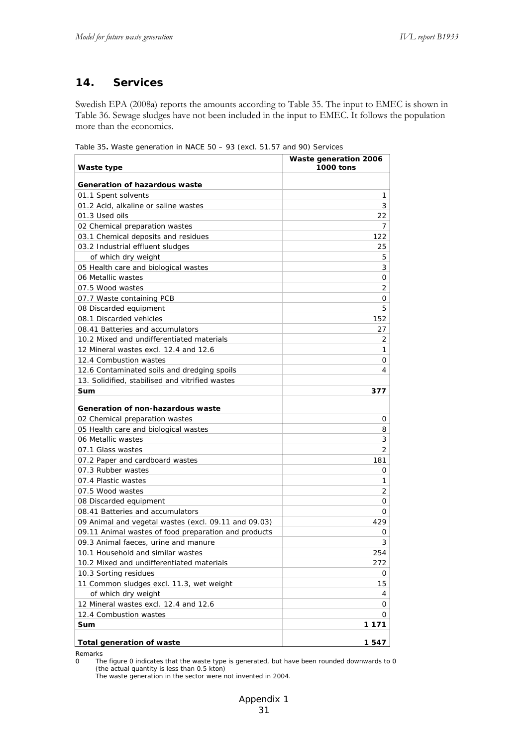## 14. Services

Swedish EPA (2008a) reports the amounts according to Table 35. The input to EMEC is shown in Table 36. Sewage sludges have not been included in the input to EMEC. It follows the population more than the economics.

Table 35**.** Waste generation in NACE 50 – 93 (excl. 51.57 and 90) Services

| Waste type | Waste generation 2006 1000 tons |
|---|---|
| **Generation of hazardous waste** | |
| 01.1 Spent solvents | 1 |
| 01.2 Acid, alkaline or saline wastes | 3 |
| 01.3 Used oils | 22 |
| 02 Chemical preparation wastes | 7 |
| 03.1 Chemical deposits and residues | 122 |
| 03.2 Industrial effluent sludges | 25 |
| of which dry weight | 5 |
| 05 Health care and biological wastes | 3 |
| 06 Metallic wastes | 0 |
| 07.5 Wood wastes | 2 |
| 07.7 Waste containing PCB | 0 |
| 08 Discarded equipment | 5 |
| 08.1 Discarded vehicles | 152 |
| 08.41 Batteries and accumulators | 27 |
| 10.2 Mixed and undifferentiated materials | 2 |
| 12 Mineral wastes excl. 12.4 and 12.6 | 1 |
| 12.4 Combustion wastes | 0 |
| 12.6 Contaminated soils and dredging spoils | 4 |
| 13. Solidified, stabilised and vitrified wastes | |
| **Sum** | **377** |
| **Generation of non-hazardous waste** | |
| 02 Chemical preparation wastes | 0 |
| 05 Health care and biological wastes | 8 |
| 06 Metallic wastes | 3 |
| 07.1 Glass wastes | 2 |
| 07.2 Paper and cardboard wastes | 181 |
| 07.3 Rubber wastes | 0 |
| 07.4 Plastic wastes | 1 |
| 07.5 Wood wastes | 2 |
| 08 Discarded equipment | 0 |
| 08.41 Batteries and accumulators | 0 |
| 09 Animal and vegetal wastes (excl. 09.11 and 09.03) | 429 |
| 09.11 Animal wastes of food preparation and products | 0 |
| 09.3 Animal faeces, urine and manure | 3 |
| 10.1 Household and similar wastes | 254 |
| 10.2 Mixed and undifferentiated materials | 272 |
| 10.3 Sorting residues | 0 |
| 11 Common sludges excl. 11.3, wet weight | 15 |
| of which dry weight | 4 |
| 12 Mineral wastes excl. 12.4 and 12.6 | 0 |
| 12.4 Combustion wastes | 0 |
| **Sum** | **1 171** |
| **Total generation of waste** | **1 547** |

Remarks

0 The figure 0 indicates that the waste type is generated, but have been rounded downwards to 0 (the actual quantity is less than 0.5 kton)

The waste generation in the sector were not invented in 2004.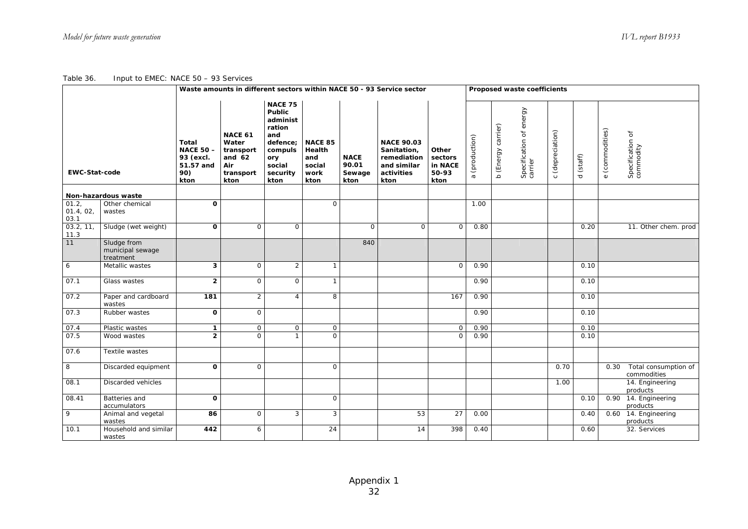Table 36. Input to EMEC: NACE 50 – 93 Services

| EWC-Stat-code | | Waste amounts in different sectors within NACE 50 - 93 Service sector | | | | | | | Proposed waste coefficients | | | | | | |
|---|---|---|---|---|---|---|---|---|---|---|---|---|---|---|---|
| | | **Total NACE 50 – 93 (excl. 51.57 and 90) kton** | **NACE 61 Water transport and 62 Air transport kton** | **NACE 75 Public administration and defence; compulsory social security kton** | **NACE 85 Health and social work kton** | **NACE 90.01 Sewage kton** | **NACE 90.03 Sanitation, remediation and similar activities kton** | **Other sectors in NACE 50-93 kton** | a (production) | b (Energy carrier) | Specification of energy carrier | c (depreciation) | d (staff) | e (commodities) | Specification of commodity |
| **Non-hazardous waste** | | | | | | | | | | | | | | | |
| 01.2, 01.4, 02, 03.1 | Other chemical wastes | **0** | | | 0 | | | | 1.00 | | | | | | |
| 03.2, 11, 11.3 | Sludge (wet weight) | **0** | 0 | 0 | | 0 | 0 | 0 | 0.80 | | | | 0.20 | | 11. Other chem. prod |
| 11 | Sludge from municipal sewage treatment | | | | | 840 | | | | | | | | | |
| 6 | Metallic wastes | **3** | 0 | 2 | 1 | | | 0 | 0.90 | | | | 0.10 | | |
| 07.1 | Glass wastes | **2** | 0 | 0 | 1 | | | | 0.90 | | | | 0.10 | | |
| 07.2 | Paper and cardboard wastes | **181** | 2 | 4 | 8 | | | 167 | 0.90 | | | | 0.10 | | |
| 07.3 | Rubber wastes | **0** | 0 | | | | | | 0.90 | | | | 0.10 | | |
| 07.4 | Plastic wastes | **1** | 0 | 0 | 0 | | | 0 | 0.90 | | | | 0.10 | | |
| 07.5 | Wood wastes | **2** | 0 | 1 | 0 | | | 0 | 0.90 | | | | 0.10 | | |
| 07.6 | Textile wastes | | | | | | | | | | | | | | |
| 8 | Discarded equipment | **0** | 0 | | 0 | | | | | | | 0.70 | | 0.30 | Total consumption of commodities |
| 08.1 | Discarded vehicles | | | | | | | | | | | 1.00 | | | 14. Engineering products |
| 08.41 | Batteries and accumulators | **0** | | | 0 | | | | | | | | 0.10 | 0.90 | 14. Engineering products |
| 9 | Animal and vegetal wastes | **86** | 0 | 3 | 3 | | 53 | 27 | 0.00 | | | | 0.40 | 0.60 | 14. Engineering products |
| 10.1 | Household and similar wastes | **442** | 6 | | 24 | | 14 | 398 | 0.40 | | | | 0.60 | | 32. Services |

Appendix 1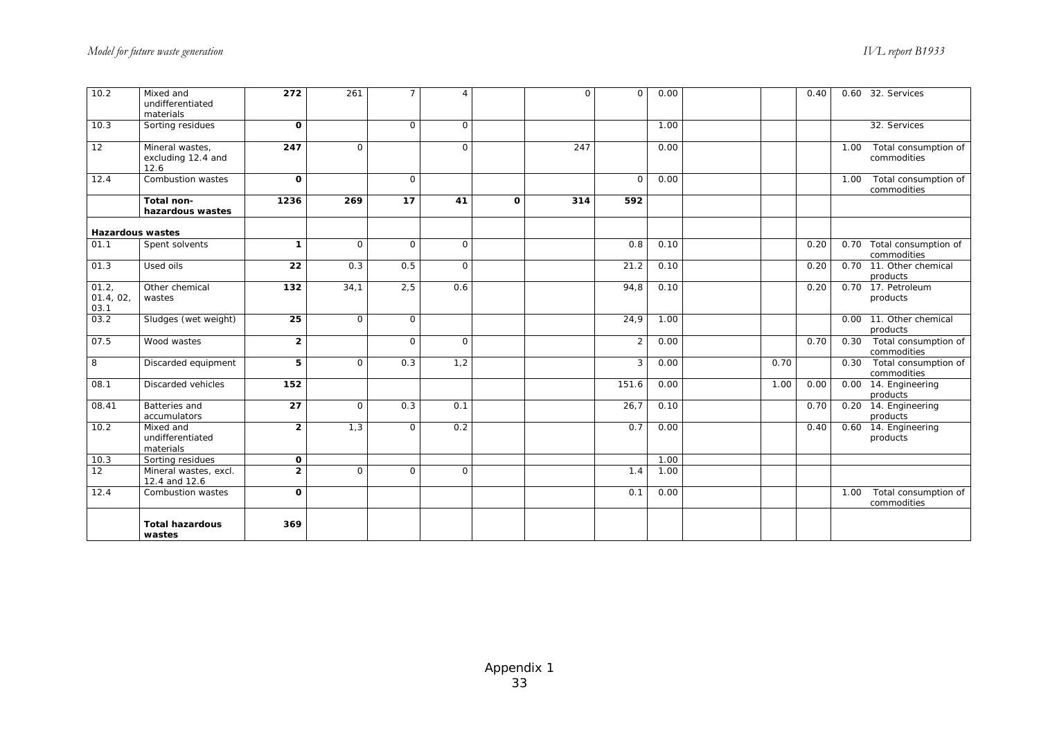| | | | | | | | | | | | | | |
|---|---|---|---|---|---|---|---|---|---|---|---|---|---|
| 10.2 | Mixed and undifferentiated materials | **272** | 261 | 7 | 4 | | 0 | 0 | 0.00 | | | 0.40 | 0.60 32. Services |
| 10.3 | Sorting residues | **0** | | 0 | 0 | | | | 1.00 | | | | 32. Services |
| 12 | Mineral wastes, excluding 12.4 and 12.6 | **247** | 0 | | 0 | | 247 | | 0.00 | | | | 1.00 Total consumption of commodities |
| 12.4 | Combustion wastes | **0** | | 0 | | | | 0 | 0.00 | | | | 1.00 Total consumption of commodities |
| | **Total non-hazardous wastes** | **1236** | **269** | **17** | **41** | **0** | **314** | **592** | | | | | |
| **Hazardous wastes** | | | | | | | | | | | | | |
| 01.1 | Spent solvents | **1** | 0 | 0 | 0 | | | 0.8 | 0.10 | | | 0.20 | 0.70 Total consumption of commodities |
| 01.3 | Used oils | **22** | 0.3 | 0.5 | 0 | | | 21.2 | 0.10 | | | 0.20 | 0.70 11. Other chemical products |
| 01.2, 01.4, 02, 03.1 | Other chemical wastes | **132** | 34,1 | 2,5 | 0.6 | | | 94,8 | 0.10 | | | 0.20 | 0.70 17. Petroleum products |
| 03.2 | Sludges (wet weight) | **25** | 0 | 0 | | | | 24,9 | 1.00 | | | | 0.00 11. Other chemical products |
| 07.5 | Wood wastes | **2** | | 0 | 0 | | | 2 | 0.00 | | | 0.70 | 0.30 Total consumption of commodities |
| 8 | Discarded equipment | **5** | 0 | 0.3 | 1,2 | | | 3 | 0.00 | | 0.70 | | 0.30 Total consumption of commodities |
| 08.1 | Discarded vehicles | **152** | | | | | | 151.6 | 0.00 | | 1.00 | 0.00 | 0.00 14. Engineering products |
| 08.41 | Batteries and accumulators | **27** | 0 | 0.3 | 0.1 | | | 26,7 | 0.10 | | | 0.70 | 0.20 14. Engineering products |
| 10.2 | Mixed and undifferentiated materials | **2** | 1,3 | 0 | 0.2 | | | 0.7 | 0.00 | | | 0.40 | 0.60 14. Engineering products |
| 10.3 | Sorting residues | **0** | | | | | | | 1.00 | | | | |
| 12 | Mineral wastes, excl. 12.4 and 12.6 | **2** | 0 | 0 | 0 | | | 1.4 | 1.00 | | | | |
| 12.4 | Combustion wastes | **0** | | | | | | 0.1 | 0.00 | | | | 1.00 Total consumption of commodities |
| | **Total hazardous wastes** | **369** | | | | | | | | | | | |

Appendix 1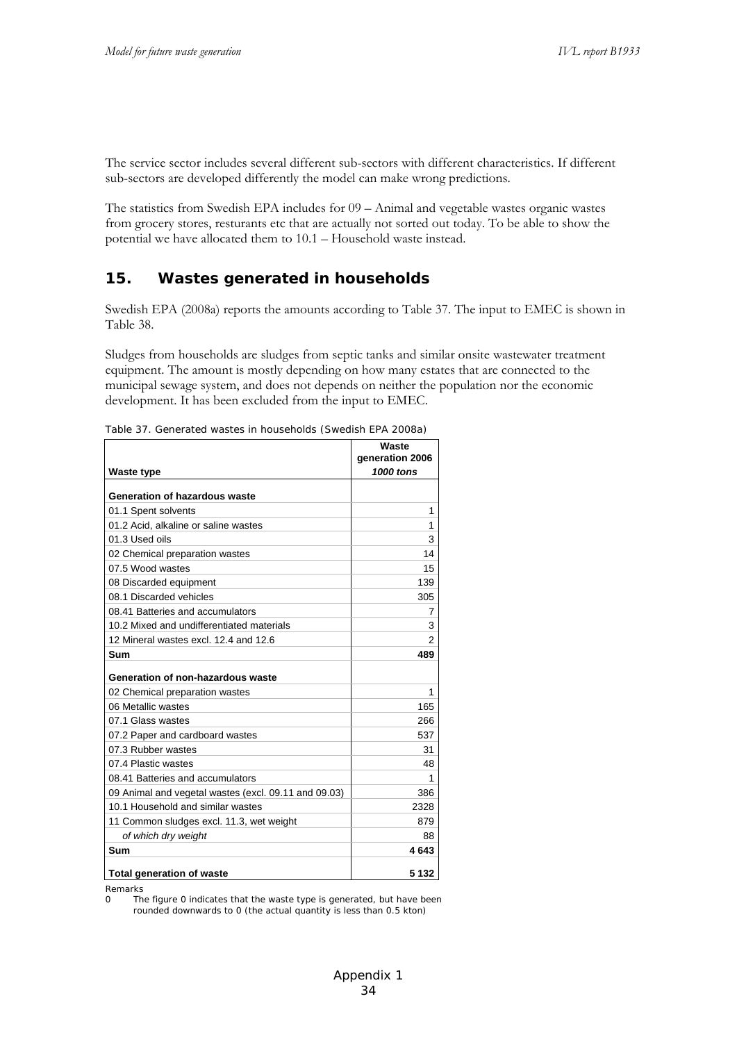The service sector includes several different sub-sectors with different characteristics. If different sub-sectors are developed differently the model can make wrong predictions.

The statistics from Swedish EPA includes for 09 – Animal and vegetable wastes organic wastes from grocery stores, resturants etc that are actually not sorted out today. To be able to show the potential we have allocated them to 10.1 – Household waste instead.

## 15. Wastes generated in households

Swedish EPA (2008a) reports the amounts according to Table 37. The input to EMEC is shown in Table 38.

Sludges from households are sludges from septic tanks and similar onsite wastewater treatment equipment. The amount is mostly depending on how many estates that are connected to the municipal sewage system, and does not depends on neither the population nor the economic development. It has been excluded from the input to EMEC.

Table 37. Generated wastes in households (Swedish EPA 2008a)

| Waste type | Waste generation 2006 *1000 tons* |
|---|---|
| **Generation of hazardous waste** | |
| 01.1 Spent solvents | 1 |
| 01.2 Acid, alkaline or saline wastes | 1 |
| 01.3 Used oils | 3 |
| 02 Chemical preparation wastes | 14 |
| 07.5 Wood wastes | 15 |
| 08 Discarded equipment | 139 |
| 08.1 Discarded vehicles | 305 |
| 08.41 Batteries and accumulators | 7 |
| 10.2 Mixed and undifferentiated materials | 3 |
| 12 Mineral wastes excl. 12.4 and 12.6 | 2 |
| **Sum** | **489** |
| **Generation of non-hazardous waste** | |
| 02 Chemical preparation wastes | 1 |
| 06 Metallic wastes | 165 |
| 07.1 Glass wastes | 266 |
| 07.2 Paper and cardboard wastes | 537 |
| 07.3 Rubber wastes | 31 |
| 07.4 Plastic wastes | 48 |
| 08.41 Batteries and accumulators | 1 |
| 09 Animal and vegetal wastes (excl. 09.11 and 09.03) | 386 |
| 10.1 Household and similar wastes | 2328 |
| 11 Common sludges excl. 11.3, wet weight | 879 |
| *of which dry weight* | 88 |
| **Sum** | **4 643** |
| **Total generation of waste** | **5 132** |

Remarks

0 The figure 0 indicates that the waste type is generated, but have been rounded downwards to 0 (the actual quantity is less than 0.5 kton)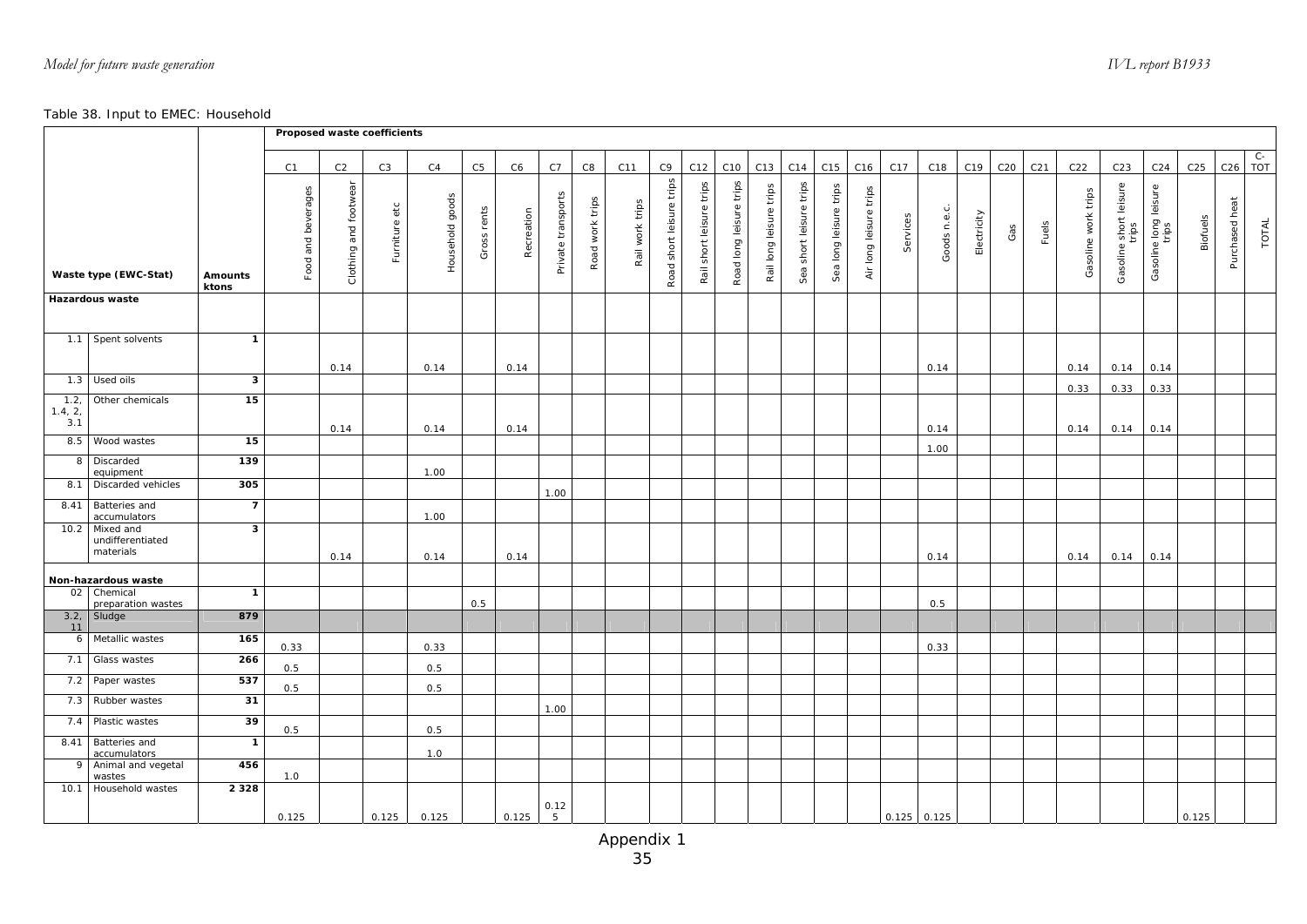Table 38. Input to EMEC: Household

| | Waste type (EWC-Stat) | Amounts ktons | Proposed waste coefficients C1 | C2 | C3 | C4 | C5 | C6 | C7 | C8 | C11 | C9 | C12 | C10 | C13 | C14 | C15 | C16 | C17 | C18 | C19 | C20 | C21 | C22 | C23 | C24 | C25 | C26 | C-TOT |
|---|---|---|---|---|---|---|---|---|---|---|---|---|---|---|---|---|---|---|---|---|---|---|---|---|---|---|---|---|---|
| | | | Food and beverages | Clothing and footwear | Furniture etc | Household goods | Gross rents | Recreation | Private transports | Road work trips | Rail work trips | Road short leisure trips | Rail short leisure trips | Road long leisure trips | Rail long leisure trips | Sea short leisure trips | Sea long leisure trips | Air long leisure trips | Services | Goods n.e.c. | Electricity | Gas | Fuels | Gasoline work trips | Gasoline short leisure trips | Gasoline long leisure trips | Biofuels | Purchased heat | TOTAL |
| **Hazardous waste** | | | | | | | | | | | | | | | | | | | | | | | | | | | | | |
| 1.1 | Spent solvents | **1** | | 0.14 | | 0.14 | | 0.14 | | | | | | | | | | | | 0.14 | | | | 0.14 | 0.14 | 0.14 | | | |
| 1.3 | Used oils | **3** | | | | | | | | | | | | | | | | | | | | | | 0.33 | 0.33 | 0.33 | | | |
| 1.2, 1.4, 2, 3.1 | Other chemicals | **15** | | 0.14 | | 0.14 | | 0.14 | | | | | | | | | | | | 0.14 | | | | 0.14 | 0.14 | 0.14 | | | |
| 8.5 | Wood wastes | **15** | | | | | | | | | | | | | | | | | | 1.00 | | | | | | | | | |
| 8 | Discarded equipment | **139** | | | | 1.00 | | | | | | | | | | | | | | | | | | | | | | | |
| 8.1 | Discarded vehicles | **305** | | | | | | | 1.00 | | | | | | | | | | | | | | | | | | | | |
| 8.41 | Batteries and accumulators | **7** | | | | 1.00 | | | | | | | | | | | | | | | | | | | | | | | |
| 10.2 | Mixed and undifferentiated materials | **3** | | 0.14 | | 0.14 | | 0.14 | | | | | | | | | | | | 0.14 | | | | 0.14 | 0.14 | 0.14 | | | |
| **Non-hazardous waste** | | | | | | | | | | | | | | | | | | | | | | | | | | | | | |
| 02 | Chemical preparation wastes | **1** | | | | | 0.5 | | | | | | | | | | | | | 0.5 | | | | | | | | | |
| 3.2, 11 | Sludge | **879** | | | | | | | | | | | | | | | | | | | | | | | | | | | |
| 6 | Metallic wastes | **165** | 0.33 | | | 0.33 | | | | | | | | | | | | | | 0.33 | | | | | | | | | |
| 7.1 | Glass wastes | **266** | 0.5 | | | 0.5 | | | | | | | | | | | | | | | | | | | | | | | |
| 7.2 | Paper wastes | **537** | 0.5 | | | 0.5 | | | | | | | | | | | | | | | | | | | | | | | |
| 7.3 | Rubber wastes | **31** | | | | | | | 1.00 | | | | | | | | | | | | | | | | | | | | |
| 7.4 | Plastic wastes | **39** | 0.5 | | | 0.5 | | | | | | | | | | | | | | | | | | | | | | | |
| 8.41 | Batteries and accumulators | **1** | | | | 1.0 | | | | | | | | | | | | | | | | | | | | | | | |
| 9 | Animal and vegetal wastes | **456** | 1.0 | | | | | | | | | | | | | | | | | | | | | | | | | | |
| 10.1 | Household wastes | **2 328** | 0.125 | | 0.125 | 0.125 | | 0.125 | 0.125 | | | | | | | | | | 0.125 | 0.125 | | | | | | | 0.125 | | |

Appendix 1